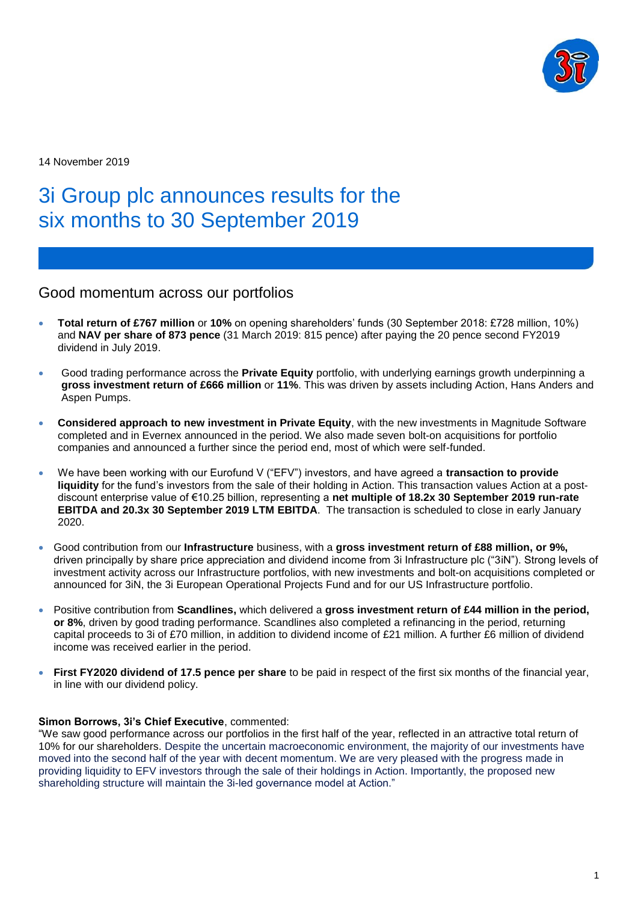14 November 2019

# 3i Group plc announces results for the six months to 30 September 2019

## Good momentum across our portfolios

- **Total return of £767 million** or **10%** on opening shareholders' funds (30 September 2018: £728 million, 10%) and **NAV per share of 873 pence** (31 March 2019: 815 pence) after paying the 20 pence second FY2019 dividend in July 2019.
- Good trading performance across the **Private Equity** portfolio, with underlying earnings growth underpinning a **gross investment return of £666 million** or **11%**. This was driven by assets including Action, Hans Anders and Aspen Pumps.
- **Considered approach to new investment in Private Equity**, with the new investments in Magnitude Software completed and in Evernex announced in the period. We also made seven bolt-on acquisitions for portfolio companies and announced a further since the period end, most of which were self-funded.
- We have been working with our Eurofund V ("EFV") investors, and have agreed a **transaction to provide liquidity** for the fund's investors from the sale of their holding in Action. This transaction values Action at a post-discount enterprise value of €10.25 billion, representing a **net multiple of 18.2x 30 September 2019 run-rate EBITDA and 20.3x 30 September 2019 LTM EBITDA**. The transaction is scheduled to close in early January 2020.
- Good contribution from our **Infrastructure** business, with a **gross investment return of £88 million, or 9%,** driven principally by share price appreciation and dividend income from 3i Infrastructure plc ("3iN"). Strong levels of investment activity across our Infrastructure portfolios, with new investments and bolt-on acquisitions completed or announced for 3iN, the 3i European Operational Projects Fund and for our US Infrastructure portfolio.
- Positive contribution from **Scandlines,** which delivered a **gross investment return of £44 million in the period, or 8%**, driven by good trading performance. Scandlines also completed a refinancing in the period, returning capital proceeds to 3i of £70 million, in addition to dividend income of £21 million. A further £6 million of dividend income was received earlier in the period.
- **First FY2020 dividend of 17.5 pence per share** to be paid in respect of the first six months of the financial year, in line with our dividend policy.

**Simon Borrows, 3i's Chief Executive**, commented:
"We saw good performance across our portfolios in the first half of the year, reflected in an attractive total return of 10% for our shareholders. Despite the uncertain macroeconomic environment, the majority of our investments have moved into the second half of the year with decent momentum. We are very pleased with the progress made in providing liquidity to EFV investors through the sale of their holdings in Action. Importantly, the proposed new shareholding structure will maintain the 3i-led governance model at Action."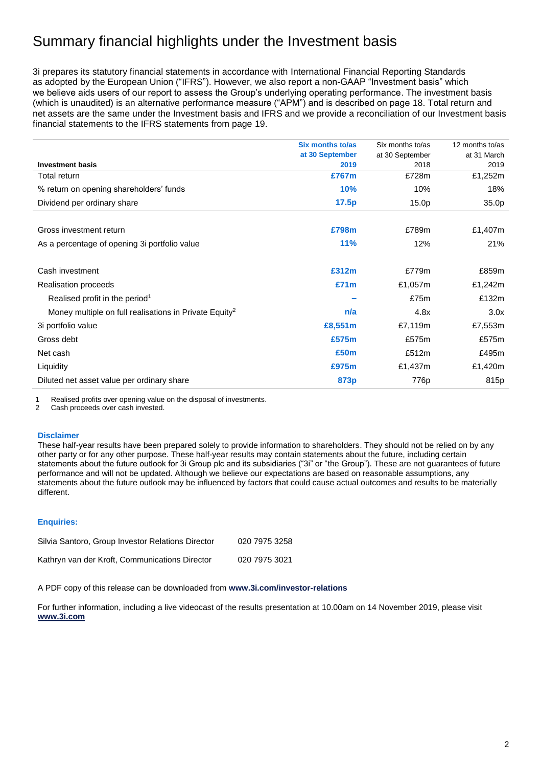# Summary financial highlights under the Investment basis

3i prepares its statutory financial statements in accordance with International Financial Reporting Standards as adopted by the European Union ("IFRS"). However, we also report a non-GAAP "Investment basis" which we believe aids users of our report to assess the Group's underlying operating performance. The investment basis (which is unaudited) is an alternative performance measure ("APM") and is described on page 18. Total return and net assets are the same under the Investment basis and IFRS and we provide a reconciliation of our Investment basis financial statements to the IFRS statements from page 19.

| Investment basis | **Six months to/as at 30 September 2019** | Six months to/as at 30 September 2018 | 12 months to/as at 31 March 2019 |
|---|---|---|---|
| Total return | **£767m** | £728m | £1,252m |
| % return on opening shareholders' funds | **10%** | 10% | 18% |
| Dividend per ordinary share | **17.5p** | 15.0p | 35.0p |
| | | | |
| Gross investment return | **£798m** | £789m | £1,407m |
| As a percentage of opening 3i portfolio value | **11%** | 12% | 21% |
| | | | |
| Cash investment | **£312m** | £779m | £859m |
| Realisation proceeds | **£71m** | £1,057m | £1,242m |
| Realised profit in the period[1] | **–** | £75m | £132m |
| Money multiple on full realisations in Private Equity[2] | **n/a** | 4.8x | 3.0x |
| 3i portfolio value | **£8,551m** | £7,119m | £7,553m |
| Gross debt | **£575m** | £575m | £575m |
| Net cash | **£50m** | £512m | £495m |
| Liquidity | **£975m** | £1,437m | £1,420m |
| Diluted net asset value per ordinary share | **873p** | 776p | 815p |

1 Realised profits over opening value on the disposal of investments.
2 Cash proceeds over cash invested.

**Disclaimer**

These half-year results have been prepared solely to provide information to shareholders. They should not be relied on by any other party or for any other purpose. These half-year results may contain statements about the future, including certain statements about the future outlook for 3i Group plc and its subsidiaries ("3i" or "the Group"). These are not guarantees of future performance and will not be updated. Although we believe our expectations are based on reasonable assumptions, any statements about the future outlook may be influenced by factors that could cause actual outcomes and results to be materially different.

**Enquiries:**

| | |
|---|---|
| Silvia Santoro, Group Investor Relations Director | 020 7975 3258 |
| Kathryn van der Kroft, Communications Director | 020 7975 3021 |

A PDF copy of this release can be downloaded from **www.3i.com/investor-relations**

For further information, including a live videocast of the results presentation at 10.00am on 14 November 2019, please visit **www.3i.com**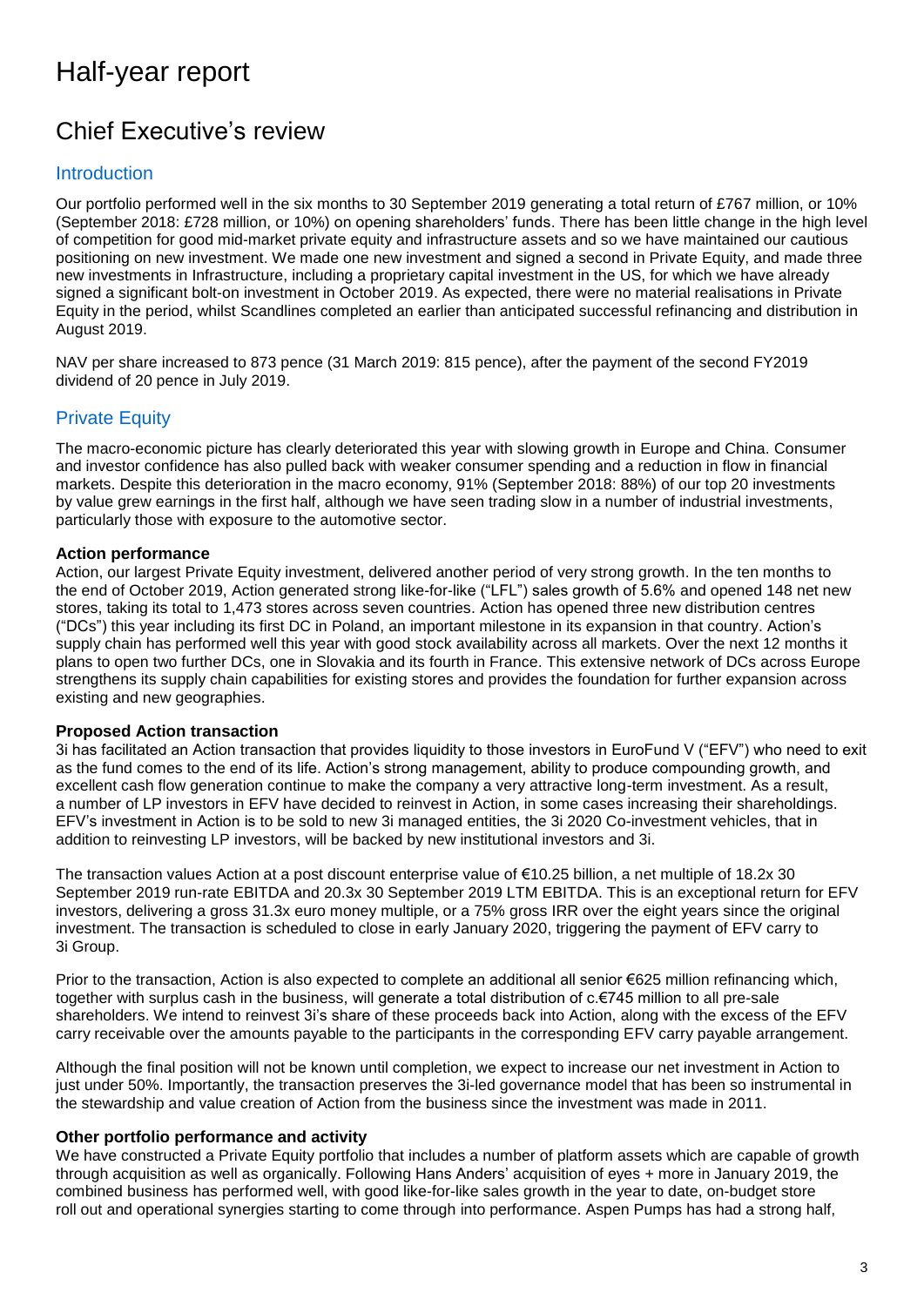# Half-year report

## Chief Executive's review

### Introduction

Our portfolio performed well in the six months to 30 September 2019 generating a total return of £767 million, or 10% (September 2018: £728 million, or 10%) on opening shareholders' funds. There has been little change in the high level of competition for good mid-market private equity and infrastructure assets and so we have maintained our cautious positioning on new investment. We made one new investment and signed a second in Private Equity, and made three new investments in Infrastructure, including a proprietary capital investment in the US, for which we have already signed a significant bolt-on investment in October 2019. As expected, there were no material realisations in Private Equity in the period, whilst Scandlines completed an earlier than anticipated successful refinancing and distribution in August 2019.

NAV per share increased to 873 pence (31 March 2019: 815 pence), after the payment of the second FY2019 dividend of 20 pence in July 2019.

### Private Equity

The macro-economic picture has clearly deteriorated this year with slowing growth in Europe and China. Consumer and investor confidence has also pulled back with weaker consumer spending and a reduction in flow in financial markets. Despite this deterioration in the macro economy, 91% (September 2018: 88%) of our top 20 investments by value grew earnings in the first half, although we have seen trading slow in a number of industrial investments, particularly those with exposure to the automotive sector.

**Action performance**

Action, our largest Private Equity investment, delivered another period of very strong growth. In the ten months to the end of October 2019, Action generated strong like-for-like ("LFL") sales growth of 5.6% and opened 148 net new stores, taking its total to 1,473 stores across seven countries. Action has opened three new distribution centres ("DCs") this year including its first DC in Poland, an important milestone in its expansion in that country. Action's supply chain has performed well this year with good stock availability across all markets. Over the next 12 months it plans to open two further DCs, one in Slovakia and its fourth in France. This extensive network of DCs across Europe strengthens its supply chain capabilities for existing stores and provides the foundation for further expansion across existing and new geographies.

**Proposed Action transaction**

3i has facilitated an Action transaction that provides liquidity to those investors in EuroFund V ("EFV") who need to exit as the fund comes to the end of its life. Action's strong management, ability to produce compounding growth, and excellent cash flow generation continue to make the company a very attractive long-term investment. As a result, a number of LP investors in EFV have decided to reinvest in Action, in some cases increasing their shareholdings. EFV's investment in Action is to be sold to new 3i managed entities, the 3i 2020 Co-investment vehicles, that in addition to reinvesting LP investors, will be backed by new institutional investors and 3i.

The transaction values Action at a post discount enterprise value of €10.25 billion, a net multiple of 18.2x 30 September 2019 run-rate EBITDA and 20.3x 30 September 2019 LTM EBITDA. This is an exceptional return for EFV investors, delivering a gross 31.3x euro money multiple, or a 75% gross IRR over the eight years since the original investment. The transaction is scheduled to close in early January 2020, triggering the payment of EFV carry to 3i Group.

Prior to the transaction, Action is also expected to complete an additional all senior €625 million refinancing which, together with surplus cash in the business, will generate a total distribution of c.€745 million to all pre-sale shareholders. We intend to reinvest 3i's share of these proceeds back into Action, along with the excess of the EFV carry receivable over the amounts payable to the participants in the corresponding EFV carry payable arrangement.

Although the final position will not be known until completion, we expect to increase our net investment in Action to just under 50%. Importantly, the transaction preserves the 3i-led governance model that has been so instrumental in the stewardship and value creation of Action from the business since the investment was made in 2011.

**Other portfolio performance and activity**

We have constructed a Private Equity portfolio that includes a number of platform assets which are capable of growth through acquisition as well as organically. Following Hans Anders' acquisition of eyes + more in January 2019, the combined business has performed well, with good like-for-like sales growth in the year to date, on-budget store roll out and operational synergies starting to come through into performance. Aspen Pumps has had a strong half,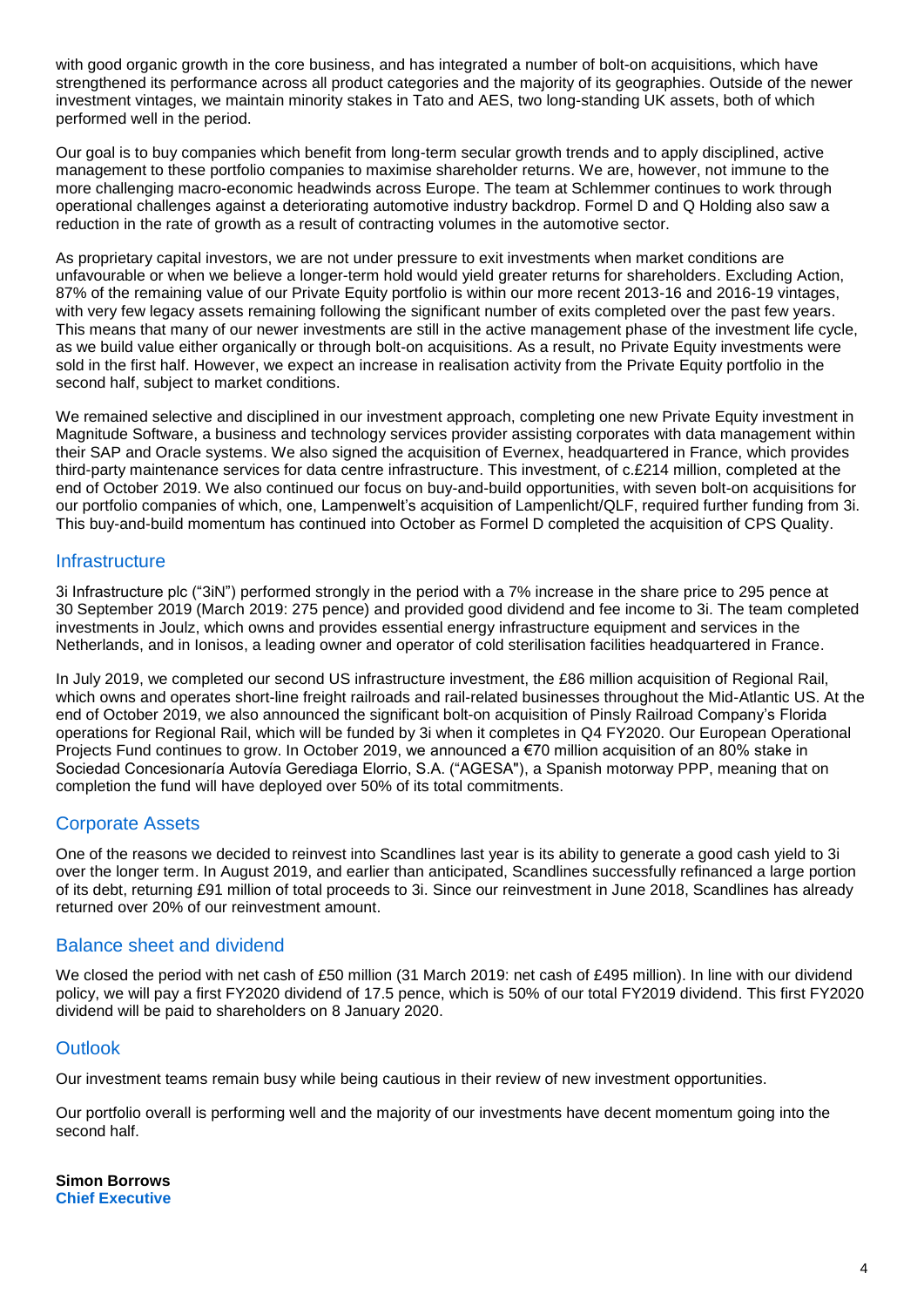with good organic growth in the core business, and has integrated a number of bolt-on acquisitions, which have strengthened its performance across all product categories and the majority of its geographies. Outside of the newer investment vintages, we maintain minority stakes in Tato and AES, two long-standing UK assets, both of which performed well in the period.

Our goal is to buy companies which benefit from long-term secular growth trends and to apply disciplined, active management to these portfolio companies to maximise shareholder returns. We are, however, not immune to the more challenging macro-economic headwinds across Europe. The team at Schlemmer continues to work through operational challenges against a deteriorating automotive industry backdrop. Formel D and Q Holding also saw a reduction in the rate of growth as a result of contracting volumes in the automotive sector.

As proprietary capital investors, we are not under pressure to exit investments when market conditions are unfavourable or when we believe a longer-term hold would yield greater returns for shareholders. Excluding Action, 87% of the remaining value of our Private Equity portfolio is within our more recent 2013-16 and 2016-19 vintages, with very few legacy assets remaining following the significant number of exits completed over the past few years. This means that many of our newer investments are still in the active management phase of the investment life cycle, as we build value either organically or through bolt-on acquisitions. As a result, no Private Equity investments were sold in the first half. However, we expect an increase in realisation activity from the Private Equity portfolio in the second half, subject to market conditions.

We remained selective and disciplined in our investment approach, completing one new Private Equity investment in Magnitude Software, a business and technology services provider assisting corporates with data management within their SAP and Oracle systems. We also signed the acquisition of Evernex, headquartered in France, which provides third-party maintenance services for data centre infrastructure. This investment, of c.£214 million, completed at the end of October 2019. We also continued our focus on buy-and-build opportunities, with seven bolt-on acquisitions for our portfolio companies of which, one, Lampenwelt's acquisition of Lampenlicht/QLF, required further funding from 3i. This buy-and-build momentum has continued into October as Formel D completed the acquisition of CPS Quality.

## Infrastructure

3i Infrastructure plc ("3iN") performed strongly in the period with a 7% increase in the share price to 295 pence at 30 September 2019 (March 2019: 275 pence) and provided good dividend and fee income to 3i. The team completed investments in Joulz, which owns and provides essential energy infrastructure equipment and services in the Netherlands, and in Ionisos, a leading owner and operator of cold sterilisation facilities headquartered in France.

In July 2019, we completed our second US infrastructure investment, the £86 million acquisition of Regional Rail, which owns and operates short-line freight railroads and rail-related businesses throughout the Mid-Atlantic US. At the end of October 2019, we also announced the significant bolt-on acquisition of Pinsly Railroad Company's Florida operations for Regional Rail, which will be funded by 3i when it completes in Q4 FY2020. Our European Operational Projects Fund continues to grow. In October 2019, we announced a €70 million acquisition of an 80% stake in Sociedad Concesionaría Autovía Geredіaga Elorrio, S.A. ("AGESA"), a Spanish motorway PPP, meaning that on completion the fund will have deployed over 50% of its total commitments.

## Corporate Assets

One of the reasons we decided to reinvest into Scandlines last year is its ability to generate a good cash yield to 3i over the longer term. In August 2019, and earlier than anticipated, Scandlines successfully refinanced a large portion of its debt, returning £91 million of total proceeds to 3i. Since our reinvestment in June 2018, Scandlines has already returned over 20% of our reinvestment amount.

## Balance sheet and dividend

We closed the period with net cash of £50 million (31 March 2019: net cash of £495 million). In line with our dividend policy, we will pay a first FY2020 dividend of 17.5 pence, which is 50% of our total FY2019 dividend. This first FY2020 dividend will be paid to shareholders on 8 January 2020.

## Outlook

Our investment teams remain busy while being cautious in their review of new investment opportunities.

Our portfolio overall is performing well and the majority of our investments have decent momentum going into the second half.

**Simon Borrows**
**Chief Executive**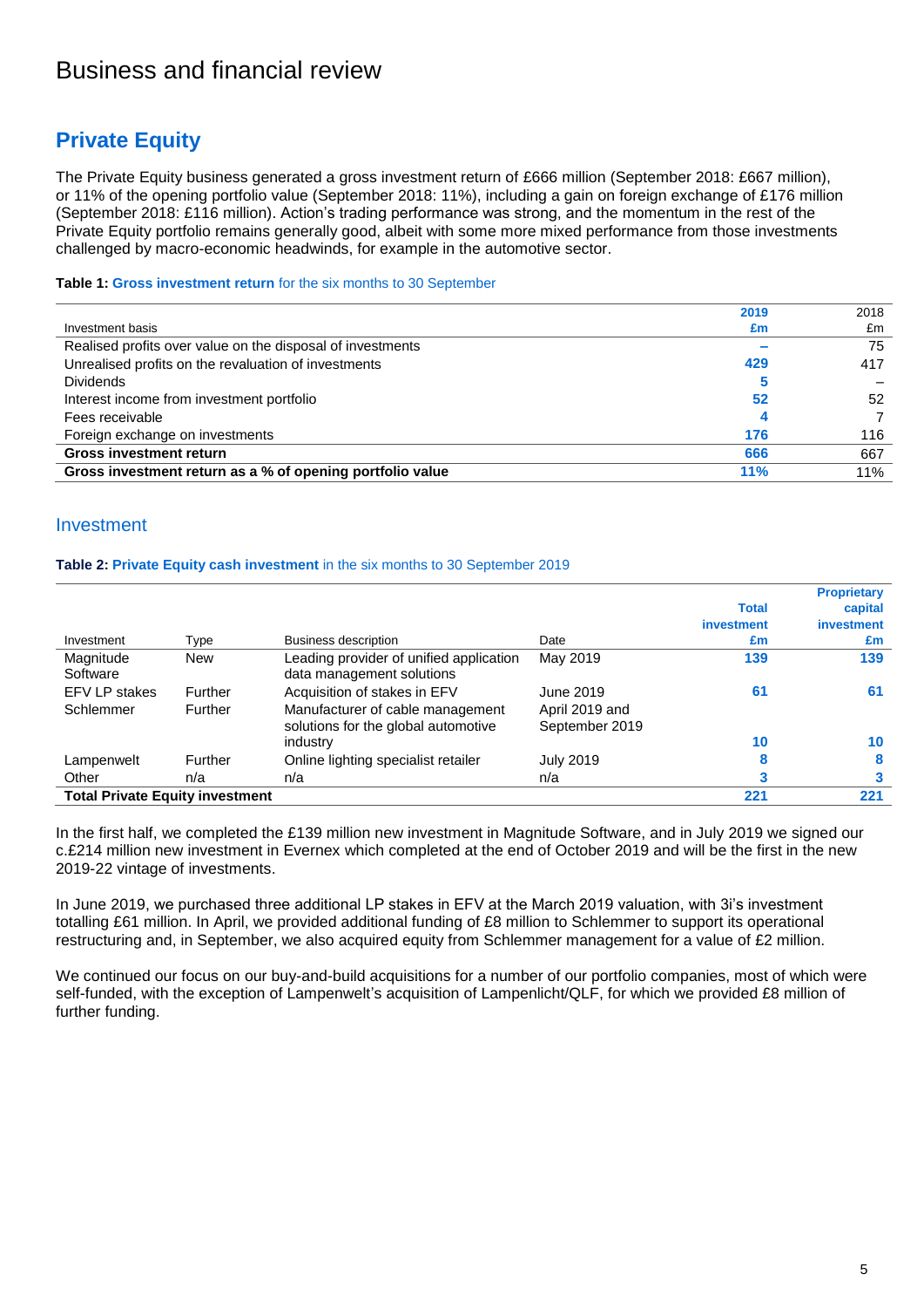# Business and financial review

## Private Equity

The Private Equity business generated a gross investment return of £666 million (September 2018: £667 million), or 11% of the opening portfolio value (September 2018: 11%), including a gain on foreign exchange of £176 million (September 2018: £116 million). Action's trading performance was strong, and the momentum in the rest of the Private Equity portfolio remains generally good, albeit with some more mixed performance from those investments challenged by macro-economic headwinds, for example in the automotive sector.

**Table 1: Gross investment return** for the six months to 30 September

| Investment basis | 2019 £m | 2018 £m |
|---|---|---|
| Realised profits over value on the disposal of investments | – | 75 |
| Unrealised profits on the revaluation of investments | 429 | 417 |
| Dividends | 5 | – |
| Interest income from investment portfolio | 52 | 52 |
| Fees receivable | 4 | 7 |
| Foreign exchange on investments | 176 | 116 |
| **Gross investment return** | **666** | **667** |
| **Gross investment return as a % of opening portfolio value** | **11%** | **11%** |

### Investment

**Table 2: Private Equity cash investment** in the six months to 30 September 2019

| Investment | Type | Business description | Date | Total investment £m | Proprietary capital investment £m |
|---|---|---|---|---|---|
| Magnitude Software | New | Leading provider of unified application data management solutions | May 2019 | 139 | 139 |
| EFV LP stakes | Further | Acquisition of stakes in EFV | June 2019 | 61 | 61 |
| Schlemmer | Further | Manufacturer of cable management solutions for the global automotive industry | April 2019 and September 2019 | 10 | 10 |
| Lampenwelt | Further | Online lighting specialist retailer | July 2019 | 8 | 8 |
| Other | n/a | n/a | n/a | 3 | 3 |
| **Total Private Equity investment** | | | | **221** | **221** |

In the first half, we completed the £139 million new investment in Magnitude Software, and in July 2019 we signed our c.£214 million new investment in Evernex which completed at the end of October 2019 and will be the first in the new 2019-22 vintage of investments.

In June 2019, we purchased three additional LP stakes in EFV at the March 2019 valuation, with 3i's investment totalling £61 million. In April, we provided additional funding of £8 million to Schlemmer to support its operational restructuring and, in September, we also acquired equity from Schlemmer management for a value of £2 million.

We continued our focus on our buy-and-build acquisitions for a number of our portfolio companies, most of which were self-funded, with the exception of Lampenwelt's acquisition of Lampenlicht/QLF, for which we provided £8 million of further funding.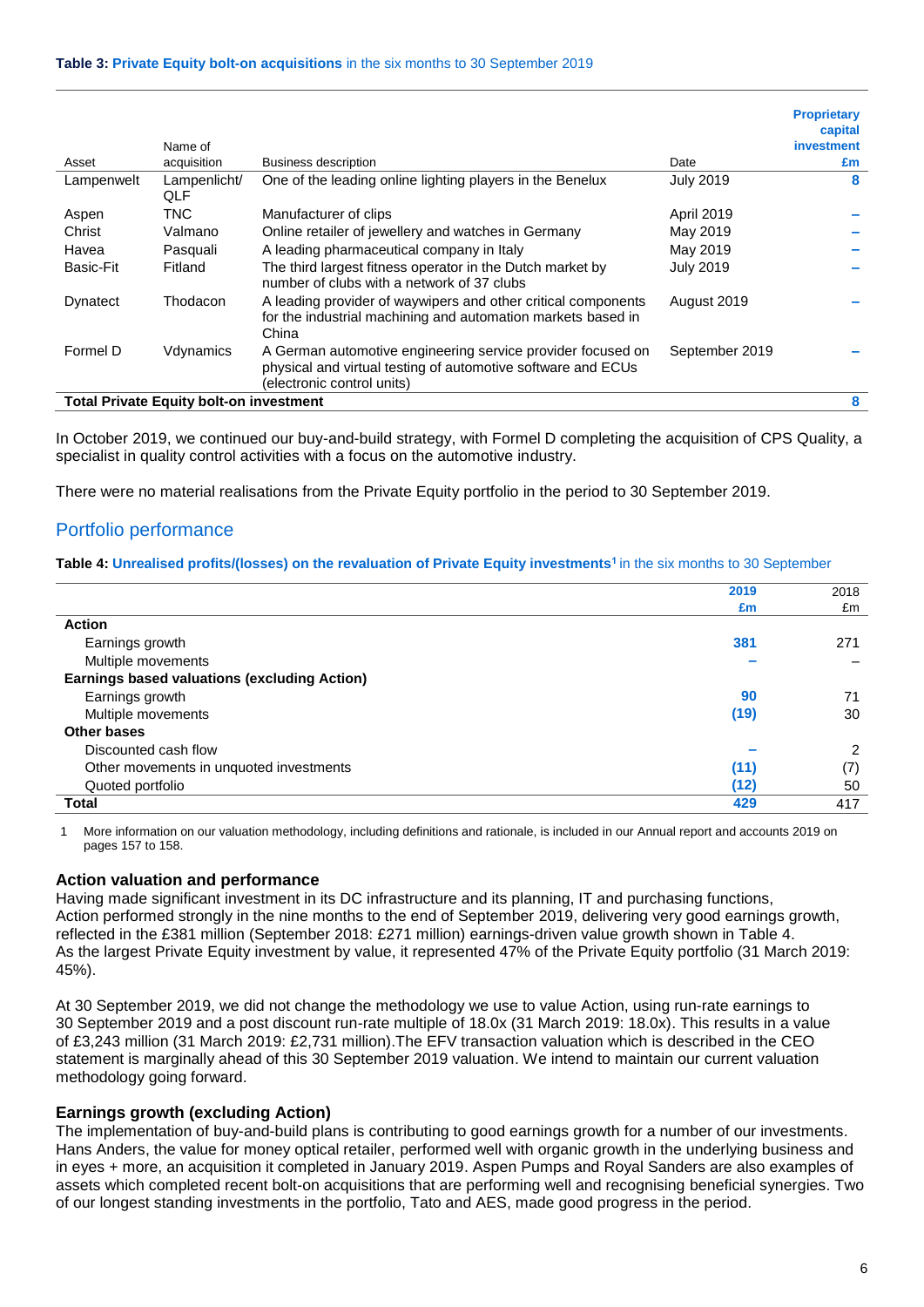**Table 3: Private Equity bolt-on acquisitions** in the six months to 30 September 2019

| Asset | Name of acquisition | Business description | Date | Proprietary capital investment £m |
|---|---|---|---|---|
| Lampenwelt | Lampenlicht/ QLF | One of the leading online lighting players in the Benelux | July 2019 | 8 |
| Aspen | TNC | Manufacturer of clips | April 2019 | – |
| Christ | Valmano | Online retailer of jewellery and watches in Germany | May 2019 | – |
| Havea | Pasquali | A leading pharmaceutical company in Italy | May 2019 | – |
| Basic-Fit | Fitland | The third largest fitness operator in the Dutch market by number of clubs with a network of 37 clubs | July 2019 | – |
| Dynatect | Thodacon | A leading provider of waywipers and other critical components for the industrial machining and automation markets based in China | August 2019 | – |
| Formel D | Vdynamics | A German automotive engineering service provider focused on physical and virtual testing of automotive software and ECUs (electronic control units) | September 2019 | – |
| **Total Private Equity bolt-on investment** | | | | **8** |

In October 2019, we continued our buy-and-build strategy, with Formel D completing the acquisition of CPS Quality, a specialist in quality control activities with a focus on the automotive industry.

There were no material realisations from the Private Equity portfolio in the period to 30 September 2019.

## Portfolio performance

**Table 4: Unrealised profits/(losses) on the revaluation of Private Equity investments**[1] in the six months to 30 September

| | 2019 £m | 2018 £m |
|---|---|---|
| **Action** | | |
| Earnings growth | 381 | 271 |
| Multiple movements | – | – |
| **Earnings based valuations (excluding Action)** | | |
| Earnings growth | 90 | 71 |
| Multiple movements | (19) | 30 |
| **Other bases** | | |
| Discounted cash flow | – | 2 |
| Other movements in unquoted investments | (11) | (7) |
| Quoted portfolio | (12) | 50 |
| **Total** | **429** | 417 |

1 More information on our valuation methodology, including definitions and rationale, is included in our Annual report and accounts 2019 on pages 157 to 158.

### Action valuation and performance

Having made significant investment in its DC infrastructure and its planning, IT and purchasing functions, Action performed strongly in the nine months to the end of September 2019, delivering very good earnings growth, reflected in the £381 million (September 2018: £271 million) earnings-driven value growth shown in Table 4. As the largest Private Equity investment by value, it represented 47% of the Private Equity portfolio (31 March 2019: 45%).

At 30 September 2019, we did not change the methodology we use to value Action, using run-rate earnings to 30 September 2019 and a post discount run-rate multiple of 18.0x (31 March 2019: 18.0x). This results in a value of £3,243 million (31 March 2019: £2,731 million).The EFV transaction valuation which is described in the CEO statement is marginally ahead of this 30 September 2019 valuation. We intend to maintain our current valuation methodology going forward.

### Earnings growth (excluding Action)

The implementation of buy-and-build plans is contributing to good earnings growth for a number of our investments. Hans Anders, the value for money optical retailer, performed well with organic growth in the underlying business and in eyes + more, an acquisition it completed in January 2019. Aspen Pumps and Royal Sanders are also examples of assets which completed recent bolt-on acquisitions that are performing well and recognising beneficial synergies. Two of our longest standing investments in the portfolio, Tato and AES, made good progress in the period.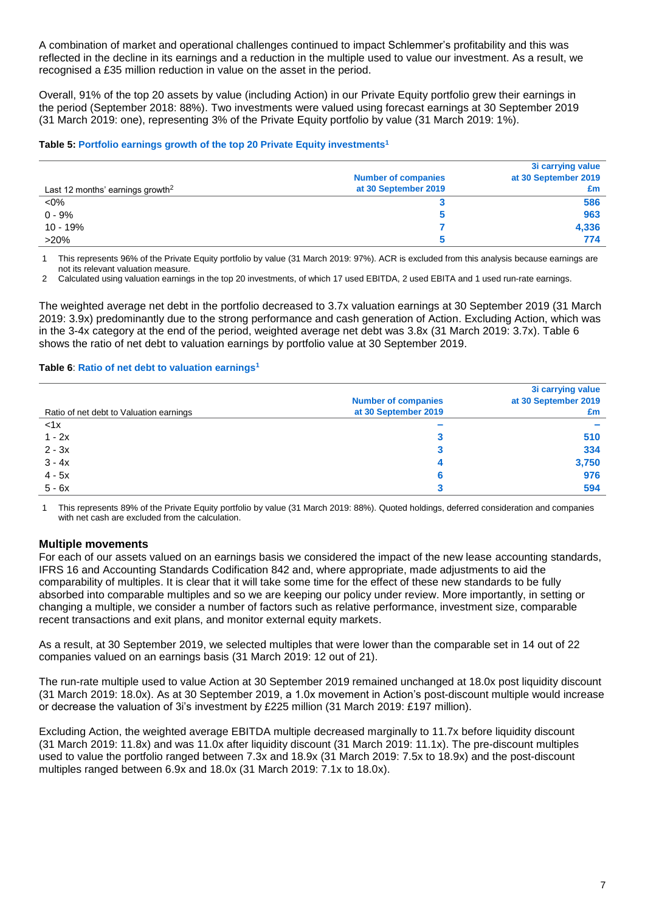A combination of market and operational challenges continued to impact Schlemmer's profitability and this was reflected in the decline in its earnings and a reduction in the multiple used to value our investment. As a result, we recognised a £35 million reduction in value on the asset in the period.

Overall, 91% of the top 20 assets by value (including Action) in our Private Equity portfolio grew their earnings in the period (September 2018: 88%). Two investments were valued using forecast earnings at 30 September 2019 (31 March 2019: one), representing 3% of the Private Equity portfolio by value (31 March 2019: 1%).

**Table 5: Portfolio earnings growth of the top 20 Private Equity investments[1]**

| Last 12 months' earnings growth[2] | Number of companies at 30 September 2019 | 3i carrying value at 30 September 2019 £m |
|---|---|---|
| <0% | 3 | 586 |
| 0 - 9% | 5 | 963 |
| 10 - 19% | 7 | 4,336 |
| >20% | 5 | 774 |

1 This represents 96% of the Private Equity portfolio by value (31 March 2019: 97%). ACR is excluded from this analysis because earnings are not its relevant valuation measure.

2 Calculated using valuation earnings in the top 20 investments, of which 17 used EBITDA, 2 used EBITA and 1 used run-rate earnings.

The weighted average net debt in the portfolio decreased to 3.7x valuation earnings at 30 September 2019 (31 March 2019: 3.9x) predominantly due to the strong performance and cash generation of Action. Excluding Action, which was in the 3-4x category at the end of the period, weighted average net debt was 3.8x (31 March 2019: 3.7x). Table 6 shows the ratio of net debt to valuation earnings by portfolio value at 30 September 2019.

**Table 6: Ratio of net debt to valuation earnings[1]**

| Ratio of net debt to Valuation earnings | Number of companies at 30 September 2019 | 3i carrying value at 30 September 2019 £m |
|---|---|---|
| <1x | – | – |
| 1 - 2x | 3 | 510 |
| 2 - 3x | 3 | 334 |
| 3 - 4x | 4 | 3,750 |
| 4 - 5x | 6 | 976 |
| 5 - 6x | 3 | 594 |

1 This represents 89% of the Private Equity portfolio by value (31 March 2019: 88%). Quoted holdings, deferred consideration and companies with net cash are excluded from the calculation.

## Multiple movements

For each of our assets valued on an earnings basis we considered the impact of the new lease accounting standards, IFRS 16 and Accounting Standards Codification 842 and, where appropriate, made adjustments to aid the comparability of multiples. It is clear that it will take some time for the effect of these new standards to be fully absorbed into comparable multiples and so we are keeping our policy under review. More importantly, in setting or changing a multiple, we consider a number of factors such as relative performance, investment size, comparable recent transactions and exit plans, and monitor external equity markets.

As a result, at 30 September 2019, we selected multiples that were lower than the comparable set in 14 out of 22 companies valued on an earnings basis (31 March 2019: 12 out of 21).

The run-rate multiple used to value Action at 30 September 2019 remained unchanged at 18.0x post liquidity discount (31 March 2019: 18.0x). As at 30 September 2019, a 1.0x movement in Action's post-discount multiple would increase or decrease the valuation of 3i's investment by £225 million (31 March 2019: £197 million).

Excluding Action, the weighted average EBITDA multiple decreased marginally to 11.7x before liquidity discount (31 March 2019: 11.8x) and was 11.0x after liquidity discount (31 March 2019: 11.1x). The pre-discount multiples used to value the portfolio ranged between 7.3x and 18.9x (31 March 2019: 7.5x to 18.9x) and the post-discount multiples ranged between 6.9x and 18.0x (31 March 2019: 7.1x to 18.0x).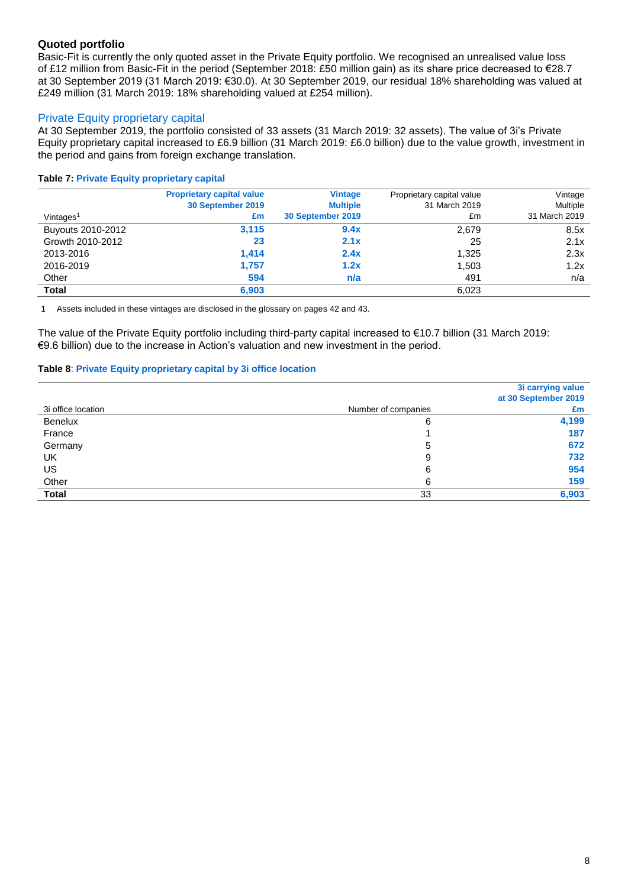### Quoted portfolio

Basic-Fit is currently the only quoted asset in the Private Equity portfolio. We recognised an unrealised value loss of £12 million from Basic-Fit in the period (September 2018: £50 million gain) as its share price decreased to €28.7 at 30 September 2019 (31 March 2019: €30.0). At 30 September 2019, our residual 18% shareholding was valued at £249 million (31 March 2019: 18% shareholding valued at £254 million).

## Private Equity proprietary capital

At 30 September 2019, the portfolio consisted of 33 assets (31 March 2019: 32 assets). The value of 3i's Private Equity proprietary capital increased to £6.9 billion (31 March 2019: £6.0 billion) due to the value growth, investment in the period and gains from foreign exchange translation.

**Table 7: Private Equity proprietary capital**

| Vintages[1] | Proprietary capital value 30 September 2019 £m | Vintage Multiple 30 September 2019 | Proprietary capital value 31 March 2019 £m | Vintage Multiple 31 March 2019 |
|---|---|---|---|---|
| Buyouts 2010-2012 | 3,115 | 9.4x | 2,679 | 8.5x |
| Growth 2010-2012 | 23 | 2.1x | 25 | 2.1x |
| 2013-2016 | 1,414 | 2.4x | 1,325 | 2.3x |
| 2016-2019 | 1,757 | 1.2x | 1,503 | 1.2x |
| Other | 594 | n/a | 491 | n/a |
| **Total** | **6,903** | | 6,023 | |

1 Assets included in these vintages are disclosed in the glossary on pages 42 and 43.

The value of the Private Equity portfolio including third-party capital increased to €10.7 billion (31 March 2019: €9.6 billion) due to the increase in Action's valuation and new investment in the period.

**Table 8: Private Equity proprietary capital by 3i office location**

| 3i office location | Number of companies | 3i carrying value at 30 September 2019 £m |
|---|---|---|
| Benelux | 6 | 4,199 |
| France | 1 | 187 |
| Germany | 5 | 672 |
| UK | 9 | 732 |
| US | 6 | 954 |
| Other | 6 | 159 |
| **Total** | 33 | **6,903** |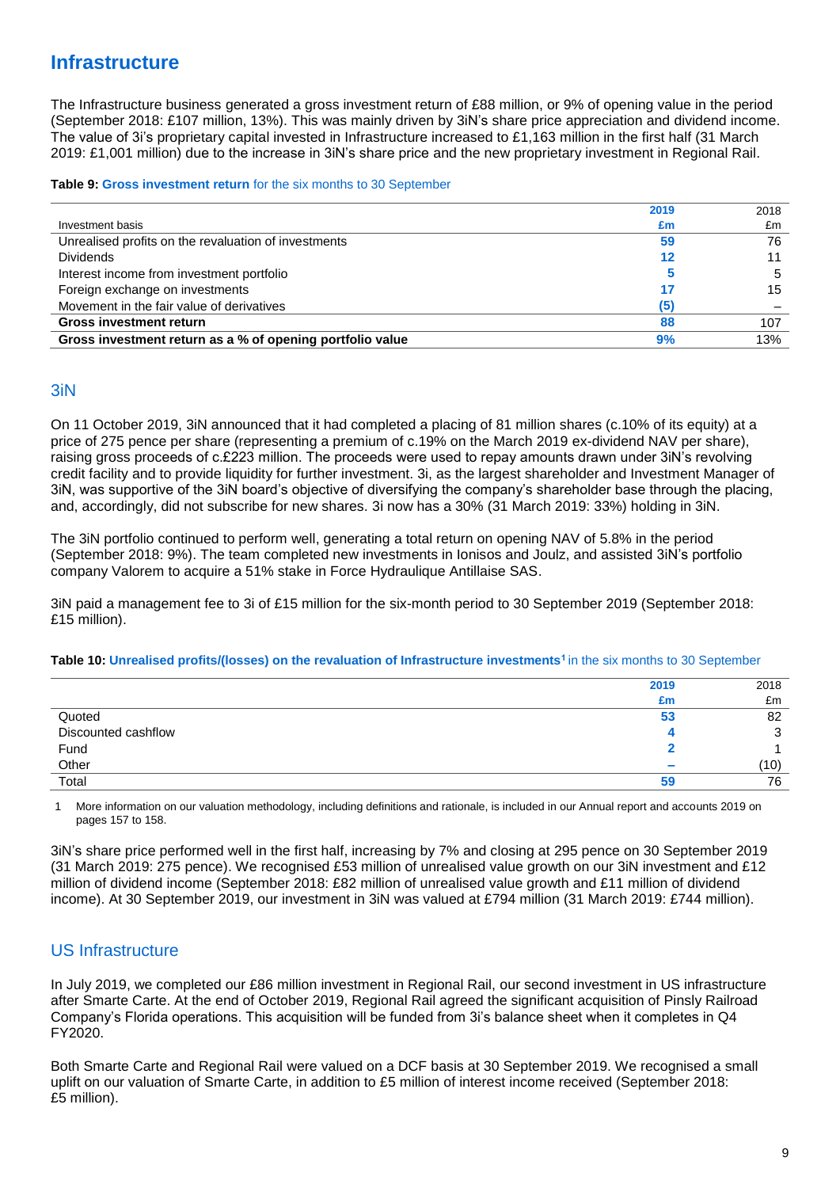# Infrastructure

The Infrastructure business generated a gross investment return of £88 million, or 9% of opening value in the period (September 2018: £107 million, 13%). This was mainly driven by 3iN's share price appreciation and dividend income. The value of 3i's proprietary capital invested in Infrastructure increased to £1,163 million in the first half (31 March 2019: £1,001 million) due to the increase in 3iN's share price and the new proprietary investment in Regional Rail.

**Table 9: Gross investment return** for the six months to 30 September

| Investment basis | 2019 £m | 2018 £m |
|---|---|---|
| Unrealised profits on the revaluation of investments | 59 | 76 |
| Dividends | 12 | 11 |
| Interest income from investment portfolio | 5 | 5 |
| Foreign exchange on investments | 17 | 15 |
| Movement in the fair value of derivatives | (5) | – |
| **Gross investment return** | **88** | **107** |
| **Gross investment return as a % of opening portfolio value** | **9%** | **13%** |

## 3iN

On 11 October 2019, 3iN announced that it had completed a placing of 81 million shares (c.10% of its equity) at a price of 275 pence per share (representing a premium of c.19% on the March 2019 ex-dividend NAV per share), raising gross proceeds of c.£223 million. The proceeds were used to repay amounts drawn under 3iN's revolving credit facility and to provide liquidity for further investment. 3i, as the largest shareholder and Investment Manager of 3iN, was supportive of the 3iN board's objective of diversifying the company's shareholder base through the placing, and, accordingly, did not subscribe for new shares. 3i now has a 30% (31 March 2019: 33%) holding in 3iN.

The 3iN portfolio continued to perform well, generating a total return on opening NAV of 5.8% in the period (September 2018: 9%). The team completed new investments in Ionisos and Joulz, and assisted 3iN's portfolio company Valorem to acquire a 51% stake in Force Hydraulique Antillaise SAS.

3iN paid a management fee to 3i of £15 million for the six-month period to 30 September 2019 (September 2018: £15 million).

**Table 10: Unrealised profits/(losses) on the revaluation of Infrastructure investments**[1] in the six months to 30 September

| | 2019 £m | 2018 £m |
|---|---|---|
| Quoted | 53 | 82 |
| Discounted cashflow | 4 | 3 |
| Fund | 2 | 1 |
| Other | – | (10) |
| Total | 59 | 76 |

1 More information on our valuation methodology, including definitions and rationale, is included in our Annual report and accounts 2019 on pages 157 to 158.

3iN's share price performed well in the first half, increasing by 7% and closing at 295 pence on 30 September 2019 (31 March 2019: 275 pence). We recognised £53 million of unrealised value growth on our 3iN investment and £12 million of dividend income (September 2018: £82 million of unrealised value growth and £11 million of dividend income). At 30 September 2019, our investment in 3iN was valued at £794 million (31 March 2019: £744 million).

## US Infrastructure

In July 2019, we completed our £86 million investment in Regional Rail, our second investment in US infrastructure after Smarte Carte. At the end of October 2019, Regional Rail agreed the significant acquisition of Pinsly Railroad Company's Florida operations. This acquisition will be funded from 3i's balance sheet when it completes in Q4 FY2020.

Both Smarte Carte and Regional Rail were valued on a DCF basis at 30 September 2019. We recognised a small uplift on our valuation of Smarte Carte, in addition to £5 million of interest income received (September 2018: £5 million).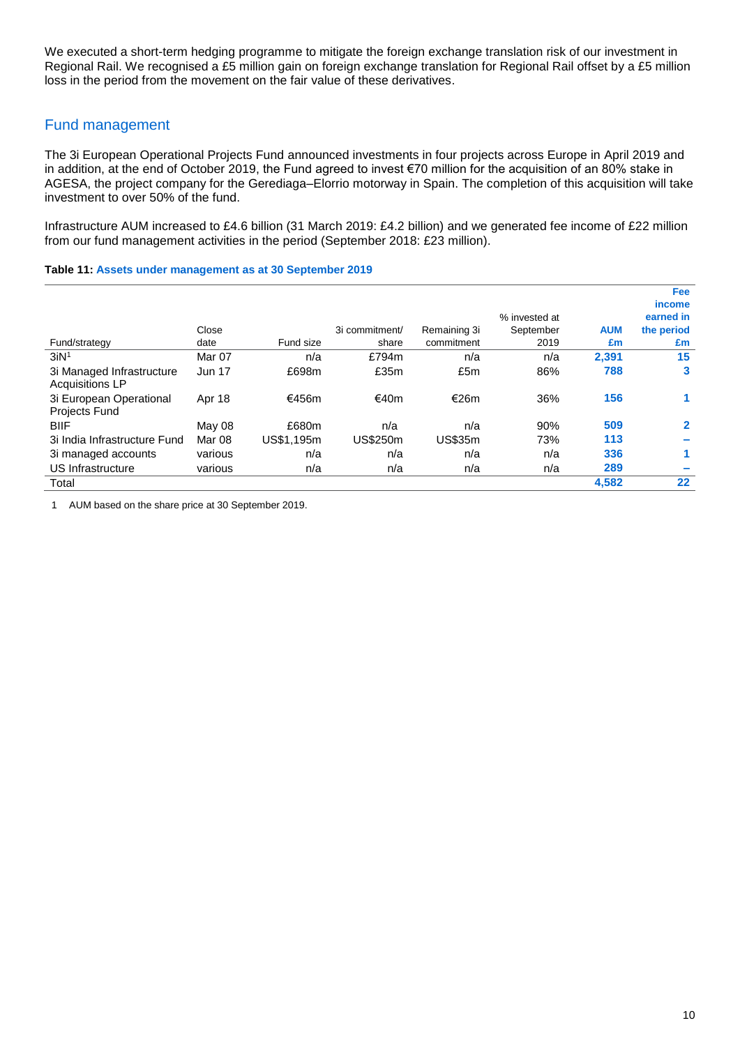We executed a short-term hedging programme to mitigate the foreign exchange translation risk of our investment in Regional Rail. We recognised a £5 million gain on foreign exchange translation for Regional Rail offset by a £5 million loss in the period from the movement on the fair value of these derivatives.

## Fund management

The 3i European Operational Projects Fund announced investments in four projects across Europe in April 2019 and in addition, at the end of October 2019, the Fund agreed to invest €70 million for the acquisition of an 80% stake in AGESA, the project company for the Gerediaga–Elorrio motorway in Spain. The completion of this acquisition will take investment to over 50% of the fund.

Infrastructure AUM increased to £4.6 billion (31 March 2019: £4.2 billion) and we generated fee income of £22 million from our fund management activities in the period (September 2018: £23 million).

**Table 11: Assets under management as at 30 September 2019**

| Fund/strategy | Close date | Fund size | 3i commitment/ share | Remaining 3i commitment | % invested at September 2019 | AUM £m | Fee income earned in the period £m |
|---|---|---|---|---|---|---|---|
| 3iN[1] | Mar 07 | n/a | £794m | n/a | n/a | 2,391 | 15 |
| 3i Managed Infrastructure Acquisitions LP | Jun 17 | £698m | £35m | £5m | 86% | 788 | 3 |
| 3i European Operational Projects Fund | Apr 18 | €456m | €40m | €26m | 36% | 156 | 1 |
| BIIF | May 08 | £680m | n/a | n/a | 90% | 509 | 2 |
| 3i India Infrastructure Fund | Mar 08 | US$1,195m | US$250m | US$35m | 73% | 113 | – |
| 3i managed accounts | various | n/a | n/a | n/a | n/a | 336 | 1 |
| US Infrastructure | various | n/a | n/a | n/a | n/a | 289 | – |
| Total | | | | | | 4,582 | 22 |

1 AUM based on the share price at 30 September 2019.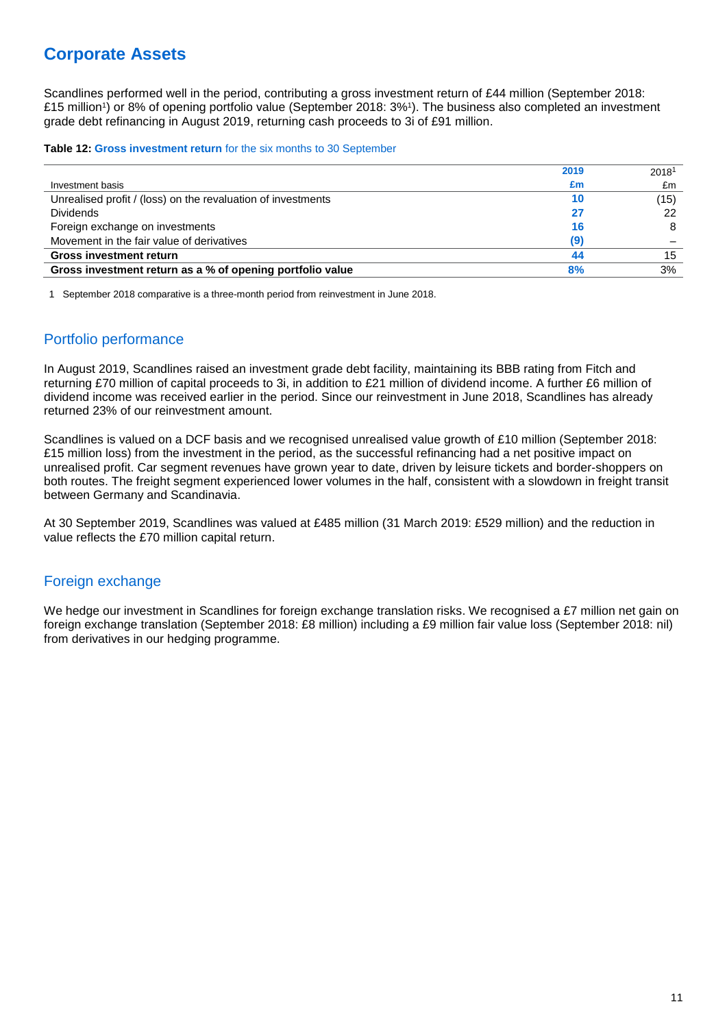# Corporate Assets

Scandlines performed well in the period, contributing a gross investment return of £44 million (September 2018: £15 million[1]) or 8% of opening portfolio value (September 2018: 3%[1]). The business also completed an investment grade debt refinancing in August 2019, returning cash proceeds to 3i of £91 million.

**Table 12: Gross investment return for the six months to 30 September**

| Investment basis | 2019<br>£m | 2018[1]<br>£m |
|---|---|---|
| Unrealised profit / (loss) on the revaluation of investments | 10 | (15) |
| Dividends | 27 | 22 |
| Foreign exchange on investments | 16 | 8 |
| Movement in the fair value of derivatives | (9) | – |
| **Gross investment return** | **44** | 15 |
| **Gross investment return as a % of opening portfolio value** | **8%** | 3% |

1 September 2018 comparative is a three-month period from reinvestment in June 2018.

## Portfolio performance

In August 2019, Scandlines raised an investment grade debt facility, maintaining its BBB rating from Fitch and returning £70 million of capital proceeds to 3i, in addition to £21 million of dividend income. A further £6 million of dividend income was received earlier in the period. Since our reinvestment in June 2018, Scandlines has already returned 23% of our reinvestment amount.

Scandlines is valued on a DCF basis and we recognised unrealised value growth of £10 million (September 2018: £15 million loss) from the investment in the period, as the successful refinancing had a net positive impact on unrealised profit. Car segment revenues have grown year to date, driven by leisure tickets and border-shoppers on both routes. The freight segment experienced lower volumes in the half, consistent with a slowdown in freight transit between Germany and Scandinavia.

At 30 September 2019, Scandlines was valued at £485 million (31 March 2019: £529 million) and the reduction in value reflects the £70 million capital return.

## Foreign exchange

We hedge our investment in Scandlines for foreign exchange translation risks. We recognised a £7 million net gain on foreign exchange translation (September 2018: £8 million) including a £9 million fair value loss (September 2018: nil) from derivatives in our hedging programme.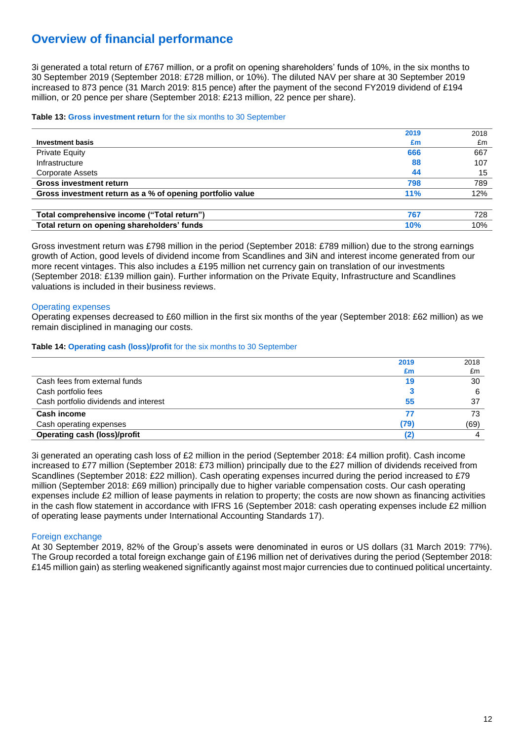## Overview of financial performance

3i generated a total return of £767 million, or a profit on opening shareholders' funds of 10%, in the six months to 30 September 2019 (September 2018: £728 million, or 10%). The diluted NAV per share at 30 September 2019 increased to 873 pence (31 March 2019: 815 pence) after the payment of the second FY2019 dividend of £194 million, or 20 pence per share (September 2018: £213 million, 22 pence per share).

**Table 13: Gross investment return** for the six months to 30 September

| Investment basis | 2019 £m | 2018 £m |
|---|---|---|
| Private Equity | 666 | 667 |
| Infrastructure | 88 | 107 |
| Corporate Assets | 44 | 15 |
| **Gross investment return** | **798** | 789 |
| **Gross investment return as a % of opening portfolio value** | **11%** | 12% |
| | | |
| **Total comprehensive income ("Total return")** | **767** | 728 |
| **Total return on opening shareholders' funds** | **10%** | 10% |

Gross investment return was £798 million in the period (September 2018: £789 million) due to the strong earnings growth of Action, good levels of dividend income from Scandlines and 3iN and interest income generated from our more recent vintages. This also includes a £195 million net currency gain on translation of our investments (September 2018: £139 million gain). Further information on the Private Equity, Infrastructure and Scandlines valuations is included in their business reviews.

### Operating expenses

Operating expenses decreased to £60 million in the first six months of the year (September 2018: £62 million) as we remain disciplined in managing our costs.

**Table 14: Operating cash (loss)/profit** for the six months to 30 September

| | 2019 £m | 2018 £m |
|---|---|---|
| Cash fees from external funds | 19 | 30 |
| Cash portfolio fees | 3 | 6 |
| Cash portfolio dividends and interest | 55 | 37 |
| **Cash income** | **77** | 73 |
| Cash operating expenses | (79) | (69) |
| **Operating cash (loss)/profit** | **(2)** | 4 |

3i generated an operating cash loss of £2 million in the period (September 2018: £4 million profit). Cash income increased to £77 million (September 2018: £73 million) principally due to the £27 million of dividends received from Scandlines (September 2018: £22 million). Cash operating expenses incurred during the period increased to £79 million (September 2018: £69 million) principally due to higher variable compensation costs. Our cash operating expenses include £2 million of lease payments in relation to property; the costs are now shown as financing activities in the cash flow statement in accordance with IFRS 16 (September 2018: cash operating expenses include £2 million of operating lease payments under International Accounting Standards 17).

### Foreign exchange

At 30 September 2019, 82% of the Group's assets were denominated in euros or US dollars (31 March 2019: 77%). The Group recorded a total foreign exchange gain of £196 million net of derivatives during the period (September 2018: £145 million gain) as sterling weakened significantly against most major currencies due to continued political uncertainty.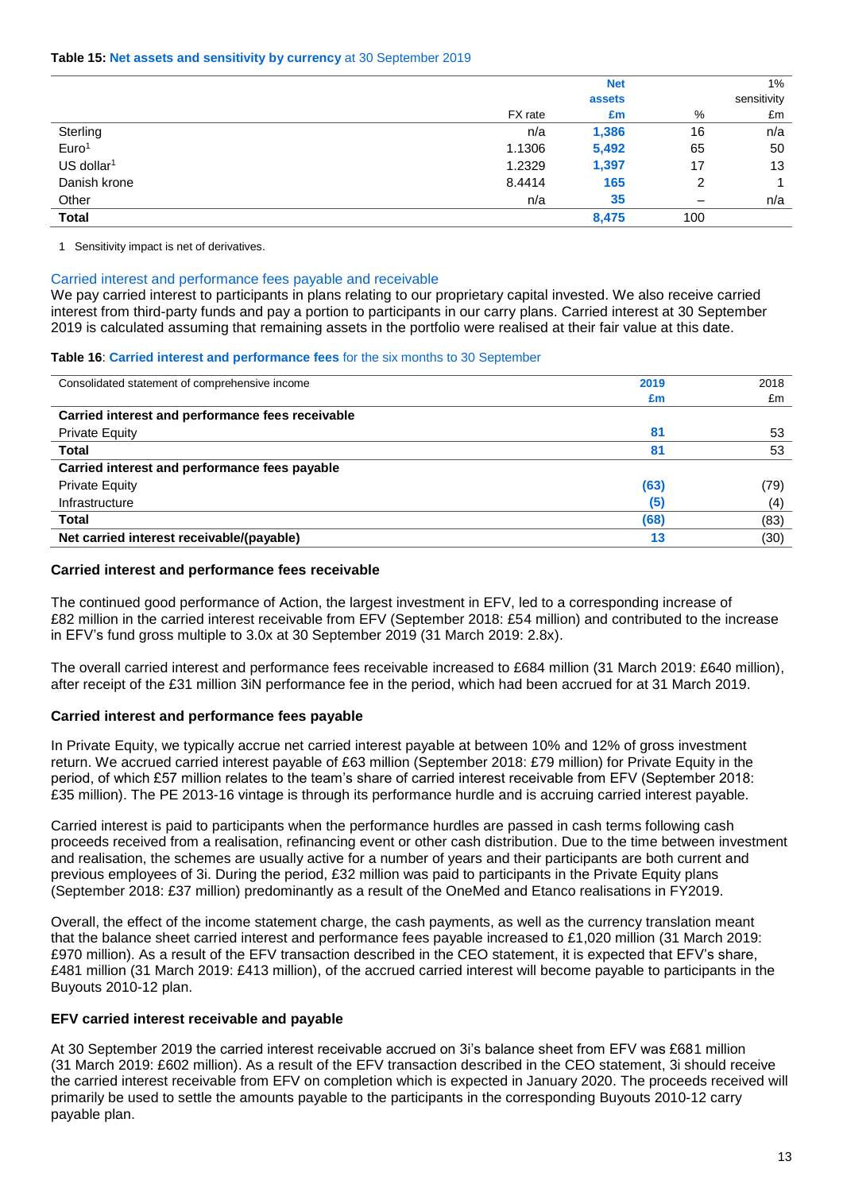**Table 15:** Net assets and sensitivity by currency at 30 September 2019

| | FX rate | Net assets £m | % | 1% sensitivity £m |
|---|---|---|---|---|
| Sterling | n/a | 1,386 | 16 | n/a |
| Euro[1] | 1.1306 | 5,492 | 65 | 50 |
| US dollar[1] | 1.2329 | 1,397 | 17 | 13 |
| Danish krone | 8.4414 | 165 | 2 | 1 |
| Other | n/a | 35 | – | n/a |
| **Total** | | 8,475 | 100 | |

1 Sensitivity impact is net of derivatives.

## Carried interest and performance fees payable and receivable

We pay carried interest to participants in plans relating to our proprietary capital invested. We also receive carried interest from third-party funds and pay a portion to participants in our carry plans. Carried interest at 30 September 2019 is calculated assuming that remaining assets in the portfolio were realised at their fair value at this date.

**Table 16**: Carried interest and performance fees for the six months to 30 September

| Consolidated statement of comprehensive income | 2019 £m | 2018 £m |
|---|---|---|
| **Carried interest and performance fees receivable** | | |
| Private Equity | 81 | 53 |
| **Total** | 81 | 53 |
| **Carried interest and performance fees payable** | | |
| Private Equity | (63) | (79) |
| Infrastructure | (5) | (4) |
| **Total** | (68) | (83) |
| **Net carried interest receivable/(payable)** | 13 | (30) |

### Carried interest and performance fees receivable

The continued good performance of Action, the largest investment in EFV, led to a corresponding increase of £82 million in the carried interest receivable from EFV (September 2018: £54 million) and contributed to the increase in EFV's fund gross multiple to 3.0x at 30 September 2019 (31 March 2019: 2.8x).

The overall carried interest and performance fees receivable increased to £684 million (31 March 2019: £640 million), after receipt of the £31 million 3iN performance fee in the period, which had been accrued for at 31 March 2019.

### Carried interest and performance fees payable

In Private Equity, we typically accrue net carried interest payable at between 10% and 12% of gross investment return. We accrued carried interest payable of £63 million (September 2018: £79 million) for Private Equity in the period, of which £57 million relates to the team's share of carried interest receivable from EFV (September 2018: £35 million). The PE 2013-16 vintage is through its performance hurdle and is accruing carried interest payable.

Carried interest is paid to participants when the performance hurdles are passed in cash terms following cash proceeds received from a realisation, refinancing event or other cash distribution. Due to the time between investment and realisation, the schemes are usually active for a number of years and their participants are both current and previous employees of 3i. During the period, £32 million was paid to participants in the Private Equity plans (September 2018: £37 million) predominantly as a result of the OneMed and Etanco realisations in FY2019.

Overall, the effect of the income statement charge, the cash payments, as well as the currency translation meant that the balance sheet carried interest and performance fees payable increased to £1,020 million (31 March 2019: £970 million). As a result of the EFV transaction described in the CEO statement, it is expected that EFV's share, £481 million (31 March 2019: £413 million), of the accrued carried interest will become payable to participants in the Buyouts 2010-12 plan.

### EFV carried interest receivable and payable

At 30 September 2019 the carried interest receivable accrued on 3i's balance sheet from EFV was £681 million (31 March 2019: £602 million). As a result of the EFV transaction described in the CEO statement, 3i should receive the carried interest receivable from EFV on completion which is expected in January 2020. The proceeds received will primarily be used to settle the amounts payable to the participants in the corresponding Buyouts 2010-12 carry payable plan.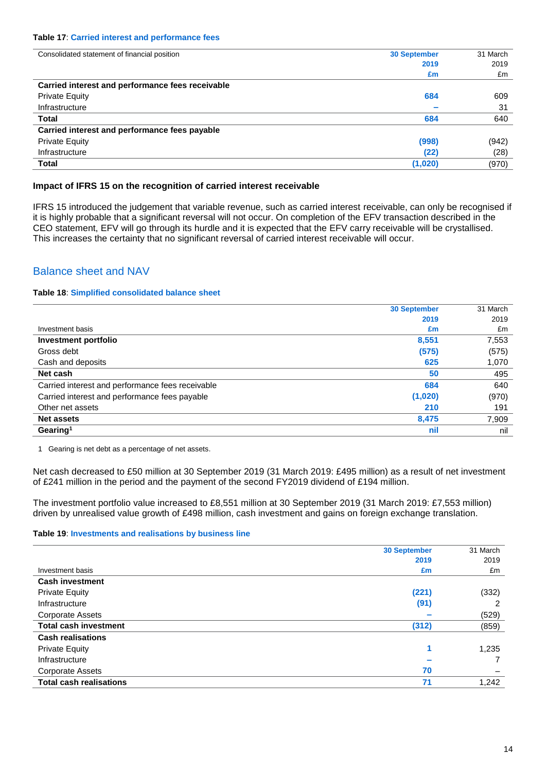**Table 17**: Carried interest and performance fees

| Consolidated statement of financial position | 30 September 2019 £m | 31 March 2019 £m |
|---|---|---|
| **Carried interest and performance fees receivable** | | |
| Private Equity | 684 | 609 |
| Infrastructure | – | 31 |
| **Total** | **684** | **640** |
| **Carried interest and performance fees payable** | | |
| Private Equity | (998) | (942) |
| Infrastructure | (22) | (28) |
| **Total** | **(1,020)** | **(970)** |

### Impact of IFRS 15 on the recognition of carried interest receivable

IFRS 15 introduced the judgement that variable revenue, such as carried interest receivable, can only be recognised if it is highly probable that a significant reversal will not occur. On completion of the EFV transaction described in the CEO statement, EFV will go through its hurdle and it is expected that the EFV carry receivable will be crystallised. This increases the certainty that no significant reversal of carried interest receivable will occur.

## Balance sheet and NAV

**Table 18**: Simplified consolidated balance sheet

| Investment basis | 30 September 2019 £m | 31 March 2019 £m |
|---|---|---|
| **Investment portfolio** | **8,551** | **7,553** |
| Gross debt | (575) | (575) |
| Cash and deposits | 625 | 1,070 |
| **Net cash** | **50** | **495** |
| Carried interest and performance fees receivable | 684 | 640 |
| Carried interest and performance fees payable | (1,020) | (970) |
| Other net assets | 210 | 191 |
| **Net assets** | **8,475** | **7,909** |
| **Gearing[1]** | **nil** | **nil** |

1 Gearing is net debt as a percentage of net assets.

Net cash decreased to £50 million at 30 September 2019 (31 March 2019: £495 million) as a result of net investment of £241 million in the period and the payment of the second FY2019 dividend of £194 million.

The investment portfolio value increased to £8,551 million at 30 September 2019 (31 March 2019: £7,553 million) driven by unrealised value growth of £498 million, cash investment and gains on foreign exchange translation.

**Table 19**: Investments and realisations by business line

| Investment basis | 30 September 2019 £m | 31 March 2019 £m |
|---|---|---|
| **Cash investment** | | |
| Private Equity | (221) | (332) |
| Infrastructure | (91) | 2 |
| Corporate Assets | – | (529) |
| **Total cash investment** | **(312)** | **(859)** |
| **Cash realisations** | | |
| Private Equity | 1 | 1,235 |
| Infrastructure | – | 7 |
| Corporate Assets | 70 | – |
| **Total cash realisations** | **71** | **1,242** |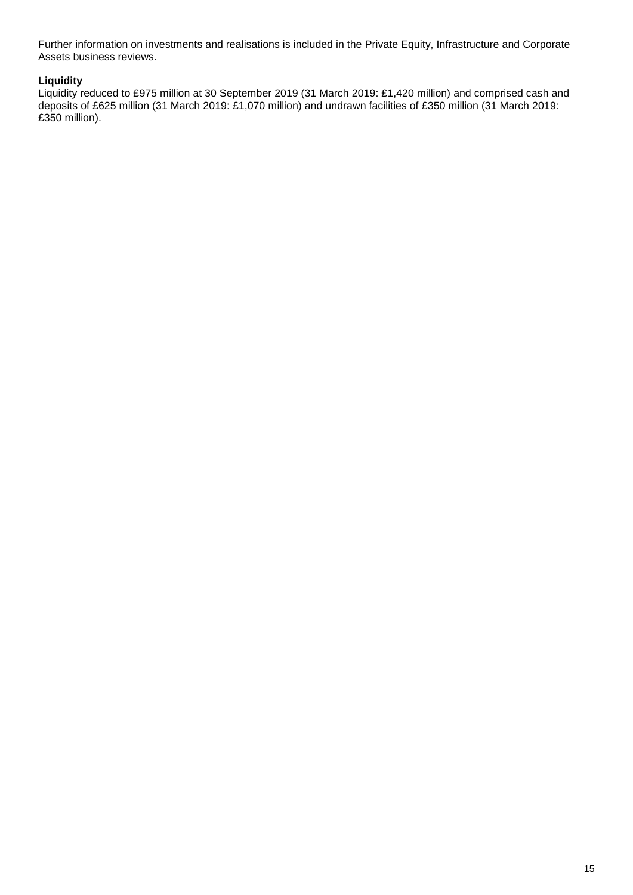Further information on investments and realisations is included in the Private Equity, Infrastructure and Corporate Assets business reviews.

**Liquidity**

Liquidity reduced to £975 million at 30 September 2019 (31 March 2019: £1,420 million) and comprised cash and deposits of £625 million (31 March 2019: £1,070 million) and undrawn facilities of £350 million (31 March 2019: £350 million).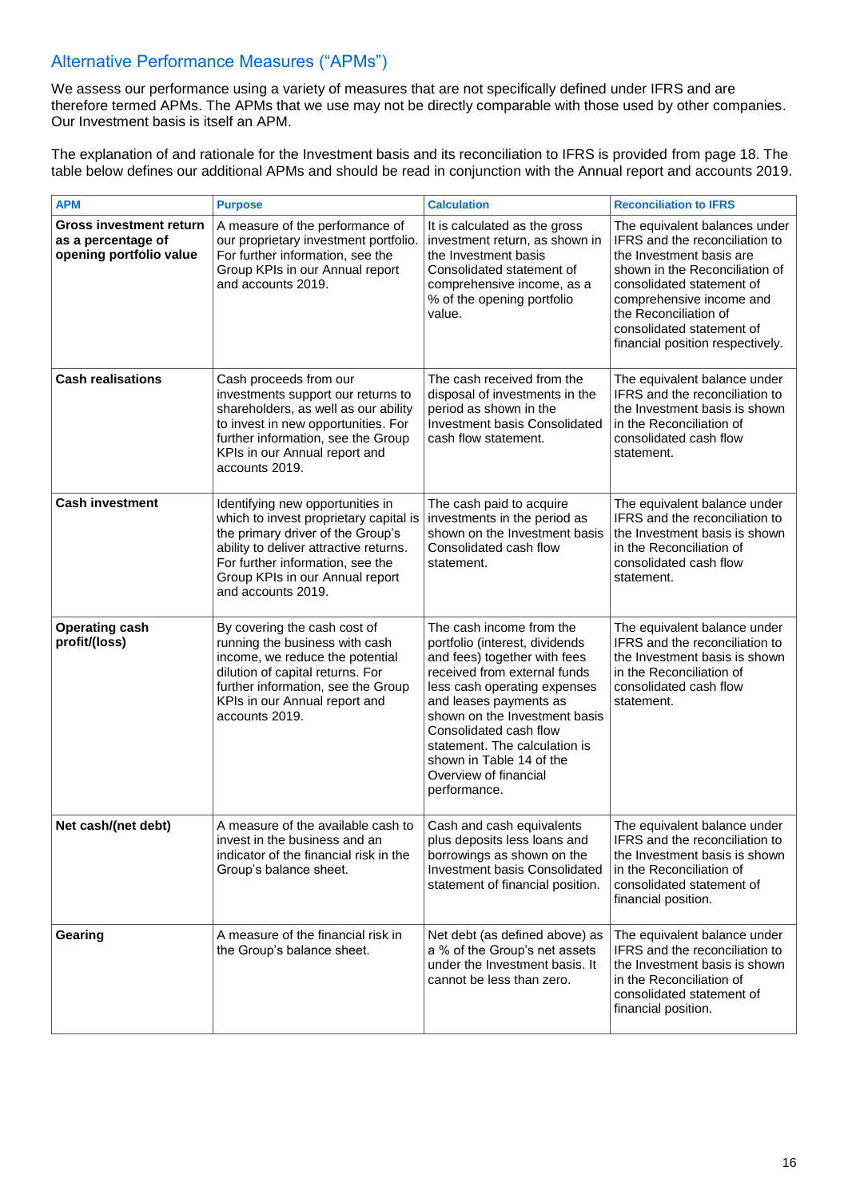## Alternative Performance Measures ("APMs")

We assess our performance using a variety of measures that are not specifically defined under IFRS and are therefore termed APMs. The APMs that we use may not be directly comparable with those used by other companies. Our Investment basis is itself an APM.

The explanation of and rationale for the Investment basis and its reconciliation to IFRS is provided from page 18. The table below defines our additional APMs and should be read in conjunction with the Annual report and accounts 2019.

| APM | Purpose | Calculation | Reconciliation to IFRS |
|---|---|---|---|
| **Gross investment return as a percentage of opening portfolio value** | A measure of the performance of our proprietary investment portfolio. For further information, see the Group KPIs in our Annual report and accounts 2019. | It is calculated as the gross investment return, as shown in the Investment basis Consolidated statement of comprehensive income, as a % of the opening portfolio value. | The equivalent balances under IFRS and the reconciliation to the Investment basis are shown in the Reconciliation of consolidated statement of comprehensive income and the Reconciliation of consolidated statement of financial position respectively. |
| **Cash realisations** | Cash proceeds from our investments support our returns to shareholders, as well as our ability to invest in new opportunities. For further information, see the Group KPIs in our Annual report and accounts 2019. | The cash received from the disposal of investments in the period as shown in the Investment basis Consolidated cash flow statement. | The equivalent balance under IFRS and the reconciliation to the Investment basis is shown in the Reconciliation of consolidated cash flow statement. |
| **Cash investment** | Identifying new opportunities in which to invest proprietary capital is the primary driver of the Group's ability to deliver attractive returns. For further information, see the Group KPIs in our Annual report and accounts 2019. | The cash paid to acquire investments in the period as shown on the Investment basis Consolidated cash flow statement. | The equivalent balance under IFRS and the reconciliation to the Investment basis is shown in the Reconciliation of consolidated cash flow statement. |
| **Operating cash profit/(loss)** | By covering the cash cost of running the business with cash income, we reduce the potential dilution of capital returns. For further information, see the Group KPIs in our Annual report and accounts 2019. | The cash income from the portfolio (interest, dividends and fees) together with fees received from external funds less cash operating expenses and leases payments as shown on the Investment basis Consolidated cash flow statement. The calculation is shown in Table 14 of the Overview of financial performance. | The equivalent balance under IFRS and the reconciliation to the Investment basis is shown in the Reconciliation of consolidated cash flow statement. |
| **Net cash/(net debt)** | A measure of the available cash to invest in the business and an indicator of the financial risk in the Group's balance sheet. | Cash and cash equivalents plus deposits less loans and borrowings as shown on the Investment basis Consolidated statement of financial position. | The equivalent balance under IFRS and the reconciliation to the Investment basis is shown in the Reconciliation of consolidated statement of financial position. |
| **Gearing** | A measure of the financial risk in the Group's balance sheet. | Net debt (as defined above) as a % of the Group's net assets under the Investment basis. It cannot be less than zero. | The equivalent balance under IFRS and the reconciliation to the Investment basis is shown in the Reconciliation of consolidated statement of financial position. |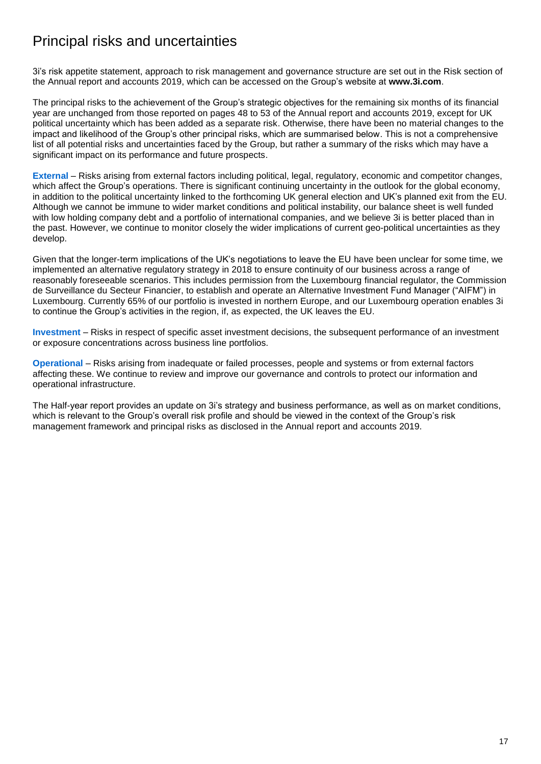# Principal risks and uncertainties

3i's risk appetite statement, approach to risk management and governance structure are set out in the Risk section of the Annual report and accounts 2019, which can be accessed on the Group's website at **www.3i.com**.

The principal risks to the achievement of the Group's strategic objectives for the remaining six months of its financial year are unchanged from those reported on pages 48 to 53 of the Annual report and accounts 2019, except for UK political uncertainty which has been added as a separate risk. Otherwise, there have been no material changes to the impact and likelihood of the Group's other principal risks, which are summarised below. This is not a comprehensive list of all potential risks and uncertainties faced by the Group, but rather a summary of the risks which may have a significant impact on its performance and future prospects.

**External** – Risks arising from external factors including political, legal, regulatory, economic and competitor changes, which affect the Group's operations. There is significant continuing uncertainty in the outlook for the global economy, in addition to the political uncertainty linked to the forthcoming UK general election and UK's planned exit from the EU. Although we cannot be immune to wider market conditions and political instability, our balance sheet is well funded with low holding company debt and a portfolio of international companies, and we believe 3i is better placed than in the past. However, we continue to monitor closely the wider implications of current geo-political uncertainties as they develop.

Given that the longer-term implications of the UK's negotiations to leave the EU have been unclear for some time, we implemented an alternative regulatory strategy in 2018 to ensure continuity of our business across a range of reasonably foreseeable scenarios. This includes permission from the Luxembourg financial regulator, the Commission de Surveillance du Secteur Financier, to establish and operate an Alternative Investment Fund Manager ("AIFM") in Luxembourg. Currently 65% of our portfolio is invested in northern Europe, and our Luxembourg operation enables 3i to continue the Group's activities in the region, if, as expected, the UK leaves the EU.

**Investment** – Risks in respect of specific asset investment decisions, the subsequent performance of an investment or exposure concentrations across business line portfolios.

**Operational** – Risks arising from inadequate or failed processes, people and systems or from external factors affecting these. We continue to review and improve our governance and controls to protect our information and operational infrastructure.

The Half-year report provides an update on 3i's strategy and business performance, as well as on market conditions, which is relevant to the Group's overall risk profile and should be viewed in the context of the Group's risk management framework and principal risks as disclosed in the Annual report and accounts 2019.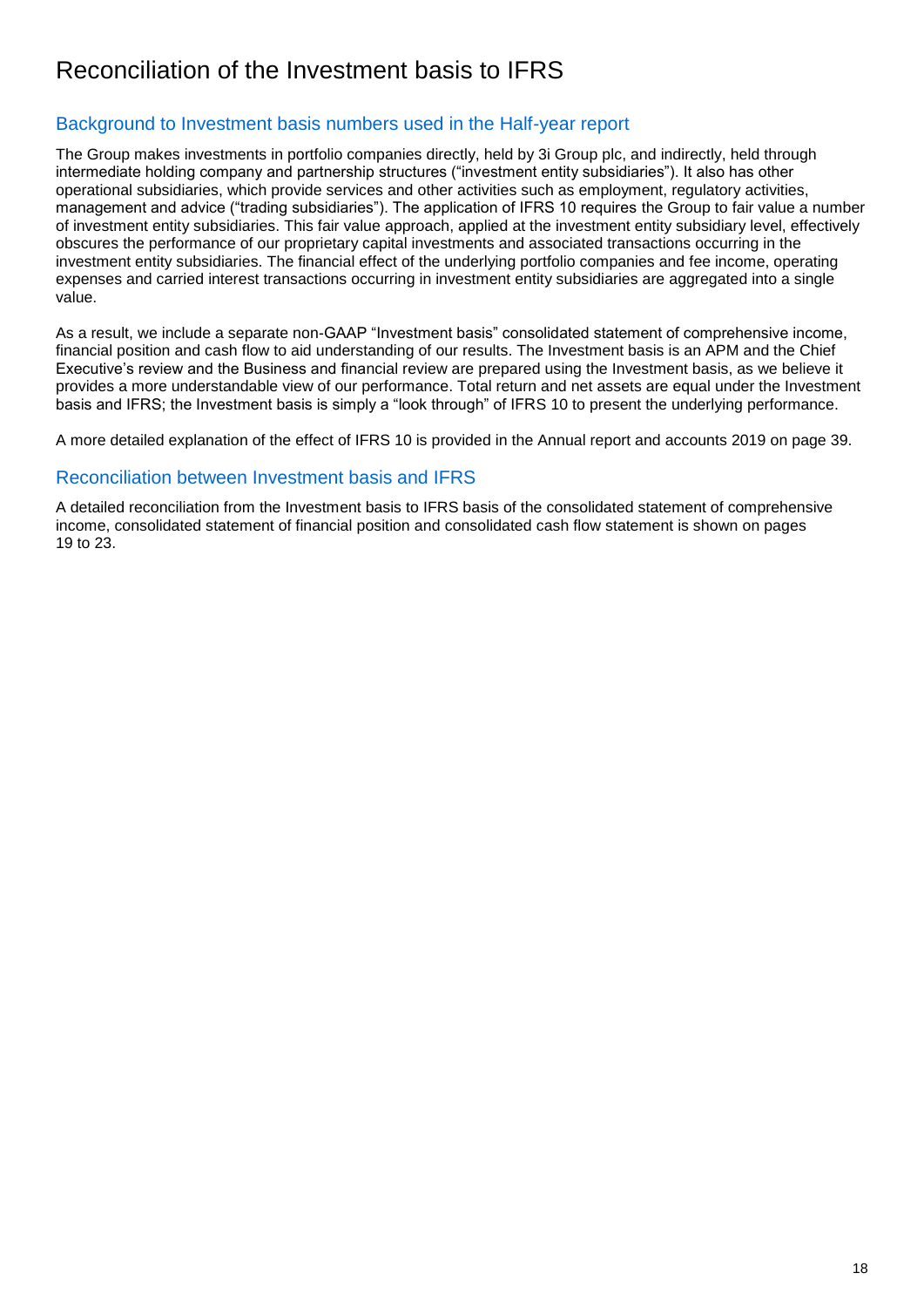# Reconciliation of the Investment basis to IFRS

## Background to Investment basis numbers used in the Half-year report

The Group makes investments in portfolio companies directly, held by 3i Group plc, and indirectly, held through intermediate holding company and partnership structures ("investment entity subsidiaries"). It also has other operational subsidiaries, which provide services and other activities such as employment, regulatory activities, management and advice ("trading subsidiaries"). The application of IFRS 10 requires the Group to fair value a number of investment entity subsidiaries. This fair value approach, applied at the investment entity subsidiary level, effectively obscures the performance of our proprietary capital investments and associated transactions occurring in the investment entity subsidiaries. The financial effect of the underlying portfolio companies and fee income, operating expenses and carried interest transactions occurring in investment entity subsidiaries are aggregated into a single value.

As a result, we include a separate non-GAAP "Investment basis" consolidated statement of comprehensive income, financial position and cash flow to aid understanding of our results. The Investment basis is an APM and the Chief Executive's review and the Business and financial review are prepared using the Investment basis, as we believe it provides a more understandable view of our performance. Total return and net assets are equal under the Investment basis and IFRS; the Investment basis is simply a "look through" of IFRS 10 to present the underlying performance.

A more detailed explanation of the effect of IFRS 10 is provided in the Annual report and accounts 2019 on page 39.

## Reconciliation between Investment basis and IFRS

A detailed reconciliation from the Investment basis to IFRS basis of the consolidated statement of comprehensive income, consolidated statement of financial position and consolidated cash flow statement is shown on pages 19 to 23.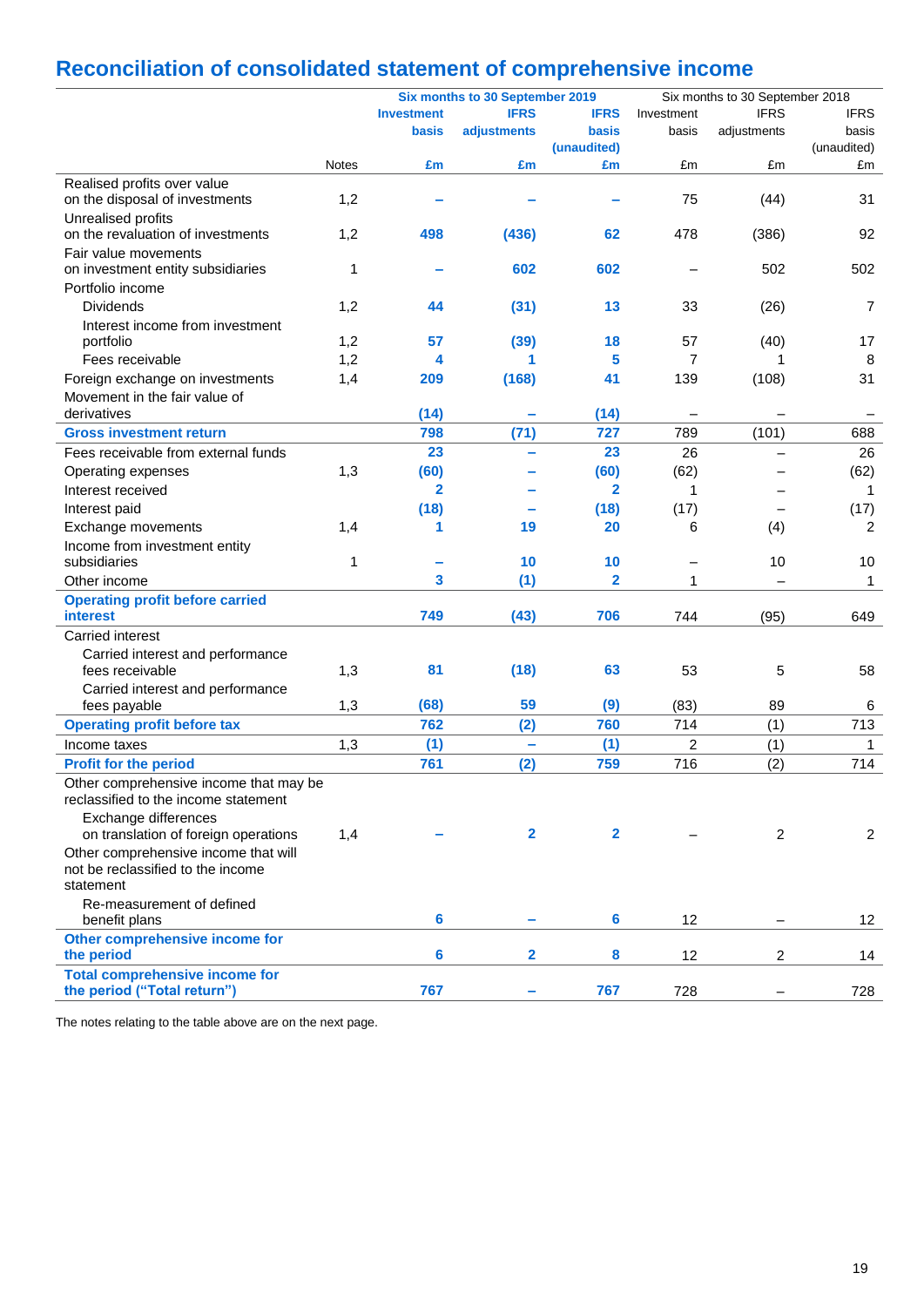# Reconciliation of consolidated statement of comprehensive income

| | Notes | Six months to 30 September 2019 Investment basis £m | IFRS adjustments £m | IFRS basis (unaudited) £m | Six months to 30 September 2018 Investment basis £m | IFRS adjustments £m | IFRS basis (unaudited) £m |
|---|---|---|---|---|---|---|---|
| Realised profits over value on the disposal of investments | 1,2 | – | – | – | 75 | (44) | 31 |
| Unrealised profits on the revaluation of investments | 1,2 | 498 | (436) | 62 | 478 | (386) | 92 |
| Fair value movements on investment entity subsidiaries | 1 | – | 602 | 602 | – | 502 | 502 |
| Portfolio income | | | | | | | |
| Dividends | 1,2 | 44 | (31) | 13 | 33 | (26) | 7 |
| Interest income from investment portfolio | 1,2 | 57 | (39) | 18 | 57 | (40) | 17 |
| Fees receivable | 1,2 | 4 | 1 | 5 | 7 | 1 | 8 |
| Foreign exchange on investments | 1,4 | 209 | (168) | 41 | 139 | (108) | 31 |
| Movement in the fair value of derivatives | | (14) | – | (14) | – | – | – |
| **Gross investment return** | | 798 | (71) | 727 | 789 | (101) | 688 |
| Fees receivable from external funds | | 23 | – | 23 | 26 | – | 26 |
| Operating expenses | 1,3 | (60) | – | (60) | (62) | – | (62) |
| Interest received | | 2 | – | 2 | 1 | – | 1 |
| Interest paid | | (18) | – | (18) | (17) | – | (17) |
| Exchange movements | 1,4 | 1 | 19 | 20 | 6 | (4) | 2 |
| Income from investment entity subsidiaries | 1 | – | 10 | 10 | – | 10 | 10 |
| Other income | | 3 | (1) | 2 | 1 | – | 1 |
| **Operating profit before carried interest** | | 749 | (43) | 706 | 744 | (95) | 649 |
| Carried interest | | | | | | | |
| Carried interest and performance fees receivable | 1,3 | 81 | (18) | 63 | 53 | 5 | 58 |
| Carried interest and performance fees payable | 1,3 | (68) | 59 | (9) | (83) | 89 | 6 |
| **Operating profit before tax** | | 762 | (2) | 760 | 714 | (1) | 713 |
| Income taxes | 1,3 | (1) | – | (1) | 2 | (1) | 1 |
| **Profit for the period** | | 761 | (2) | 759 | 716 | (2) | 714 |
| Other comprehensive income that may be reclassified to the income statement | | | | | | | |
| Exchange differences on translation of foreign operations | 1,4 | – | 2 | 2 | – | 2 | 2 |
| Other comprehensive income that will not be reclassified to the income statement | | | | | | | |
| Re-measurement of defined benefit plans | | 6 | – | 6 | 12 | – | 12 |
| **Other comprehensive income for the period** | | 6 | 2 | 8 | 12 | 2 | 14 |
| **Total comprehensive income for the period ("Total return")** | | 767 | – | 767 | 728 | – | 728 |

The notes relating to the table above are on the next page.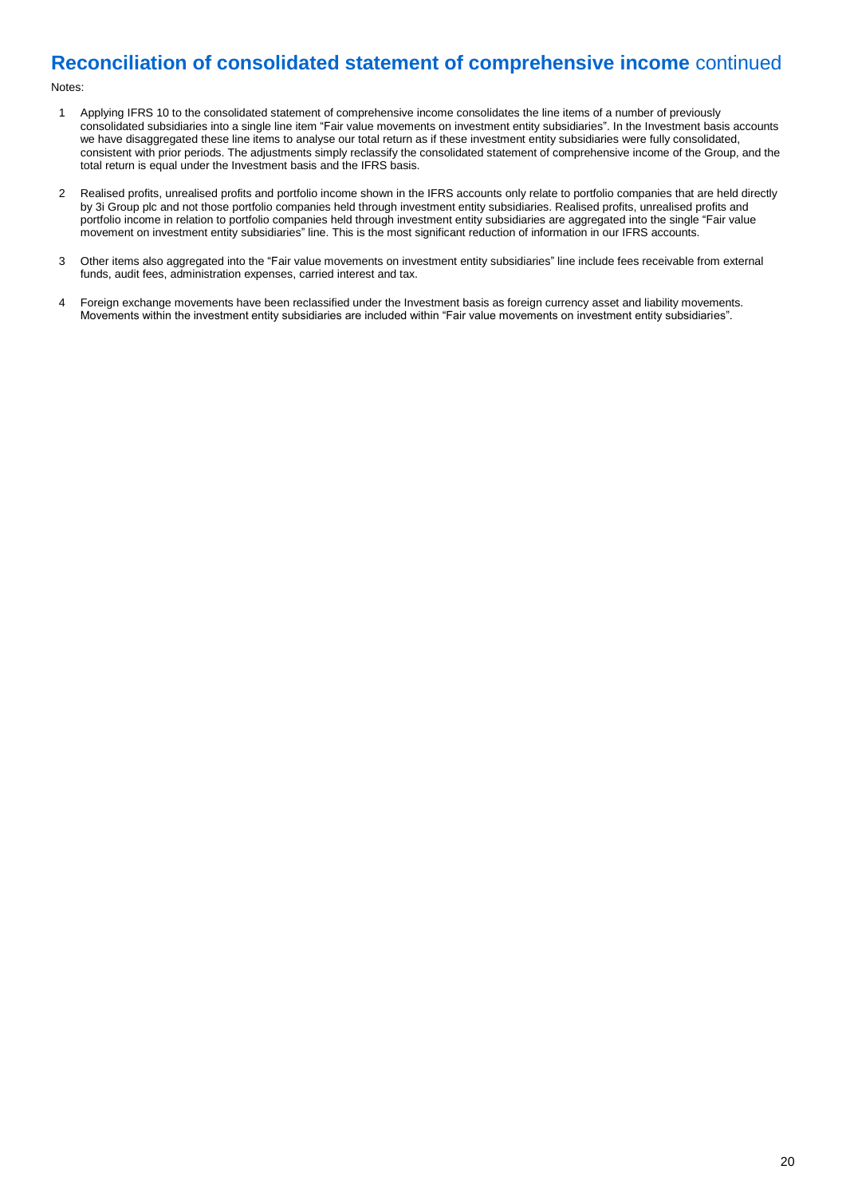# Reconciliation of consolidated statement of comprehensive income continued

Notes:

1. Applying IFRS 10 to the consolidated statement of comprehensive income consolidates the line items of a number of previously consolidated subsidiaries into a single line item "Fair value movements on investment entity subsidiaries". In the Investment basis accounts we have disaggregated these line items to analyse our total return as if these investment entity subsidiaries were fully consolidated, consistent with prior periods. The adjustments simply reclassify the consolidated statement of comprehensive income of the Group, and the total return is equal under the Investment basis and the IFRS basis.

2. Realised profits, unrealised profits and portfolio income shown in the IFRS accounts only relate to portfolio companies that are held directly by 3i Group plc and not those portfolio companies held through investment entity subsidiaries. Realised profits, unrealised profits and portfolio income in relation to portfolio companies held through investment entity subsidiaries are aggregated into the single "Fair value movement on investment entity subsidiaries" line. This is the most significant reduction of information in our IFRS accounts.

3. Other items also aggregated into the "Fair value movements on investment entity subsidiaries" line include fees receivable from external funds, audit fees, administration expenses, carried interest and tax.

4. Foreign exchange movements have been reclassified under the Investment basis as foreign currency asset and liability movements. Movements within the investment entity subsidiaries are included within "Fair value movements on investment entity subsidiaries".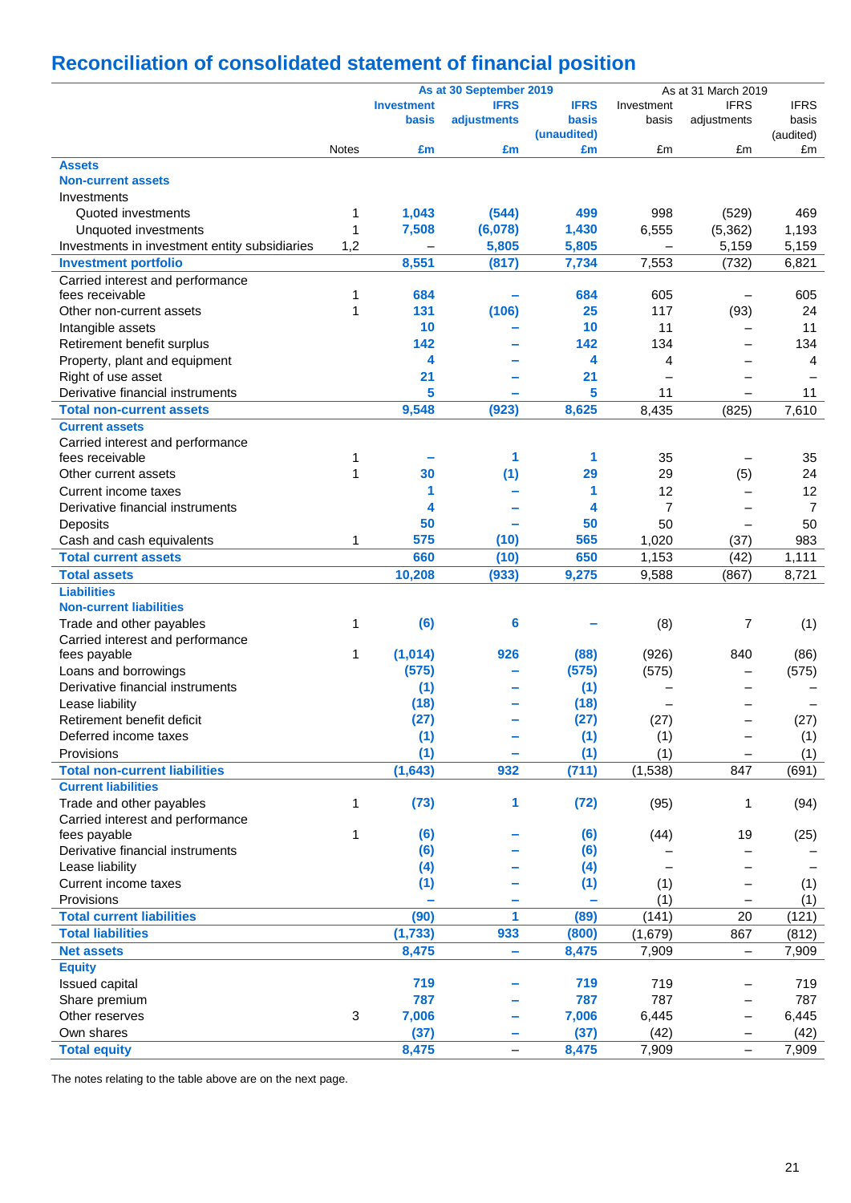# Reconciliation of consolidated statement of financial position

| | Notes | As at 30 September 2019 Investment basis £m | IFRS adjustments £m | IFRS basis (unaudited) £m | As at 31 March 2019 Investment basis £m | IFRS adjustments £m | IFRS basis (audited) £m |
|---|---|---|---|---|---|---|---|
| **Assets** | | | | | | | |
| **Non-current assets** | | | | | | | |
| Investments | | | | | | | |
| Quoted investments | 1 | 1,043 | (544) | 499 | 998 | (529) | 469 |
| Unquoted investments | 1 | 7,508 | (6,078) | 1,430 | 6,555 | (5,362) | 1,193 |
| Investments in investment entity subsidiaries | 1,2 | – | 5,805 | 5,805 | – | 5,159 | 5,159 |
| **Investment portfolio** | | 8,551 | (817) | 7,734 | 7,553 | (732) | 6,821 |
| Carried interest and performance fees receivable | 1 | 684 | – | 684 | 605 | – | 605 |
| Other non-current assets | 1 | 131 | (106) | 25 | 117 | (93) | 24 |
| Intangible assets | | 10 | – | 10 | 11 | – | 11 |
| Retirement benefit surplus | | 142 | – | 142 | 134 | – | 134 |
| Property, plant and equipment | | 4 | – | 4 | 4 | – | 4 |
| Right of use asset | | 21 | – | 21 | – | – | – |
| Derivative financial instruments | | 5 | – | 5 | 11 | – | 11 |
| **Total non-current assets** | | 9,548 | (923) | 8,625 | 8,435 | (825) | 7,610 |
| **Current assets** | | | | | | | |
| Carried interest and performance fees receivable | 1 | – | 1 | 1 | 35 | – | 35 |
| Other current assets | 1 | 30 | (1) | 29 | 29 | (5) | 24 |
| Current income taxes | | 1 | – | 1 | 12 | – | 12 |
| Derivative financial instruments | | 4 | – | 4 | 7 | – | 7 |
| Deposits | | 50 | – | 50 | 50 | – | 50 |
| Cash and cash equivalents | 1 | 575 | (10) | 565 | 1,020 | (37) | 983 |
| **Total current assets** | | 660 | (10) | 650 | 1,153 | (42) | 1,111 |
| **Total assets** | | 10,208 | (933) | 9,275 | 9,588 | (867) | 8,721 |
| **Liabilities** | | | | | | | |
| **Non-current liabilities** | | | | | | | |
| Trade and other payables | 1 | (6) | 6 | – | (8) | 7 | (1) |
| Carried interest and performance fees payable | 1 | (1,014) | 926 | (88) | (926) | 840 | (86) |
| Loans and borrowings | | (575) | – | (575) | (575) | – | (575) |
| Derivative financial instruments | | (1) | – | (1) | – | – | – |
| Lease liability | | (18) | – | (18) | – | – | – |
| Retirement benefit deficit | | (27) | – | (27) | (27) | – | (27) |
| Deferred income taxes | | (1) | – | (1) | (1) | – | (1) |
| Provisions | | (1) | – | (1) | (1) | – | (1) |
| **Total non-current liabilities** | | (1,643) | 932 | (711) | (1,538) | 847 | (691) |
| **Current liabilities** | | | | | | | |
| Trade and other payables | 1 | (73) | 1 | (72) | (95) | 1 | (94) |
| Carried interest and performance fees payable | 1 | (6) | – | (6) | (44) | 19 | (25) |
| Derivative financial instruments | | (6) | – | (6) | – | – | – |
| Lease liability | | (4) | – | (4) | – | – | – |
| Current income taxes | | (1) | – | (1) | (1) | – | (1) |
| Provisions | | – | – | – | (1) | – | (1) |
| **Total current liabilities** | | (90) | 1 | (89) | (141) | 20 | (121) |
| **Total liabilities** | | (1,733) | 933 | (800) | (1,679) | 867 | (812) |
| **Net assets** | | 8,475 | – | 8,475 | 7,909 | – | 7,909 |
| **Equity** | | | | | | | |
| Issued capital | | 719 | – | 719 | 719 | – | 719 |
| Share premium | | 787 | – | 787 | 787 | – | 787 |
| Other reserves | 3 | 7,006 | – | 7,006 | 6,445 | – | 6,445 |
| Own shares | | (37) | – | (37) | (42) | – | (42) |
| **Total equity** | | 8,475 | – | 8,475 | 7,909 | – | 7,909 |

The notes relating to the table above are on the next page.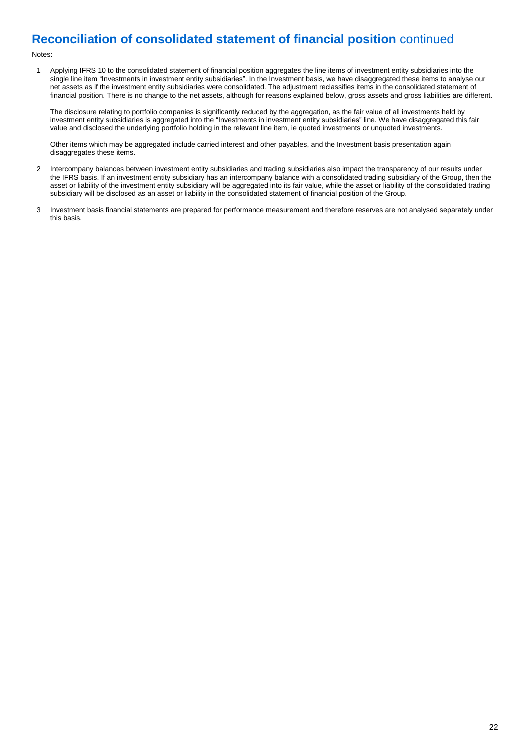# Reconciliation of consolidated statement of financial position continued

Notes:

1. Applying IFRS 10 to the consolidated statement of financial position aggregates the line items of investment entity subsidiaries into the single line item "Investments in investment entity subsidiaries". In the Investment basis, we have disaggregated these items to analyse our net assets as if the investment entity subsidiaries were consolidated. The adjustment reclassifies items in the consolidated statement of financial position. There is no change to the net assets, although for reasons explained below, gross assets and gross liabilities are different.

   The disclosure relating to portfolio companies is significantly reduced by the aggregation, as the fair value of all investments held by investment entity subsidiaries is aggregated into the "Investments in investment entity subsidiaries" line. We have disaggregated this fair value and disclosed the underlying portfolio holding in the relevant line item, ie quoted investments or unquoted investments.

   Other items which may be aggregated include carried interest and other payables, and the Investment basis presentation again disaggregates these items.

2. Intercompany balances between investment entity subsidiaries and trading subsidiaries also impact the transparency of our results under the IFRS basis. If an investment entity subsidiary has an intercompany balance with a consolidated trading subsidiary of the Group, then the asset or liability of the investment entity subsidiary will be aggregated into its fair value, while the asset or liability of the consolidated trading subsidiary will be disclosed as an asset or liability in the consolidated statement of financial position of the Group.

3. Investment basis financial statements are prepared for performance measurement and therefore reserves are not analysed separately under this basis.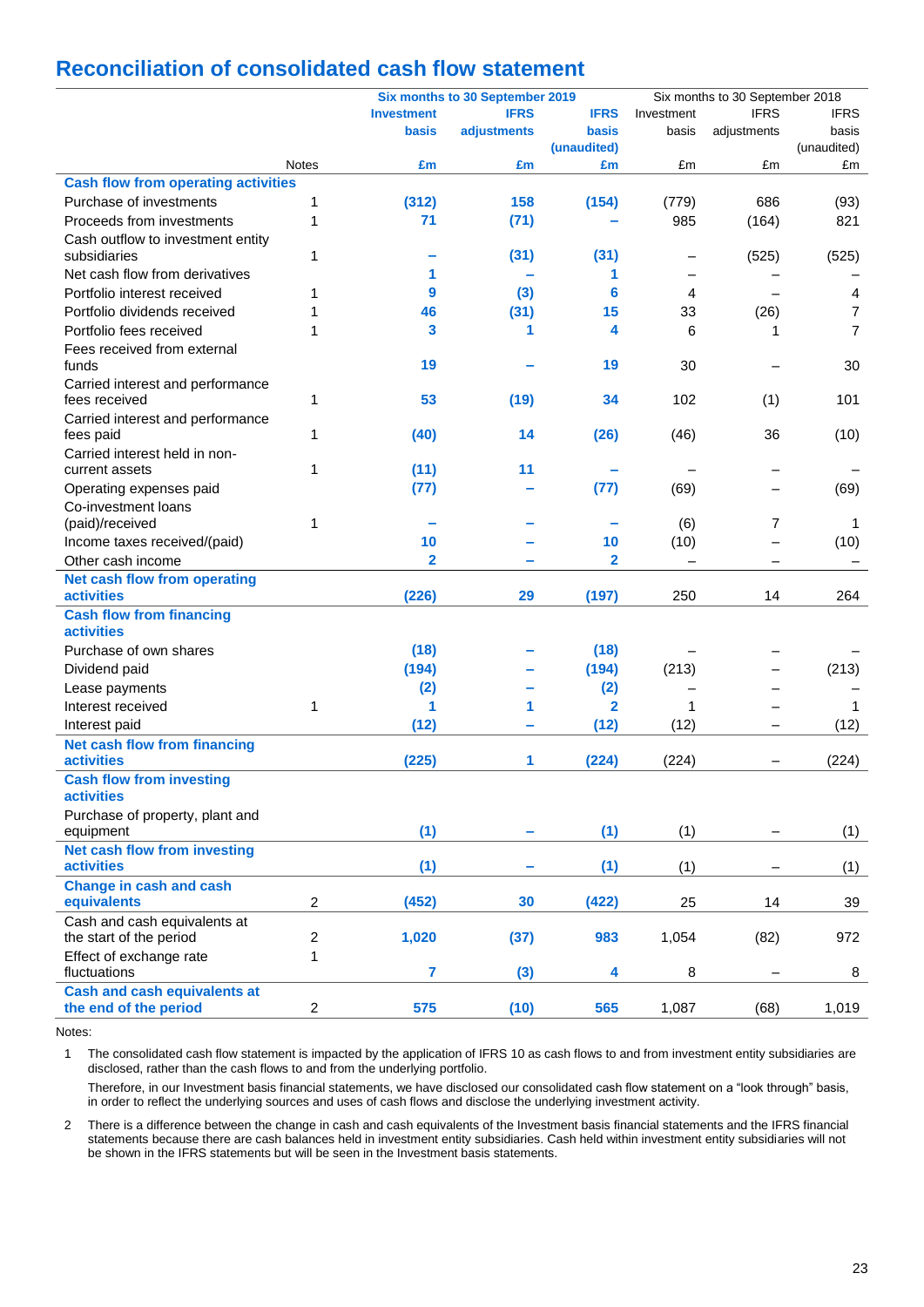## Reconciliation of consolidated cash flow statement

| | Notes | Six months to 30 September 2019 Investment basis £m | IFRS adjustments £m | IFRS basis (unaudited) £m | Six months to 30 September 2018 Investment basis £m | IFRS adjustments £m | IFRS basis (unaudited) £m |
|---|---|---|---|---|---|---|---|
| **Cash flow from operating activities** | | | | | | | |
| Purchase of investments | 1 | (312) | 158 | (154) | (779) | 686 | (93) |
| Proceeds from investments | 1 | 71 | (71) | – | 985 | (164) | 821 |
| Cash outflow to investment entity subsidiaries | 1 | – | (31) | (31) | – | (525) | (525) |
| Net cash flow from derivatives | | 1 | – | 1 | – | – | – |
| Portfolio interest received | 1 | 9 | (3) | 6 | 4 | – | 4 |
| Portfolio dividends received | 1 | 46 | (31) | 15 | 33 | (26) | 7 |
| Portfolio fees received | 1 | 3 | 1 | 4 | 6 | 1 | 7 |
| Fees received from external funds | | 19 | – | 19 | 30 | – | 30 |
| Carried interest and performance fees received | 1 | 53 | (19) | 34 | 102 | (1) | 101 |
| Carried interest and performance fees paid | 1 | (40) | 14 | (26) | (46) | 36 | (10) |
| Carried interest held in non-current assets | 1 | (11) | 11 | – | – | – | – |
| Operating expenses paid | | (77) | – | (77) | (69) | – | (69) |
| Co-investment loans (paid)/received | 1 | – | – | – | (6) | 7 | 1 |
| Income taxes received/(paid) | | 10 | – | 10 | (10) | – | (10) |
| Other cash income | | 2 | – | 2 | – | – | – |
| **Net cash flow from operating activities** | | (226) | 29 | (197) | 250 | 14 | 264 |
| **Cash flow from financing activities** | | | | | | | |
| Purchase of own shares | | (18) | – | (18) | – | – | – |
| Dividend paid | | (194) | – | (194) | (213) | – | (213) |
| Lease payments | | (2) | – | (2) | – | – | – |
| Interest received | 1 | 1 | 1 | 2 | 1 | – | 1 |
| Interest paid | | (12) | – | (12) | (12) | – | (12) |
| **Net cash flow from financing activities** | | (225) | 1 | (224) | (224) | – | (224) |
| **Cash flow from investing activities** | | | | | | | |
| Purchase of property, plant and equipment | | (1) | – | (1) | (1) | – | (1) |
| **Net cash flow from investing activities** | | (1) | – | (1) | (1) | – | (1) |
| **Change in cash and cash equivalents** | 2 | (452) | 30 | (422) | 25 | 14 | 39 |
| Cash and cash equivalents at the start of the period | 2 | 1,020 | (37) | 983 | 1,054 | (82) | 972 |
| Effect of exchange rate fluctuations | 1 | 7 | (3) | 4 | 8 | – | 8 |
| **Cash and cash equivalents at the end of the period** | 2 | 575 | (10) | 565 | 1,087 | (68) | 1,019 |

Notes:

1 The consolidated cash flow statement is impacted by the application of IFRS 10 as cash flows to and from investment entity subsidiaries are disclosed, rather than the cash flows to and from the underlying portfolio.

Therefore, in our Investment basis financial statements, we have disclosed our consolidated cash flow statement on a "look through" basis, in order to reflect the underlying sources and uses of cash flows and disclose the underlying investment activity.

2 There is a difference between the change in cash and cash equivalents of the Investment basis financial statements and the IFRS financial statements because there are cash balances held in investment entity subsidiaries. Cash held within investment entity subsidiaries will not be shown in the IFRS statements but will be seen in the Investment basis statements.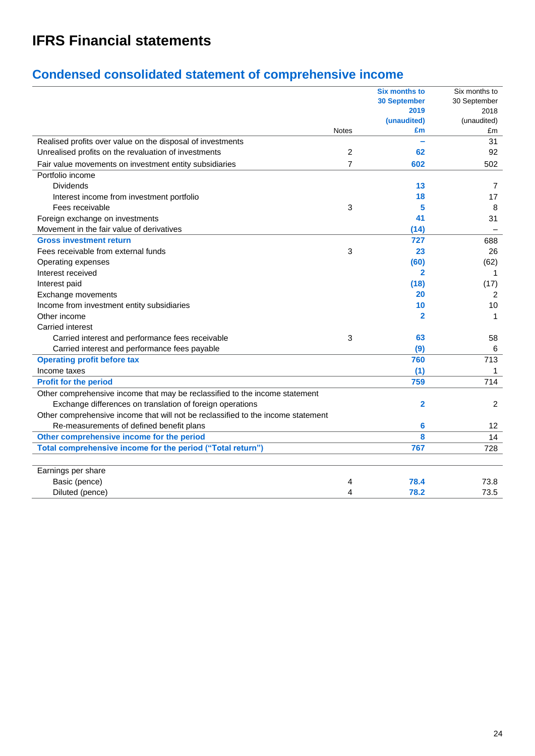# IFRS Financial statements

## Condensed consolidated statement of comprehensive income

| | Notes | Six months to 30 September 2019 (unaudited) £m | Six months to 30 September 2018 (unaudited) £m |
|---|---|---|---|
| Realised profits over value on the disposal of investments | | – | 31 |
| Unrealised profits on the revaluation of investments | 2 | 62 | 92 |
| Fair value movements on investment entity subsidiaries | 7 | 602 | 502 |
| Portfolio income | | | |
| Dividends | | 13 | 7 |
| Interest income from investment portfolio | | 18 | 17 |
| Fees receivable | 3 | 5 | 8 |
| Foreign exchange on investments | | 41 | 31 |
| Movement in the fair value of derivatives | | (14) | – |
| **Gross investment return** | | **727** | 688 |
| Fees receivable from external funds | 3 | 23 | 26 |
| Operating expenses | | (60) | (62) |
| Interest received | | 2 | 1 |
| Interest paid | | (18) | (17) |
| Exchange movements | | 20 | 2 |
| Income from investment entity subsidiaries | | 10 | 10 |
| Other income | | 2 | 1 |
| Carried interest | | | |
| Carried interest and performance fees receivable | 3 | 63 | 58 |
| Carried interest and performance fees payable | | (9) | 6 |
| **Operating profit before tax** | | **760** | 713 |
| Income taxes | | (1) | 1 |
| **Profit for the period** | | **759** | 714 |
| Other comprehensive income that may be reclassified to the income statement | | | |
| Exchange differences on translation of foreign operations | | 2 | 2 |
| Other comprehensive income that will not be reclassified to the income statement | | | |
| Re-measurements of defined benefit plans | | 6 | 12 |
| **Other comprehensive income for the period** | | **8** | 14 |
| **Total comprehensive income for the period ("Total return")** | | **767** | 728 |
| | | | |
| Earnings per share | | | |
| Basic (pence) | 4 | 78.4 | 73.8 |
| Diluted (pence) | 4 | 78.2 | 73.5 |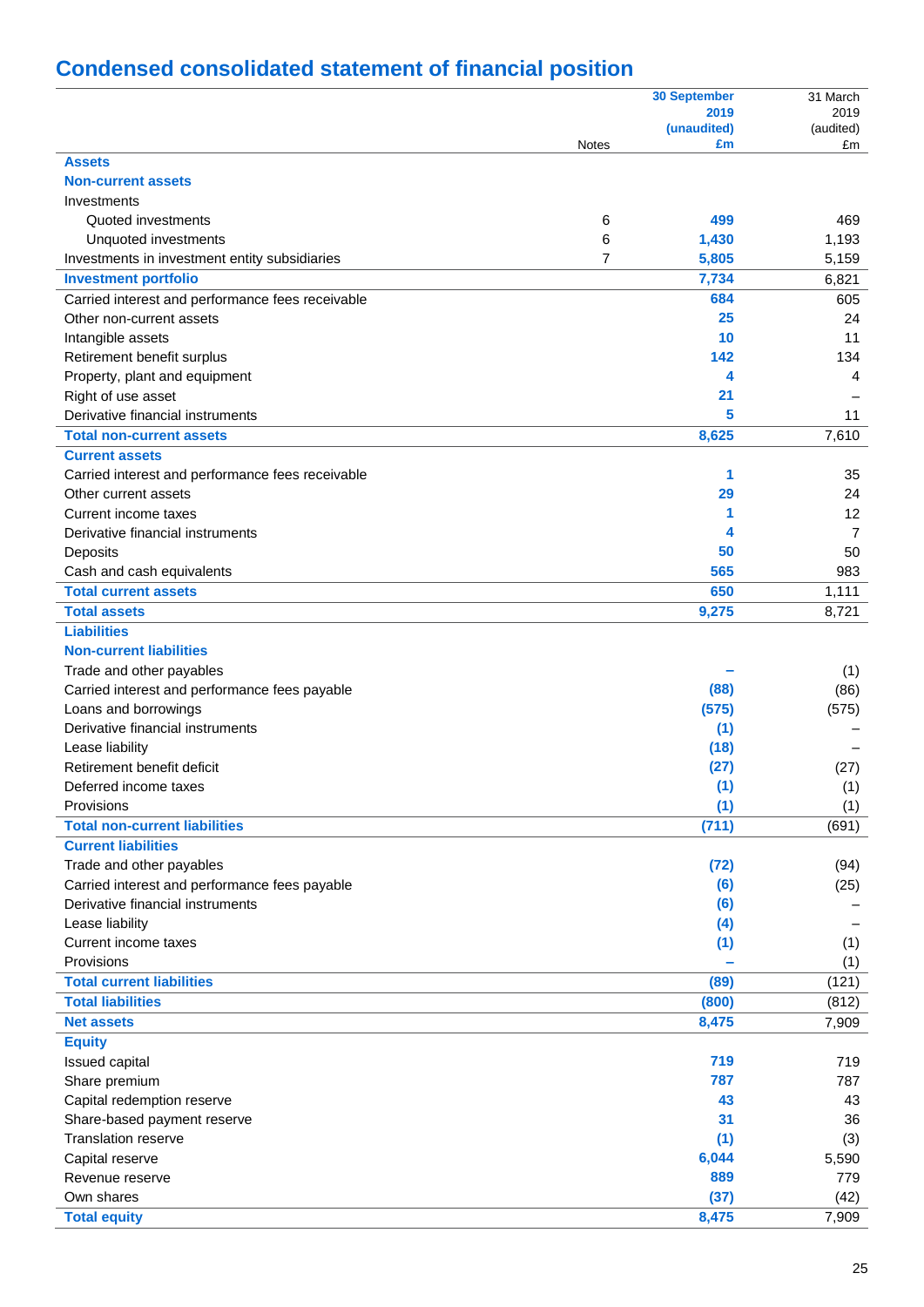# Condensed consolidated statement of financial position

| | Notes | 30 September 2019 (unaudited) £m | 31 March 2019 (audited) £m |
|---|---|---|---|
| **Assets** | | | |
| **Non-current assets** | | | |
| Investments | | | |
| Quoted investments | 6 | **499** | 469 |
| Unquoted investments | 6 | **1,430** | 1,193 |
| Investments in investment entity subsidiaries | 7 | **5,805** | 5,159 |
| **Investment portfolio** | | **7,734** | 6,821 |
| Carried interest and performance fees receivable | | **684** | 605 |
| Other non-current assets | | **25** | 24 |
| Intangible assets | | **10** | 11 |
| Retirement benefit surplus | | **142** | 134 |
| Property, plant and equipment | | **4** | 4 |
| Right of use asset | | **21** | – |
| Derivative financial instruments | | **5** | 11 |
| **Total non-current assets** | | **8,625** | 7,610 |
| **Current assets** | | | |
| Carried interest and performance fees receivable | | **1** | 35 |
| Other current assets | | **29** | 24 |
| Current income taxes | | **1** | 12 |
| Derivative financial instruments | | **4** | 7 |
| Deposits | | **50** | 50 |
| Cash and cash equivalents | | **565** | 983 |
| **Total current assets** | | **650** | 1,111 |
| **Total assets** | | **9,275** | 8,721 |
| **Liabilities** | | | |
| **Non-current liabilities** | | | |
| Trade and other payables | | **–** | (1) |
| Carried interest and performance fees payable | | **(88)** | (86) |
| Loans and borrowings | | **(575)** | (575) |
| Derivative financial instruments | | **(1)** | – |
| Lease liability | | **(18)** | – |
| Retirement benefit deficit | | **(27)** | (27) |
| Deferred income taxes | | **(1)** | (1) |
| Provisions | | **(1)** | (1) |
| **Total non-current liabilities** | | **(711)** | (691) |
| **Current liabilities** | | | |
| Trade and other payables | | **(72)** | (94) |
| Carried interest and performance fees payable | | **(6)** | (25) |
| Derivative financial instruments | | **(6)** | – |
| Lease liability | | **(4)** | – |
| Current income taxes | | **(1)** | (1) |
| Provisions | | **–** | (1) |
| **Total current liabilities** | | **(89)** | (121) |
| **Total liabilities** | | **(800)** | (812) |
| **Net assets** | | **8,475** | 7,909 |
| **Equity** | | | |
| Issued capital | | **719** | 719 |
| Share premium | | **787** | 787 |
| Capital redemption reserve | | **43** | 43 |
| Share-based payment reserve | | **31** | 36 |
| Translation reserve | | **(1)** | (3) |
| Capital reserve | | **6,044** | 5,590 |
| Revenue reserve | | **889** | 779 |
| Own shares | | **(37)** | (42) |
| **Total equity** | | **8,475** | 7,909 |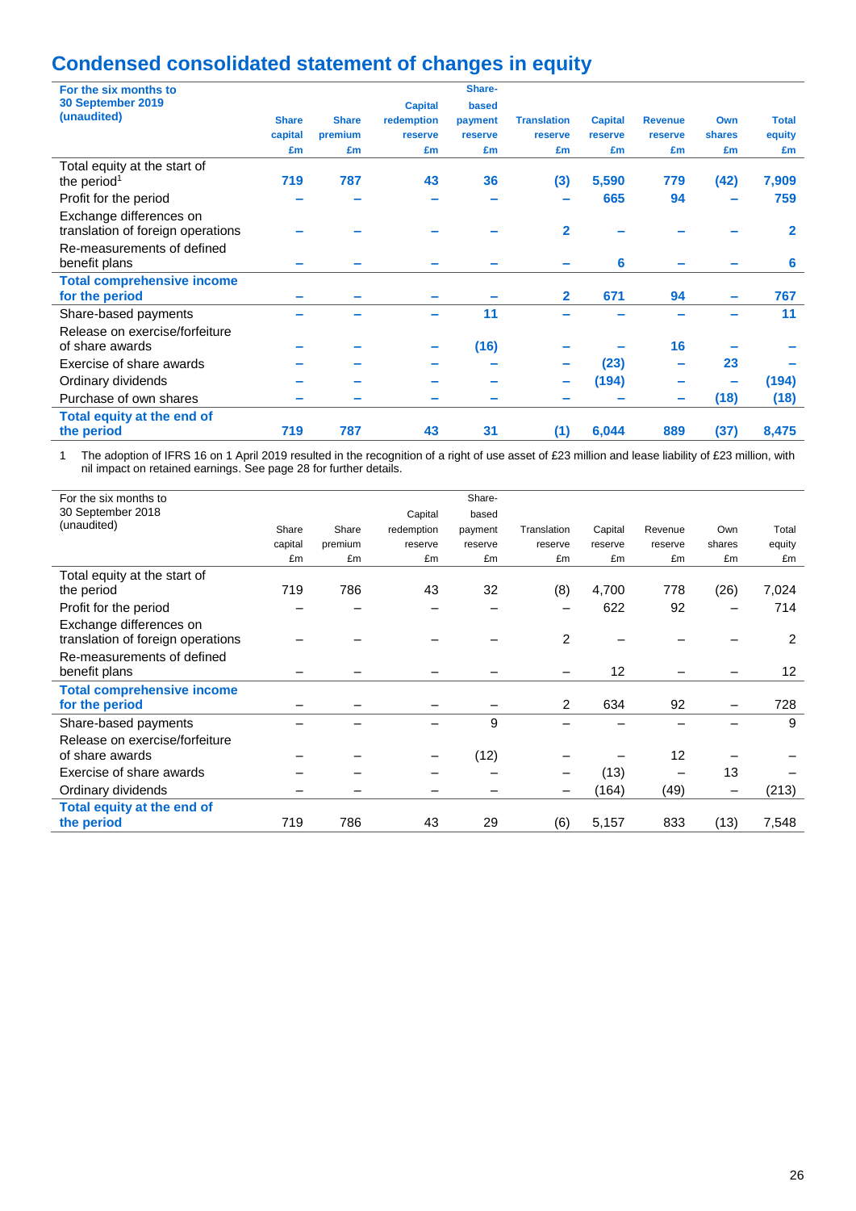# Condensed consolidated statement of changes in equity

| For the six months to 30 September 2019 (unaudited) | Share capital £m | Share premium £m | Capital redemption reserve £m | Share-based payment reserve £m | Translation reserve £m | Capital reserve £m | Revenue reserve £m | Own shares £m | Total equity £m |
|---|---|---|---|---|---|---|---|---|---|
| Total equity at the start of the period[1] | **719** | **787** | **43** | **36** | **(3)** | **5,590** | **779** | **(42)** | **7,909** |
| Profit for the period | **–** | **–** | **–** | **–** | **–** | **665** | **94** | **–** | **759** |
| Exchange differences on translation of foreign operations | **–** | **–** | **–** | **–** | **2** | **–** | **–** | **–** | **2** |
| Re-measurements of defined benefit plans | **–** | **–** | **–** | **–** | **–** | **6** | **–** | **–** | **6** |
| **Total comprehensive income for the period** | **–** | **–** | **–** | **–** | **2** | **671** | **94** | **–** | **767** |
| Share-based payments | **–** | **–** | **–** | **11** | **–** | **–** | **–** | **–** | **11** |
| Release on exercise/forfeiture of share awards | **–** | **–** | **–** | **(16)** | **–** | **–** | **16** | **–** | **–** |
| Exercise of share awards | **–** | **–** | **–** | **–** | **–** | **(23)** | **–** | **23** | **–** |
| Ordinary dividends | **–** | **–** | **–** | **–** | **–** | **(194)** | **–** | **–** | **(194)** |
| Purchase of own shares | **–** | **–** | **–** | **–** | **–** | **–** | **–** | **(18)** | **(18)** |
| **Total equity at the end of the period** | **719** | **787** | **43** | **31** | **(1)** | **6,044** | **889** | **(37)** | **8,475** |

1 The adoption of IFRS 16 on 1 April 2019 resulted in the recognition of a right of use asset of £23 million and lease liability of £23 million, with nil impact on retained earnings. See page 28 for further details.

| For the six months to 30 September 2018 (unaudited) | Share capital £m | Share premium £m | Capital redemption reserve £m | Share-based payment reserve £m | Translation reserve £m | Capital reserve £m | Revenue reserve £m | Own shares £m | Total equity £m |
|---|---|---|---|---|---|---|---|---|---|
| Total equity at the start of the period | 719 | 786 | 43 | 32 | (8) | 4,700 | 778 | (26) | 7,024 |
| Profit for the period | – | – | – | – | – | 622 | 92 | – | 714 |
| Exchange differences on translation of foreign operations | – | – | – | – | 2 | – | – | – | 2 |
| Re-measurements of defined benefit plans | – | – | – | – | – | 12 | – | – | 12 |
| **Total comprehensive income for the period** | – | – | – | – | 2 | 634 | 92 | – | 728 |
| Share-based payments | – | – | – | 9 | – | – | – | – | 9 |
| Release on exercise/forfeiture of share awards | – | – | – | (12) | – | – | 12 | – | – |
| Exercise of share awards | – | – | – | – | – | (13) | – | 13 | – |
| Ordinary dividends | – | – | – | – | – | (164) | (49) | – | (213) |
| **Total equity at the end of the period** | 719 | 786 | 43 | 29 | (6) | 5,157 | 833 | (13) | 7,548 |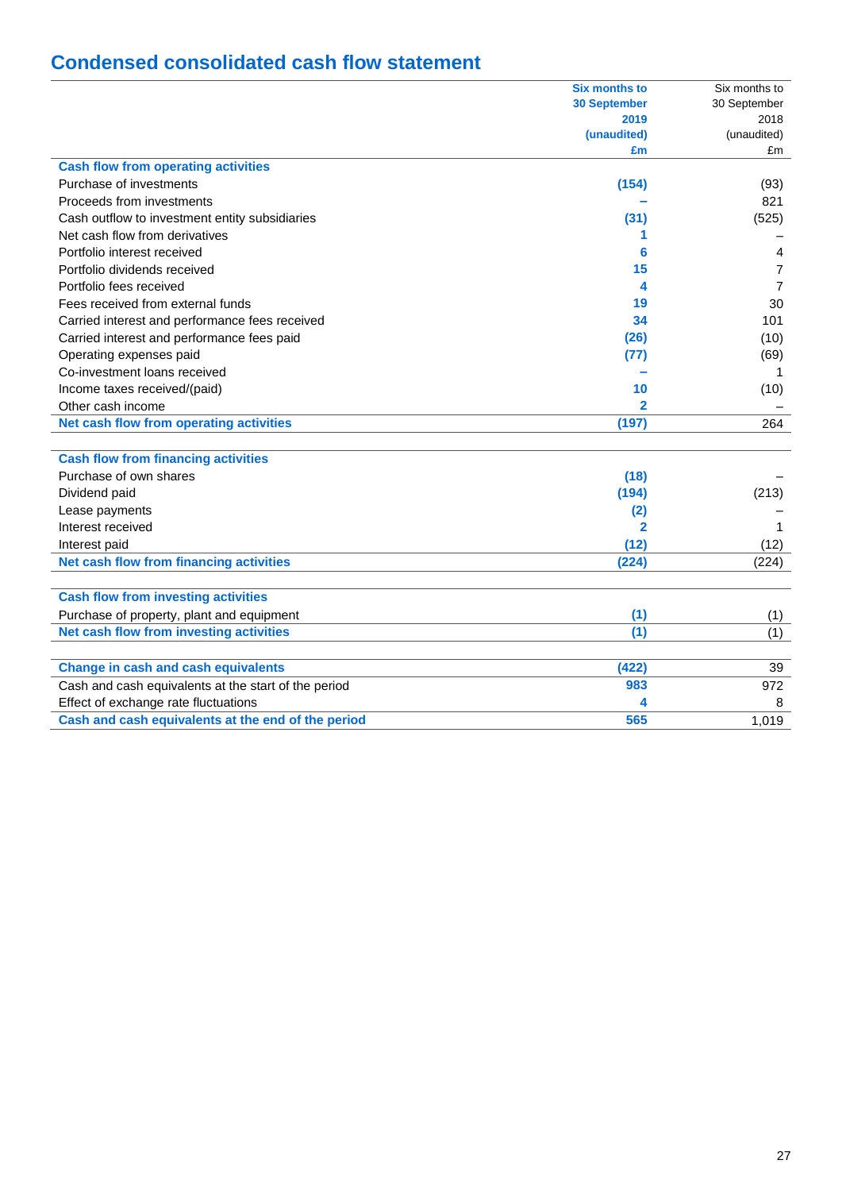# Condensed consolidated cash flow statement

| | Six months to 30 September 2019 (unaudited) £m | Six months to 30 September 2018 (unaudited) £m |
|---|---|---|
| **Cash flow from operating activities** | | |
| Purchase of investments | (154) | (93) |
| Proceeds from investments | – | 821 |
| Cash outflow to investment entity subsidiaries | (31) | (525) |
| Net cash flow from derivatives | 1 | – |
| Portfolio interest received | 6 | 4 |
| Portfolio dividends received | 15 | 7 |
| Portfolio fees received | 4 | 7 |
| Fees received from external funds | 19 | 30 |
| Carried interest and performance fees received | 34 | 101 |
| Carried interest and performance fees paid | (26) | (10) |
| Operating expenses paid | (77) | (69) |
| Co-investment loans received | – | 1 |
| Income taxes received/(paid) | 10 | (10) |
| Other cash income | 2 | – |
| **Net cash flow from operating activities** | **(197)** | **264** |
| | | |
| **Cash flow from financing activities** | | |
| Purchase of own shares | (18) | – |
| Dividend paid | (194) | (213) |
| Lease payments | (2) | – |
| Interest received | 2 | 1 |
| Interest paid | (12) | (12) |
| **Net cash flow from financing activities** | **(224)** | **(224)** |
| | | |
| **Cash flow from investing activities** | | |
| Purchase of property, plant and equipment | (1) | (1) |
| **Net cash flow from investing activities** | **(1)** | **(1)** |
| | | |
| **Change in cash and cash equivalents** | **(422)** | **39** |
| Cash and cash equivalents at the start of the period | 983 | 972 |
| Effect of exchange rate fluctuations | 4 | 8 |
| **Cash and cash equivalents at the end of the period** | **565** | **1,019** |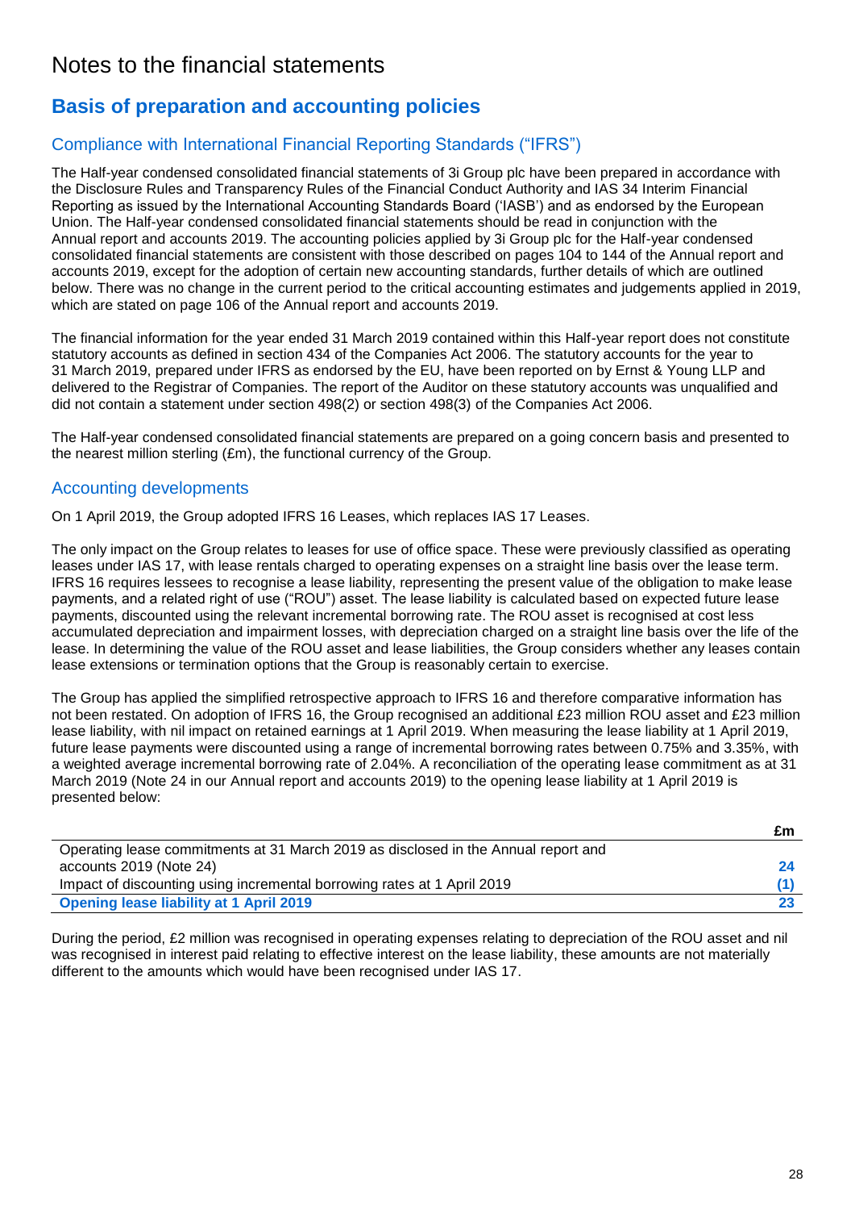# Notes to the financial statements

## Basis of preparation and accounting policies

### Compliance with International Financial Reporting Standards ("IFRS")

The Half-year condensed consolidated financial statements of 3i Group plc have been prepared in accordance with the Disclosure Rules and Transparency Rules of the Financial Conduct Authority and IAS 34 Interim Financial Reporting as issued by the International Accounting Standards Board ('IASB') and as endorsed by the European Union. The Half-year condensed consolidated financial statements should be read in conjunction with the Annual report and accounts 2019. The accounting policies applied by 3i Group plc for the Half-year condensed consolidated financial statements are consistent with those described on pages 104 to 144 of the Annual report and accounts 2019, except for the adoption of certain new accounting standards, further details of which are outlined below. There was no change in the current period to the critical accounting estimates and judgements applied in 2019, which are stated on page 106 of the Annual report and accounts 2019.

The financial information for the year ended 31 March 2019 contained within this Half-year report does not constitute statutory accounts as defined in section 434 of the Companies Act 2006. The statutory accounts for the year to 31 March 2019, prepared under IFRS as endorsed by the EU, have been reported on by Ernst & Young LLP and delivered to the Registrar of Companies. The report of the Auditor on these statutory accounts was unqualified and did not contain a statement under section 498(2) or section 498(3) of the Companies Act 2006.

The Half-year condensed consolidated financial statements are prepared on a going concern basis and presented to the nearest million sterling (£m), the functional currency of the Group.

### Accounting developments

On 1 April 2019, the Group adopted IFRS 16 Leases, which replaces IAS 17 Leases.

The only impact on the Group relates to leases for use of office space. These were previously classified as operating leases under IAS 17, with lease rentals charged to operating expenses on a straight line basis over the lease term. IFRS 16 requires lessees to recognise a lease liability, representing the present value of the obligation to make lease payments, and a related right of use ("ROU") asset. The lease liability is calculated based on expected future lease payments, discounted using the relevant incremental borrowing rate. The ROU asset is recognised at cost less accumulated depreciation and impairment losses, with depreciation charged on a straight line basis over the life of the lease. In determining the value of the ROU asset and lease liabilities, the Group considers whether any leases contain lease extensions or termination options that the Group is reasonably certain to exercise.

The Group has applied the simplified retrospective approach to IFRS 16 and therefore comparative information has not been restated. On adoption of IFRS 16, the Group recognised an additional £23 million ROU asset and £23 million lease liability, with nil impact on retained earnings at 1 April 2019. When measuring the lease liability at 1 April 2019, future lease payments were discounted using a range of incremental borrowing rates between 0.75% and 3.35%, with a weighted average incremental borrowing rate of 2.04%. A reconciliation of the operating lease commitment as at 31 March 2019 (Note 24 in our Annual report and accounts 2019) to the opening lease liability at 1 April 2019 is presented below:

| | £m |
|---|---|
| Operating lease commitments at 31 March 2019 as disclosed in the Annual report and accounts 2019 (Note 24) | **24** |
| Impact of discounting using incremental borrowing rates at 1 April 2019 | **(1)** |
| **Opening lease liability at 1 April 2019** | **23** |

During the period, £2 million was recognised in operating expenses relating to depreciation of the ROU asset and nil was recognised in interest paid relating to effective interest on the lease liability, these amounts are not materially different to the amounts which would have been recognised under IAS 17.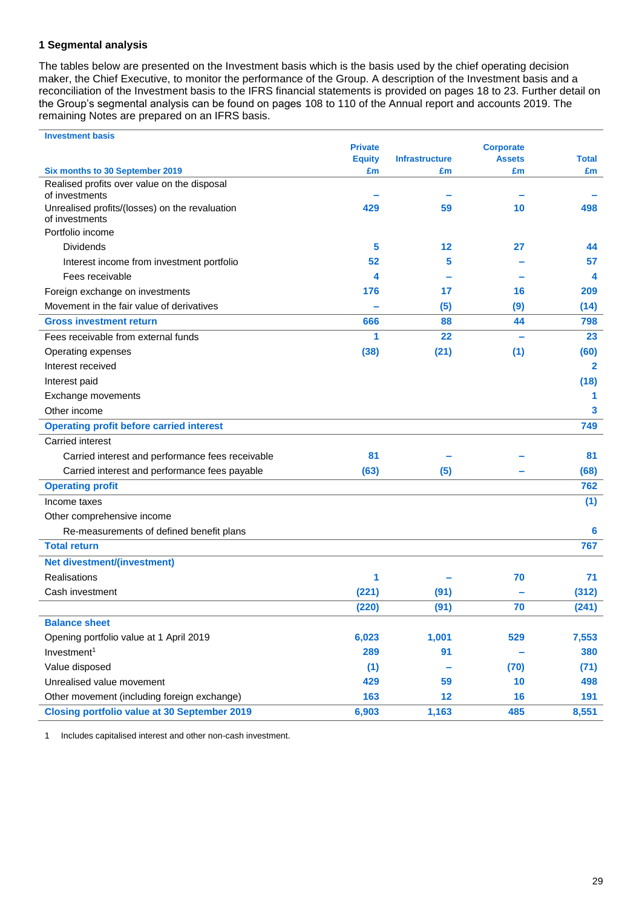### 1 Segmental analysis

The tables below are presented on the Investment basis which is the basis used by the chief operating decision maker, the Chief Executive, to monitor the performance of the Group. A description of the Investment basis and a reconciliation of the Investment basis to the IFRS financial statements is provided on pages 18 to 23. Further detail on the Group's segmental analysis can be found on pages 108 to 110 of the Annual report and accounts 2019. The remaining Notes are prepared on an IFRS basis.

| Investment basis<br>Six months to 30 September 2019 | Private Equity £m | Infrastructure £m | Corporate Assets £m | Total £m |
|---|---|---|---|---|
| Realised profits over value on the disposal of investments | – | – | – | – |
| Unrealised profits/(losses) on the revaluation of investments | 429 | 59 | 10 | 498 |
| Portfolio income | | | | |
| Dividends | 5 | 12 | 27 | 44 |
| Interest income from investment portfolio | 52 | 5 | – | 57 |
| Fees receivable | 4 | – | – | 4 |
| Foreign exchange on investments | 176 | 17 | 16 | 209 |
| Movement in the fair value of derivatives | – | (5) | (9) | (14) |
| **Gross investment return** | **666** | **88** | **44** | **798** |
| Fees receivable from external funds | 1 | 22 | – | 23 |
| Operating expenses | (38) | (21) | (1) | (60) |
| Interest received | | | | 2 |
| Interest paid | | | | (18) |
| Exchange movements | | | | 1 |
| Other income | | | | 3 |
| **Operating profit before carried interest** | | | | **749** |
| Carried interest | | | | |
| Carried interest and performance fees receivable | 81 | – | – | 81 |
| Carried interest and performance fees payable | (63) | (5) | – | (68) |
| **Operating profit** | | | | **762** |
| Income taxes | | | | (1) |
| Other comprehensive income | | | | |
| Re-measurements of defined benefit plans | | | | 6 |
| **Total return** | | | | **767** |
| **Net divestment/(investment)** | | | | |
| Realisations | 1 | – | 70 | 71 |
| Cash investment | (221) | (91) | – | (312) |
| | (220) | (91) | 70 | (241) |
| **Balance sheet** | | | | |
| Opening portfolio value at 1 April 2019 | 6,023 | 1,001 | 529 | 7,553 |
| Investment[1] | 289 | 91 | – | 380 |
| Value disposed | (1) | – | (70) | (71) |
| Unrealised value movement | 429 | 59 | 10 | 498 |
| Other movement (including foreign exchange) | 163 | 12 | 16 | 191 |
| **Closing portfolio value at 30 September 2019** | **6,903** | **1,163** | **485** | **8,551** |

1 Includes capitalised interest and other non-cash investment.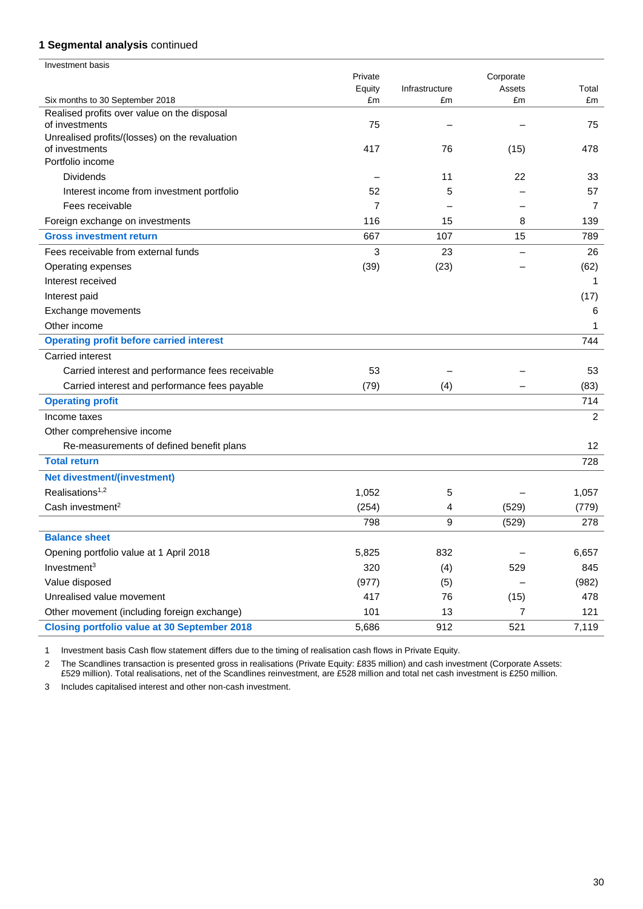**1 Segmental analysis** continued

| Investment basis<br>Six months to 30 September 2018 | Private Equity £m | Infrastructure £m | Corporate Assets £m | Total £m |
|---|---|---|---|---|
| Realised profits over value on the disposal of investments | 75 | – | – | 75 |
| Unrealised profits/(losses) on the revaluation of investments | 417 | 76 | (15) | 478 |
| Portfolio income | | | | |
| Dividends | – | 11 | 22 | 33 |
| Interest income from investment portfolio | 52 | 5 | – | 57 |
| Fees receivable | 7 | – | – | 7 |
| Foreign exchange on investments | 116 | 15 | 8 | 139 |
| **Gross investment return** | 667 | 107 | 15 | 789 |
| Fees receivable from external funds | 3 | 23 | – | 26 |
| Operating expenses | (39) | (23) | – | (62) |
| Interest received | | | | 1 |
| Interest paid | | | | (17) |
| Exchange movements | | | | 6 |
| Other income | | | | 1 |
| **Operating profit before carried interest** | | | | 744 |
| Carried interest | | | | |
| Carried interest and performance fees receivable | 53 | – | – | 53 |
| Carried interest and performance fees payable | (79) | (4) | – | (83) |
| **Operating profit** | | | | 714 |
| Income taxes | | | | 2 |
| Other comprehensive income | | | | |
| Re-measurements of defined benefit plans | | | | 12 |
| **Total return** | | | | 728 |
| **Net divestment/(investment)** | | | | |
| Realisations[1,2] | 1,052 | 5 | – | 1,057 |
| Cash investment[2] | (254) | 4 | (529) | (779) |
| | 798 | 9 | (529) | 278 |
| **Balance sheet** | | | | |
| Opening portfolio value at 1 April 2018 | 5,825 | 832 | – | 6,657 |
| Investment[3] | 320 | (4) | 529 | 845 |
| Value disposed | (977) | (5) | – | (982) |
| Unrealised value movement | 417 | 76 | (15) | 478 |
| Other movement (including foreign exchange) | 101 | 13 | 7 | 121 |
| **Closing portfolio value at 30 September 2018** | 5,686 | 912 | 521 | 7,119 |

1 Investment basis Cash flow statement differs due to the timing of realisation cash flows in Private Equity.

2 The Scandlines transaction is presented gross in realisations (Private Equity: £835 million) and cash investment (Corporate Assets: £529 million). Total realisations, net of the Scandlines reinvestment, are £528 million and total net cash investment is £250 million.

3 Includes capitalised interest and other non-cash investment.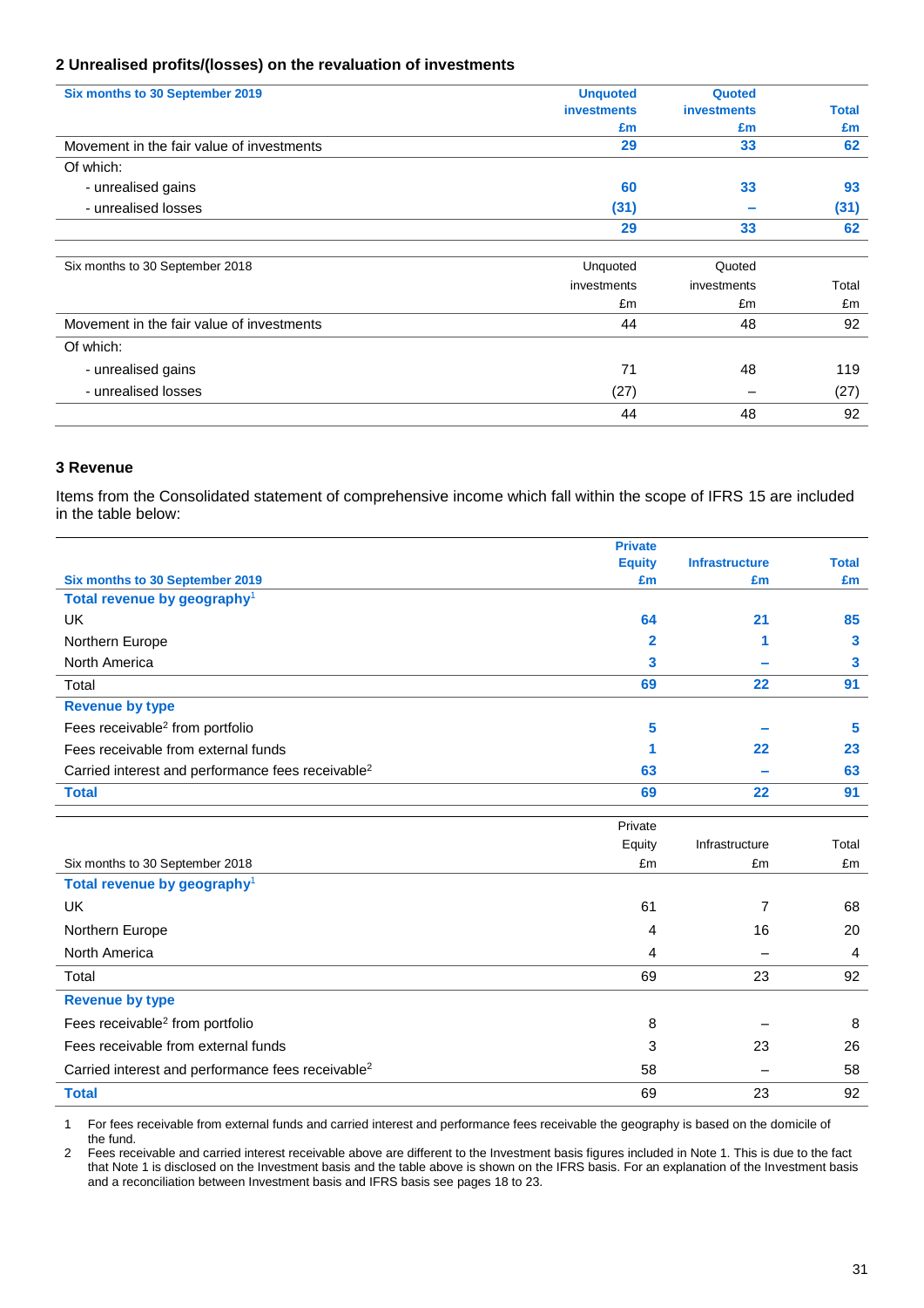## 2 Unrealised profits/(losses) on the revaluation of investments

| Six months to 30 September 2019 | Unquoted investments £m | Quoted investments £m | Total £m |
|---|---|---|---|
| Movement in the fair value of investments | 29 | 33 | 62 |
| Of which: | | | |
| - unrealised gains | 60 | 33 | 93 |
| - unrealised losses | (31) | – | (31) |
| | 29 | 33 | 62 |

| Six months to 30 September 2018 | Unquoted investments £m | Quoted investments £m | Total £m |
|---|---|---|---|
| Movement in the fair value of investments | 44 | 48 | 92 |
| Of which: | | | |
| - unrealised gains | 71 | 48 | 119 |
| - unrealised losses | (27) | – | (27) |
| | 44 | 48 | 92 |

## 3 Revenue

Items from the Consolidated statement of comprehensive income which fall within the scope of IFRS 15 are included in the table below:

| Six months to 30 September 2019 | Private Equity £m | Infrastructure £m | Total £m |
|---|---|---|---|
| **Total revenue by geography**[1] | | | |
| UK | 64 | 21 | 85 |
| Northern Europe | 2 | 1 | 3 |
| North America | 3 | – | 3 |
| Total | 69 | 22 | 91 |
| **Revenue by type** | | | |
| Fees receivable[2] from portfolio | 5 | – | 5 |
| Fees receivable from external funds | 1 | 22 | 23 |
| Carried interest and performance fees receivable[2] | 63 | – | 63 |
| **Total** | 69 | 22 | 91 |

| Six months to 30 September 2018 | Private Equity £m | Infrastructure £m | Total £m |
|---|---|---|---|
| **Total revenue by geography**[1] | | | |
| UK | 61 | 7 | 68 |
| Northern Europe | 4 | 16 | 20 |
| North America | 4 | – | 4 |
| Total | 69 | 23 | 92 |
| **Revenue by type** | | | |
| Fees receivable[2] from portfolio | 8 | – | 8 |
| Fees receivable from external funds | 3 | 23 | 26 |
| Carried interest and performance fees receivable[2] | 58 | – | 58 |
| **Total** | 69 | 23 | 92 |

1 For fees receivable from external funds and carried interest and performance fees receivable the geography is based on the domicile of the fund.

2 Fees receivable and carried interest receivable above are different to the Investment basis figures included in Note 1. This is due to the fact that Note 1 is disclosed on the Investment basis and the table above is shown on the IFRS basis. For an explanation of the Investment basis and a reconciliation between Investment basis and IFRS basis see pages 18 to 23.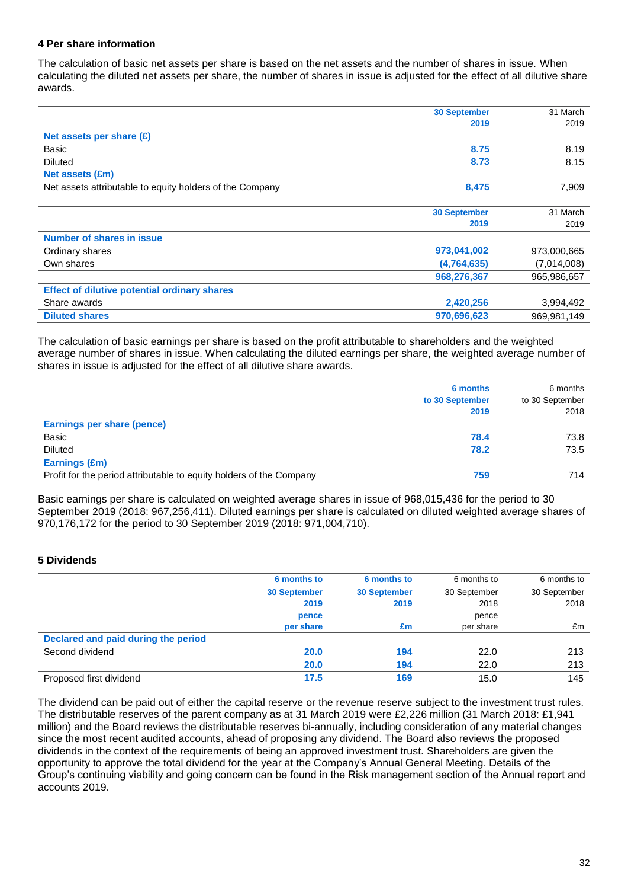### 4 Per share information

The calculation of basic net assets per share is based on the net assets and the number of shares in issue. When calculating the diluted net assets per share, the number of shares in issue is adjusted for the effect of all dilutive share awards.

| | 30 September 2019 | 31 March 2019 |
|---|---|---|
| **Net assets per share (£)** | | |
| Basic | **8.75** | 8.19 |
| Diluted | **8.73** | 8.15 |
| **Net assets (£m)** | | |
| Net assets attributable to equity holders of the Company | **8,475** | 7,909 |

| | 30 September 2019 | 31 March 2019 |
|---|---|---|
| **Number of shares in issue** | | |
| Ordinary shares | **973,041,002** | 973,000,665 |
| Own shares | **(4,764,635)** | (7,014,008) |
| | **968,276,367** | 965,986,657 |
| **Effect of dilutive potential ordinary shares** | | |
| Share awards | **2,420,256** | 3,994,492 |
| **Diluted shares** | **970,696,623** | 969,981,149 |

The calculation of basic earnings per share is based on the profit attributable to shareholders and the weighted average number of shares in issue. When calculating the diluted earnings per share, the weighted average number of shares in issue is adjusted for the effect of all dilutive share awards.

| | 6 months to 30 September 2019 | 6 months to 30 September 2018 |
|---|---|---|
| **Earnings per share (pence)** | | |
| Basic | **78.4** | 73.8 |
| Diluted | **78.2** | 73.5 |
| **Earnings (£m)** | | |
| Profit for the period attributable to equity holders of the Company | **759** | 714 |

Basic earnings per share is calculated on weighted average shares in issue of 968,015,436 for the period to 30 September 2019 (2018: 967,256,411). Diluted earnings per share is calculated on diluted weighted average shares of 970,176,172 for the period to 30 September 2019 (2018: 971,004,710).

### 5 Dividends

| | 6 months to 30 September 2019 pence per share | 6 months to 30 September 2019 £m | 6 months to 30 September 2018 pence per share | 6 months to 30 September 2018 £m |
|---|---|---|---|---|
| **Declared and paid during the period** | | | | |
| Second dividend | **20.0** | **194** | 22.0 | 213 |
| | **20.0** | **194** | 22.0 | 213 |
| Proposed first dividend | **17.5** | **169** | 15.0 | 145 |

The dividend can be paid out of either the capital reserve or the revenue reserve subject to the investment trust rules. The distributable reserves of the parent company as at 31 March 2019 were £2,226 million (31 March 2018: £1,941 million) and the Board reviews the distributable reserves bi-annually, including consideration of any material changes since the most recent audited accounts, ahead of proposing any dividend. The Board also reviews the proposed dividends in the context of the requirements of being an approved investment trust. Shareholders are given the opportunity to approve the total dividend for the year at the Company's Annual General Meeting. Details of the Group's continuing viability and going concern can be found in the Risk management section of the Annual report and accounts 2019.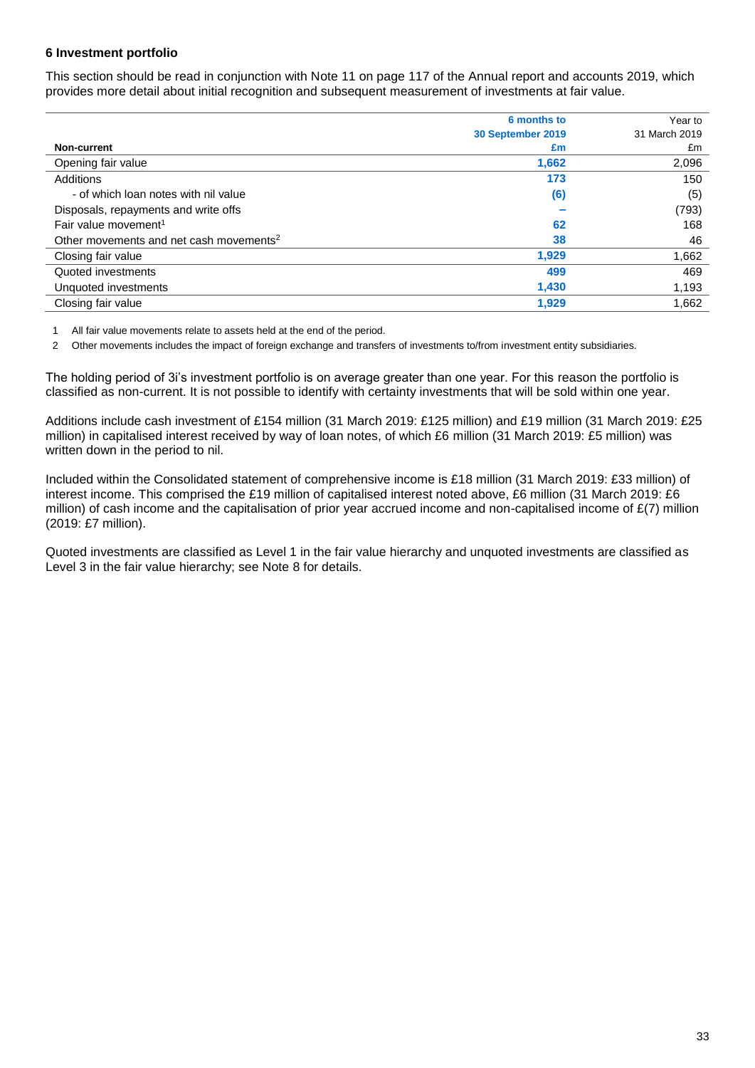### 6 Investment portfolio

This section should be read in conjunction with Note 11 on page 117 of the Annual report and accounts 2019, which provides more detail about initial recognition and subsequent measurement of investments at fair value.

| | 6 months to 30 September 2019 | Year to 31 March 2019 |
|---|---|---|
| **Non-current** | **£m** | £m |
| Opening fair value | **1,662** | 2,096 |
| Additions | **173** | 150 |
| - of which loan notes with nil value | **(6)** | (5) |
| Disposals, repayments and write offs | **–** | (793) |
| Fair value movement[1] | **62** | 168 |
| Other movements and net cash movements[2] | **38** | 46 |
| Closing fair value | **1,929** | 1,662 |
| Quoted investments | **499** | 469 |
| Unquoted investments | **1,430** | 1,193 |
| Closing fair value | **1,929** | 1,662 |

1 All fair value movements relate to assets held at the end of the period.

2 Other movements includes the impact of foreign exchange and transfers of investments to/from investment entity subsidiaries.

The holding period of 3i's investment portfolio is on average greater than one year. For this reason the portfolio is classified as non-current. It is not possible to identify with certainty investments that will be sold within one year.

Additions include cash investment of £154 million (31 March 2019: £125 million) and £19 million (31 March 2019: £25 million) in capitalised interest received by way of loan notes, of which £6 million (31 March 2019: £5 million) was written down in the period to nil.

Included within the Consolidated statement of comprehensive income is £18 million (31 March 2019: £33 million) of interest income. This comprised the £19 million of capitalised interest noted above, £6 million (31 March 2019: £6 million) of cash income and the capitalisation of prior year accrued income and non-capitalised income of £(7) million (2019: £7 million).

Quoted investments are classified as Level 1 in the fair value hierarchy and unquoted investments are classified as Level 3 in the fair value hierarchy; see Note 8 for details.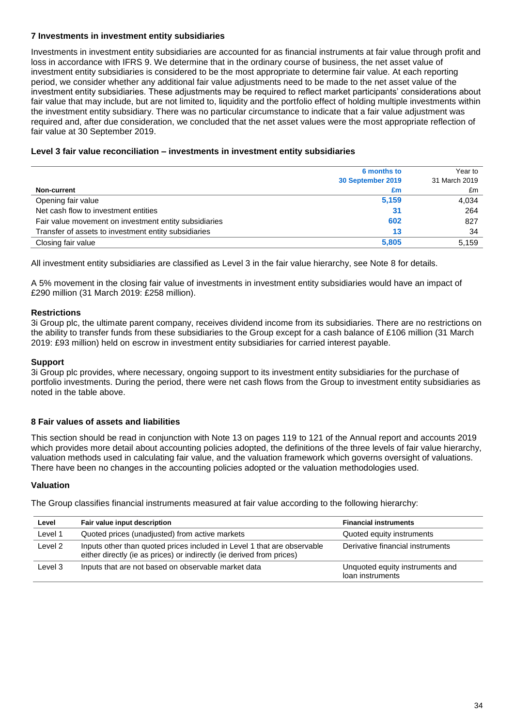### 7 Investments in investment entity subsidiaries

Investments in investment entity subsidiaries are accounted for as financial instruments at fair value through profit and loss in accordance with IFRS 9. We determine that in the ordinary course of business, the net asset value of investment entity subsidiaries is considered to be the most appropriate to determine fair value. At each reporting period, we consider whether any additional fair value adjustments need to be made to the net asset value of the investment entity subsidiaries. These adjustments may be required to reflect market participants' considerations about fair value that may include, but are not limited to, liquidity and the portfolio effect of holding multiple investments within the investment entity subsidiary. There was no particular circumstance to indicate that a fair value adjustment was required and, after due consideration, we concluded that the net asset values were the most appropriate reflection of fair value at 30 September 2019.

#### Level 3 fair value reconciliation – investments in investment entity subsidiaries

| Non-current | 6 months to 30 September 2019 £m | Year to 31 March 2019 £m |
|---|---|---|
| Opening fair value | **5,159** | 4,034 |
| Net cash flow to investment entities | **31** | 264 |
| Fair value movement on investment entity subsidiaries | **602** | 827 |
| Transfer of assets to investment entity subsidiaries | **13** | 34 |
| Closing fair value | **5,805** | 5,159 |

All investment entity subsidiaries are classified as Level 3 in the fair value hierarchy, see Note 8 for details.

A 5% movement in the closing fair value of investments in investment entity subsidiaries would have an impact of £290 million (31 March 2019: £258 million).

#### Restrictions

3i Group plc, the ultimate parent company, receives dividend income from its subsidiaries. There are no restrictions on the ability to transfer funds from these subsidiaries to the Group except for a cash balance of £106 million (31 March 2019: £93 million) held on escrow in investment entity subsidiaries for carried interest payable.

#### Support

3i Group plc provides, where necessary, ongoing support to its investment entity subsidiaries for the purchase of portfolio investments. During the period, there were net cash flows from the Group to investment entity subsidiaries as noted in the table above.

### 8 Fair values of assets and liabilities

This section should be read in conjunction with Note 13 on pages 119 to 121 of the Annual report and accounts 2019 which provides more detail about accounting policies adopted, the definitions of the three levels of fair value hierarchy, valuation methods used in calculating fair value, and the valuation framework which governs oversight of valuations. There have been no changes in the accounting policies adopted or the valuation methodologies used.

#### Valuation

The Group classifies financial instruments measured at fair value according to the following hierarchy:

| Level | Fair value input description | Financial instruments |
|---|---|---|
| Level 1 | Quoted prices (unadjusted) from active markets | Quoted equity instruments |
| Level 2 | Inputs other than quoted prices included in Level 1 that are observable either directly (ie as prices) or indirectly (ie derived from prices) | Derivative financial instruments |
| Level 3 | Inputs that are not based on observable market data | Unquoted equity instruments and loan instruments |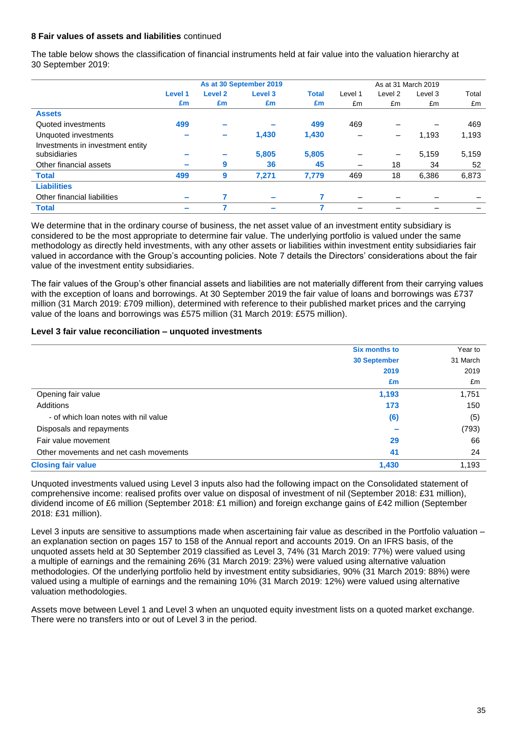**8 Fair values of assets and liabilities** continued

The table below shows the classification of financial instruments held at fair value into the valuation hierarchy at 30 September 2019:

| | As at 30 September 2019 | | | | As at 31 March 2019 | | | |
|---|---|---|---|---|---|---|---|---|
| | Level 1 | Level 2 | Level 3 | Total | Level 1 | Level 2 | Level 3 | Total |
| | £m | £m | £m | £m | £m | £m | £m | £m |
| **Assets** | | | | | | | | |
| Quoted investments | 499 | – | – | 499 | 469 | – | – | 469 |
| Unquoted investments | – | – | 1,430 | 1,430 | – | – | 1,193 | 1,193 |
| Investments in investment entity subsidiaries | – | – | 5,805 | 5,805 | – | – | 5,159 | 5,159 |
| Other financial assets | – | 9 | 36 | 45 | – | 18 | 34 | 52 |
| **Total** | 499 | 9 | 7,271 | 7,779 | 469 | 18 | 6,386 | 6,873 |
| **Liabilities** | | | | | | | | |
| Other financial liabilities | – | 7 | – | 7 | – | – | – | – |
| **Total** | – | 7 | – | 7 | – | – | – | – |

We determine that in the ordinary course of business, the net asset value of an investment entity subsidiary is considered to be the most appropriate to determine fair value. The underlying portfolio is valued under the same methodology as directly held investments, with any other assets or liabilities within investment entity subsidiaries fair valued in accordance with the Group's accounting policies. Note 7 details the Directors' considerations about the fair value of the investment entity subsidiaries.

The fair values of the Group's other financial assets and liabilities are not materially different from their carrying values with the exception of loans and borrowings. At 30 September 2019 the fair value of loans and borrowings was £737 million (31 March 2019: £709 million), determined with reference to their published market prices and the carrying value of the loans and borrowings was £575 million (31 March 2019: £575 million).

**Level 3 fair value reconciliation – unquoted investments**

| | Six months to 30 September 2019 £m | Year to 31 March 2019 £m |
|---|---|---|
| Opening fair value | 1,193 | 1,751 |
| Additions | 173 | 150 |
| - of which loan notes with nil value | (6) | (5) |
| Disposals and repayments | – | (793) |
| Fair value movement | 29 | 66 |
| Other movements and net cash movements | 41 | 24 |
| **Closing fair value** | 1,430 | 1,193 |

Unquoted investments valued using Level 3 inputs also had the following impact on the Consolidated statement of comprehensive income: realised profits over value on disposal of investment of nil (September 2018: £31 million), dividend income of £6 million (September 2018: £1 million) and foreign exchange gains of £42 million (September 2018: £31 million).

Level 3 inputs are sensitive to assumptions made when ascertaining fair value as described in the Portfolio valuation – an explanation section on pages 157 to 158 of the Annual report and accounts 2019. On an IFRS basis, of the unquoted assets held at 30 September 2019 classified as Level 3, 74% (31 March 2019: 77%) were valued using a multiple of earnings and the remaining 26% (31 March 2019: 23%) were valued using alternative valuation methodologies. Of the underlying portfolio held by investment entity subsidiaries, 90% (31 March 2019: 88%) were valued using a multiple of earnings and the remaining 10% (31 March 2019: 12%) were valued using alternative valuation methodologies.

Assets move between Level 1 and Level 3 when an unquoted equity investment lists on a quoted market exchange. There were no transfers into or out of Level 3 in the period.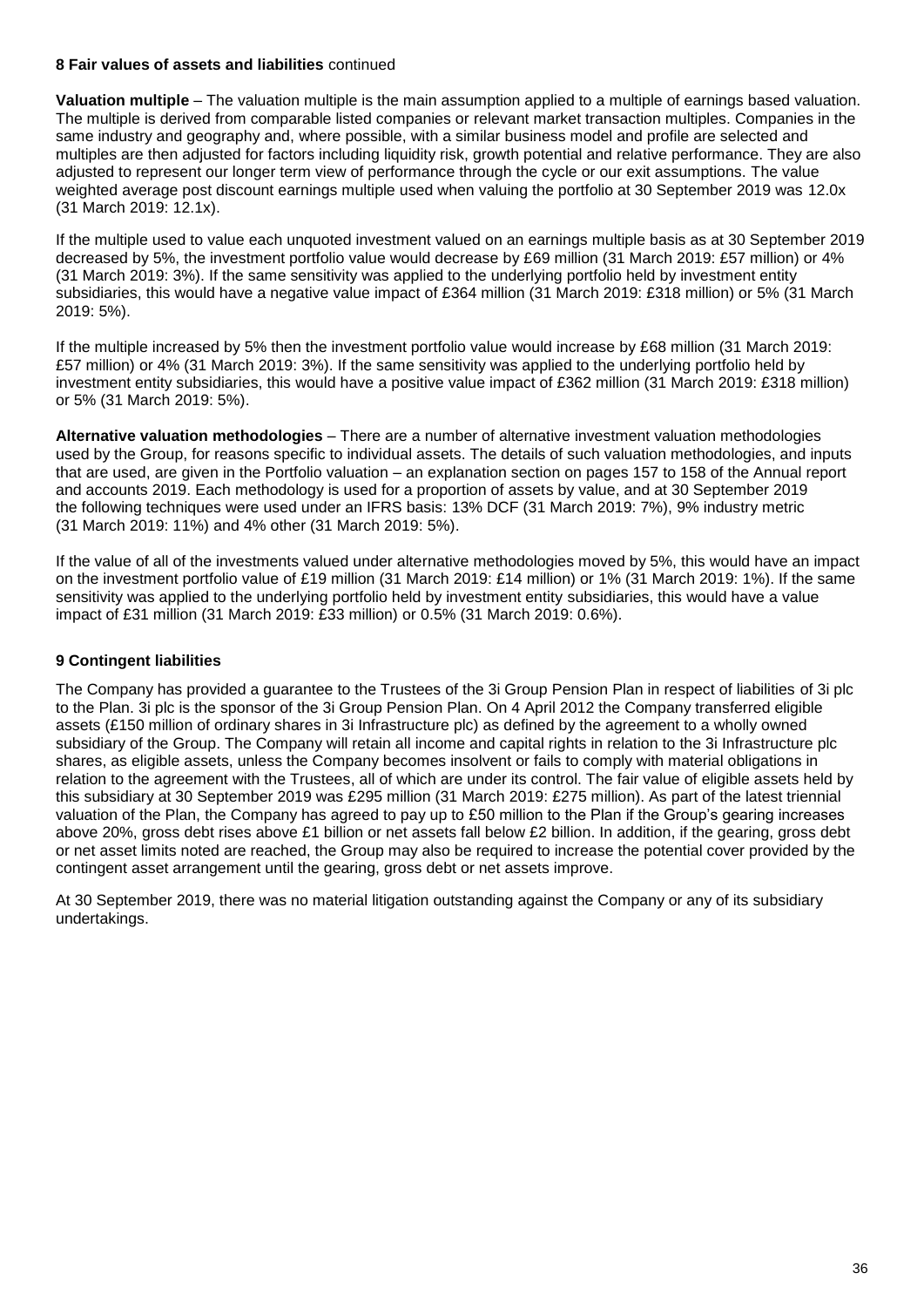**8 Fair values of assets and liabilities** continued

**Valuation multiple** – The valuation multiple is the main assumption applied to a multiple of earnings based valuation. The multiple is derived from comparable listed companies or relevant market transaction multiples. Companies in the same industry and geography and, where possible, with a similar business model and profile are selected and multiples are then adjusted for factors including liquidity risk, growth potential and relative performance. They are also adjusted to represent our longer term view of performance through the cycle or our exit assumptions. The value weighted average post discount earnings multiple used when valuing the portfolio at 30 September 2019 was 12.0x (31 March 2019: 12.1x).

If the multiple used to value each unquoted investment valued on an earnings multiple basis as at 30 September 2019 decreased by 5%, the investment portfolio value would decrease by £69 million (31 March 2019: £57 million) or 4% (31 March 2019: 3%). If the same sensitivity was applied to the underlying portfolio held by investment entity subsidiaries, this would have a negative value impact of £364 million (31 March 2019: £318 million) or 5% (31 March 2019: 5%).

If the multiple increased by 5% then the investment portfolio value would increase by £68 million (31 March 2019: £57 million) or 4% (31 March 2019: 3%). If the same sensitivity was applied to the underlying portfolio held by investment entity subsidiaries, this would have a positive value impact of £362 million (31 March 2019: £318 million) or 5% (31 March 2019: 5%).

**Alternative valuation methodologies** – There are a number of alternative investment valuation methodologies used by the Group, for reasons specific to individual assets. The details of such valuation methodologies, and inputs that are used, are given in the Portfolio valuation – an explanation section on pages 157 to 158 of the Annual report and accounts 2019. Each methodology is used for a proportion of assets by value, and at 30 September 2019 the following techniques were used under an IFRS basis: 13% DCF (31 March 2019: 7%), 9% industry metric (31 March 2019: 11%) and 4% other (31 March 2019: 5%).

If the value of all of the investments valued under alternative methodologies moved by 5%, this would have an impact on the investment portfolio value of £19 million (31 March 2019: £14 million) or 1% (31 March 2019: 1%). If the same sensitivity was applied to the underlying portfolio held by investment entity subsidiaries, this would have a value impact of £31 million (31 March 2019: £33 million) or 0.5% (31 March 2019: 0.6%).

## 9 Contingent liabilities

The Company has provided a guarantee to the Trustees of the 3i Group Pension Plan in respect of liabilities of 3i plc to the Plan. 3i plc is the sponsor of the 3i Group Pension Plan. On 4 April 2012 the Company transferred eligible assets (£150 million of ordinary shares in 3i Infrastructure plc) as defined by the agreement to a wholly owned subsidiary of the Group. The Company will retain all income and capital rights in relation to the 3i Infrastructure plc shares, as eligible assets, unless the Company becomes insolvent or fails to comply with material obligations in relation to the agreement with the Trustees, all of which are under its control. The fair value of eligible assets held by this subsidiary at 30 September 2019 was £295 million (31 March 2019: £275 million). As part of the latest triennial valuation of the Plan, the Company has agreed to pay up to £50 million to the Plan if the Group's gearing increases above 20%, gross debt rises above £1 billion or net assets fall below £2 billion. In addition, if the gearing, gross debt or net asset limits noted are reached, the Group may also be required to increase the potential cover provided by the contingent asset arrangement until the gearing, gross debt or net assets improve.

At 30 September 2019, there was no material litigation outstanding against the Company or any of its subsidiary undertakings.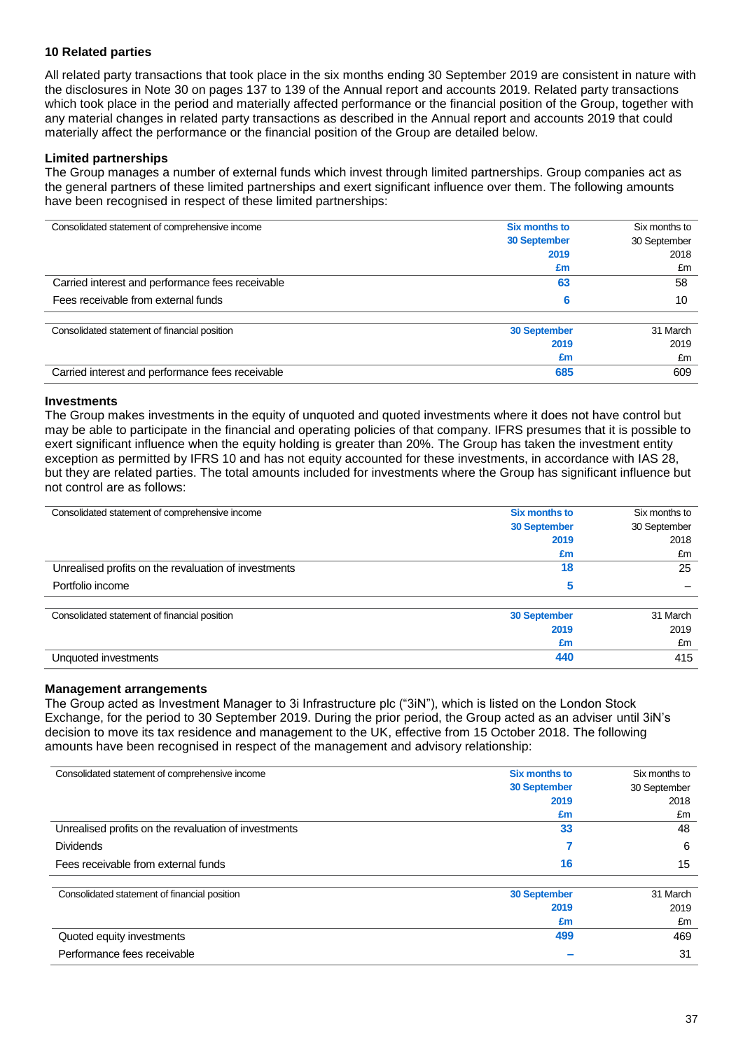## 10 Related parties

All related party transactions that took place in the six months ending 30 September 2019 are consistent in nature with the disclosures in Note 30 on pages 137 to 139 of the Annual report and accounts 2019. Related party transactions which took place in the period and materially affected performance or the financial position of the Group, together with any material changes in related party transactions as described in the Annual report and accounts 2019 that could materially affect the performance or the financial position of the Group are detailed below.

### Limited partnerships

The Group manages a number of external funds which invest through limited partnerships. Group companies act as the general partners of these limited partnerships and exert significant influence over them. The following amounts have been recognised in respect of these limited partnerships:

| Consolidated statement of comprehensive income | Six months to 30 September 2019 £m | Six months to 30 September 2018 £m |
|---|---|---|
| Carried interest and performance fees receivable | 63 | 58 |
| Fees receivable from external funds | 6 | 10 |

| Consolidated statement of financial position | 30 September 2019 £m | 31 March 2019 £m |
|---|---|---|
| Carried interest and performance fees receivable | 685 | 609 |

### Investments

The Group makes investments in the equity of unquoted and quoted investments where it does not have control but may be able to participate in the financial and operating policies of that company. IFRS presumes that it is possible to exert significant influence when the equity holding is greater than 20%. The Group has taken the investment entity exception as permitted by IFRS 10 and has not equity accounted for these investments, in accordance with IAS 28, but they are related parties. The total amounts included for investments where the Group has significant influence but not control are as follows:

| Consolidated statement of comprehensive income | Six months to 30 September 2019 £m | Six months to 30 September 2018 £m |
|---|---|---|
| Unrealised profits on the revaluation of investments | 18 | 25 |
| Portfolio income | 5 | – |

| Consolidated statement of financial position | 30 September 2019 £m | 31 March 2019 £m |
|---|---|---|
| Unquoted investments | 440 | 415 |

### Management arrangements

The Group acted as Investment Manager to 3i Infrastructure plc ("3iN"), which is listed on the London Stock Exchange, for the period to 30 September 2019. During the prior period, the Group acted as an adviser until 3iN's decision to move its tax residence and management to the UK, effective from 15 October 2018. The following amounts have been recognised in respect of the management and advisory relationship:

| Consolidated statement of comprehensive income | Six months to 30 September 2019 £m | Six months to 30 September 2018 £m |
|---|---|---|
| Unrealised profits on the revaluation of investments | 33 | 48 |
| Dividends | 7 | 6 |
| Fees receivable from external funds | 16 | 15 |

| Consolidated statement of financial position | 30 September 2019 £m | 31 March 2019 £m |
|---|---|---|
| Quoted equity investments | 499 | 469 |
| Performance fees receivable | – | 31 |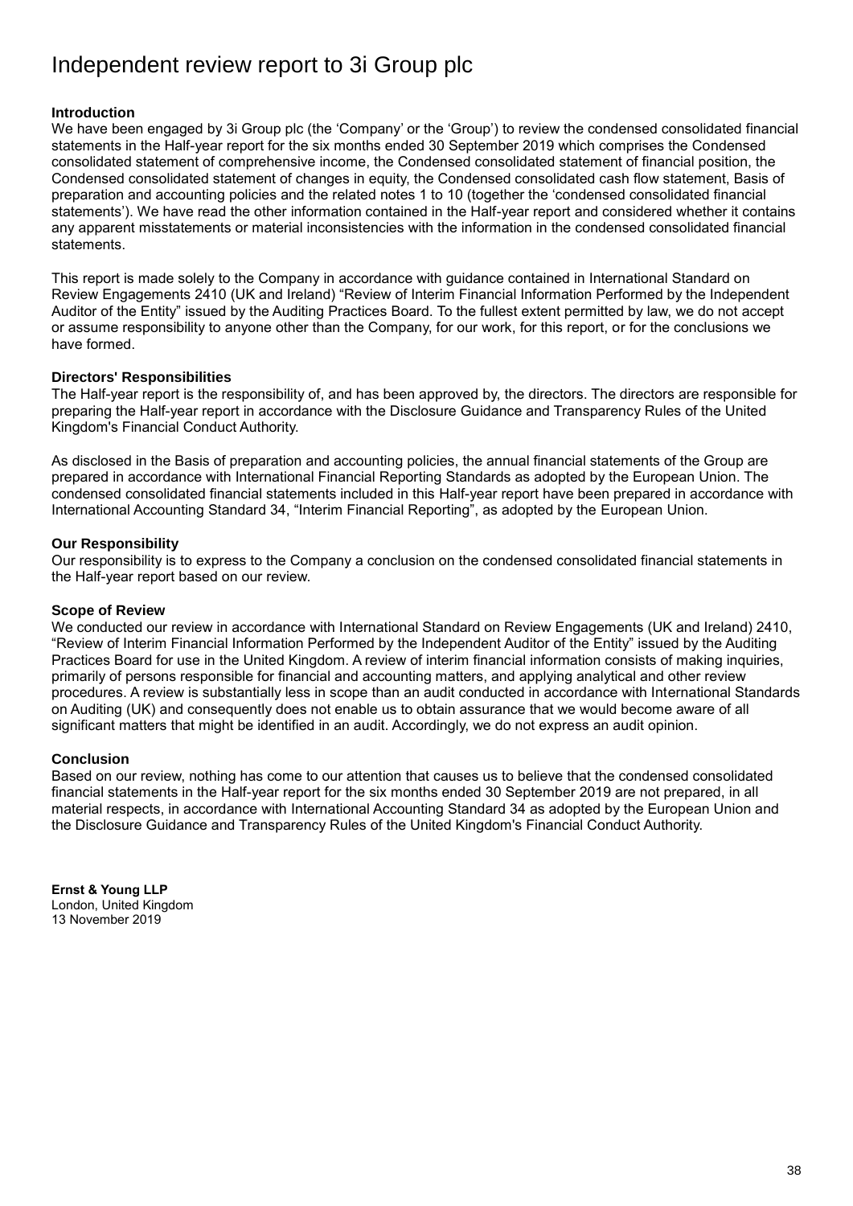# Independent review report to 3i Group plc

**Introduction**

We have been engaged by 3i Group plc (the 'Company' or the 'Group') to review the condensed consolidated financial statements in the Half-year report for the six months ended 30 September 2019 which comprises the Condensed consolidated statement of comprehensive income, the Condensed consolidated statement of financial position, the Condensed consolidated statement of changes in equity, the Condensed consolidated cash flow statement, Basis of preparation and accounting policies and the related notes 1 to 10 (together the 'condensed consolidated financial statements'). We have read the other information contained in the Half-year report and considered whether it contains any apparent misstatements or material inconsistencies with the information in the condensed consolidated financial statements.

This report is made solely to the Company in accordance with guidance contained in International Standard on Review Engagements 2410 (UK and Ireland) "Review of Interim Financial Information Performed by the Independent Auditor of the Entity" issued by the Auditing Practices Board. To the fullest extent permitted by law, we do not accept or assume responsibility to anyone other than the Company, for our work, for this report, or for the conclusions we have formed.

**Directors' Responsibilities**

The Half-year report is the responsibility of, and has been approved by, the directors. The directors are responsible for preparing the Half-year report in accordance with the Disclosure Guidance and Transparency Rules of the United Kingdom's Financial Conduct Authority.

As disclosed in the Basis of preparation and accounting policies, the annual financial statements of the Group are prepared in accordance with International Financial Reporting Standards as adopted by the European Union. The condensed consolidated financial statements included in this Half-year report have been prepared in accordance with International Accounting Standard 34, "Interim Financial Reporting", as adopted by the European Union.

**Our Responsibility**

Our responsibility is to express to the Company a conclusion on the condensed consolidated financial statements in the Half-year report based on our review.

**Scope of Review**

We conducted our review in accordance with International Standard on Review Engagements (UK and Ireland) 2410, "Review of Interim Financial Information Performed by the Independent Auditor of the Entity" issued by the Auditing Practices Board for use in the United Kingdom. A review of interim financial information consists of making inquiries, primarily of persons responsible for financial and accounting matters, and applying analytical and other review procedures. A review is substantially less in scope than an audit conducted in accordance with International Standards on Auditing (UK) and consequently does not enable us to obtain assurance that we would become aware of all significant matters that might be identified in an audit. Accordingly, we do not express an audit opinion.

**Conclusion**

Based on our review, nothing has come to our attention that causes us to believe that the condensed consolidated financial statements in the Half-year report for the six months ended 30 September 2019 are not prepared, in all material respects, in accordance with International Accounting Standard 34 as adopted by the European Union and the Disclosure Guidance and Transparency Rules of the United Kingdom's Financial Conduct Authority.

**Ernst & Young LLP**
London, United Kingdom
13 November 2019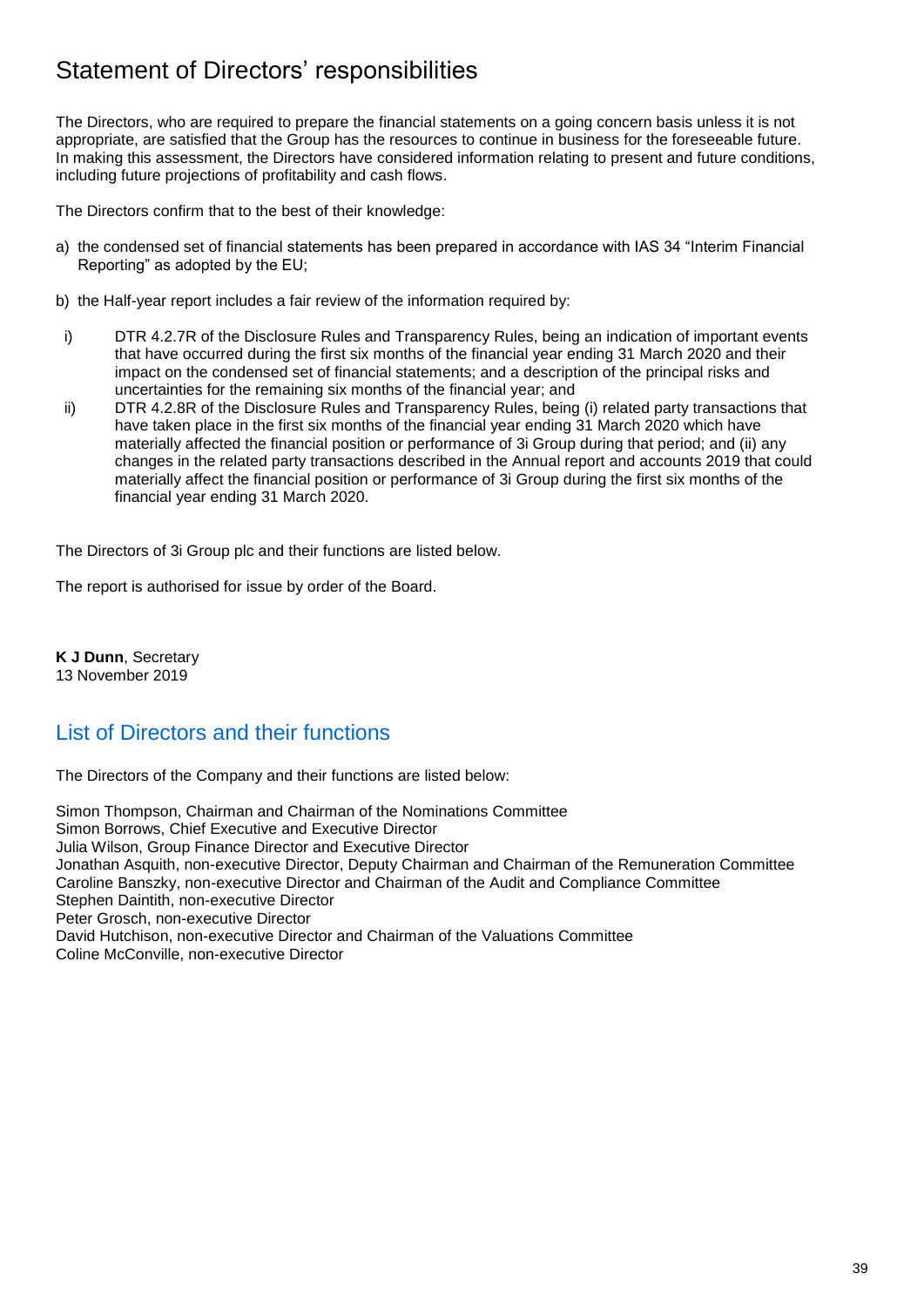# Statement of Directors' responsibilities

The Directors, who are required to prepare the financial statements on a going concern basis unless it is not appropriate, are satisfied that the Group has the resources to continue in business for the foreseeable future. In making this assessment, the Directors have considered information relating to present and future conditions, including future projections of profitability and cash flows.

The Directors confirm that to the best of their knowledge:

a) the condensed set of financial statements has been prepared in accordance with IAS 34 "Interim Financial Reporting" as adopted by the EU;

b) the Half-year report includes a fair review of the information required by:

i) DTR 4.2.7R of the Disclosure Rules and Transparency Rules, being an indication of important events that have occurred during the first six months of the financial year ending 31 March 2020 and their impact on the condensed set of financial statements; and a description of the principal risks and uncertainties for the remaining six months of the financial year; and

ii) DTR 4.2.8R of the Disclosure Rules and Transparency Rules, being (i) related party transactions that have taken place in the first six months of the financial year ending 31 March 2020 which have materially affected the financial position or performance of 3i Group during that period; and (ii) any changes in the related party transactions described in the Annual report and accounts 2019 that could materially affect the financial position or performance of 3i Group during the first six months of the financial year ending 31 March 2020.

The Directors of 3i Group plc and their functions are listed below.

The report is authorised for issue by order of the Board.

**K J Dunn**, Secretary
13 November 2019

## List of Directors and their functions

The Directors of the Company and their functions are listed below:

Simon Thompson, Chairman and Chairman of the Nominations Committee
Simon Borrows, Chief Executive and Executive Director
Julia Wilson, Group Finance Director and Executive Director
Jonathan Asquith, non-executive Director, Deputy Chairman and Chairman of the Remuneration Committee
Caroline Banszky, non-executive Director and Chairman of the Audit and Compliance Committee
Stephen Daintith, non-executive Director
Peter Grosch, non-executive Director
David Hutchison, non-executive Director and Chairman of the Valuations Committee
Coline McConville, non-executive Director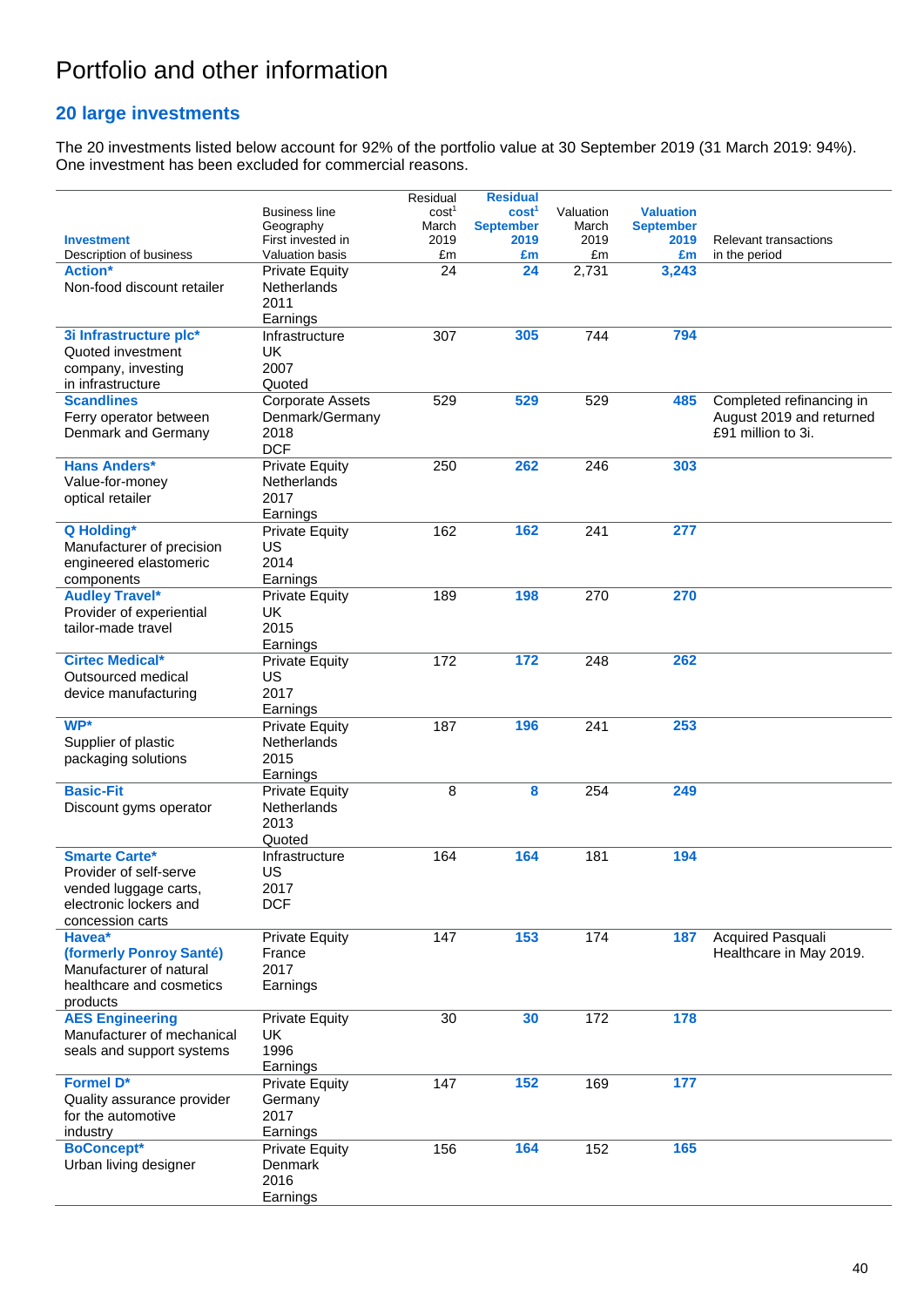# Portfolio and other information

## 20 large investments

The 20 investments listed below account for 92% of the portfolio value at 30 September 2019 (31 March 2019: 94%). One investment has been excluded for commercial reasons.

| **Investment**<br>Description of business | Business line<br>Geography<br>First invested in<br>Valuation basis | Residual cost[1]<br>March 2019<br>£m | **Residual cost[1]<br>September 2019<br>£m** | Valuation<br>March 2019<br>£m | **Valuation<br>September 2019<br>£m** | Relevant transactions<br>in the period |
|---|---|---|---|---|---|---|
| **Action***<br>Non-food discount retailer | Private Equity<br>Netherlands<br>2011<br>Earnings | 24 | **24** | 2,731 | **3,243** | |
| **3i Infrastructure plc***<br>Quoted investment company, investing in infrastructure | Infrastructure<br>UK<br>2007<br>Quoted | 307 | **305** | 744 | **794** | |
| **Scandlines**<br>Ferry operator between Denmark and Germany | Corporate Assets<br>Denmark/Germany<br>2018<br>DCF | 529 | **529** | 529 | **485** | Completed refinancing in August 2019 and returned £91 million to 3i. |
| **Hans Anders***<br>Value-for-money optical retailer | Private Equity<br>Netherlands<br>2017<br>Earnings | 250 | **262** | 246 | **303** | |
| **Q Holding***<br>Manufacturer of precision engineered elastomeric components | Private Equity<br>US<br>2014<br>Earnings | 162 | **162** | 241 | **277** | |
| **Audley Travel***<br>Provider of experiential tailor-made travel | Private Equity<br>UK<br>2015<br>Earnings | 189 | **198** | 270 | **270** | |
| **Cirtec Medical***<br>Outsourced medical device manufacturing | Private Equity<br>US<br>2017<br>Earnings | 172 | **172** | 248 | **262** | |
| **WP***<br>Supplier of plastic packaging solutions | Private Equity<br>Netherlands<br>2015<br>Earnings | 187 | **196** | 241 | **253** | |
| **Basic-Fit**<br>Discount gyms operator | Private Equity<br>Netherlands<br>2013<br>Quoted | 8 | **8** | 254 | **249** | |
| **Smarte Carte***<br>Provider of self-serve vended luggage carts, electronic lockers and concession carts | Infrastructure<br>US<br>2017<br>DCF | 164 | **164** | 181 | **194** | |
| **Havea* (formerly Ponroy Santé)**<br>Manufacturer of natural healthcare and cosmetics products | Private Equity<br>France<br>2017<br>Earnings | 147 | **153** | 174 | **187** | Acquired Pasquali Healthcare in May 2019. |
| **AES Engineering**<br>Manufacturer of mechanical seals and support systems | Private Equity<br>UK<br>1996<br>Earnings | 30 | **30** | 172 | **178** | |
| **Formel D***<br>Quality assurance provider for the automotive industry | Private Equity<br>Germany<br>2017<br>Earnings | 147 | **152** | 169 | **177** | |
| **BoConcept***<br>Urban living designer | Private Equity<br>Denmark<br>2016<br>Earnings | 156 | **164** | 152 | **165** | |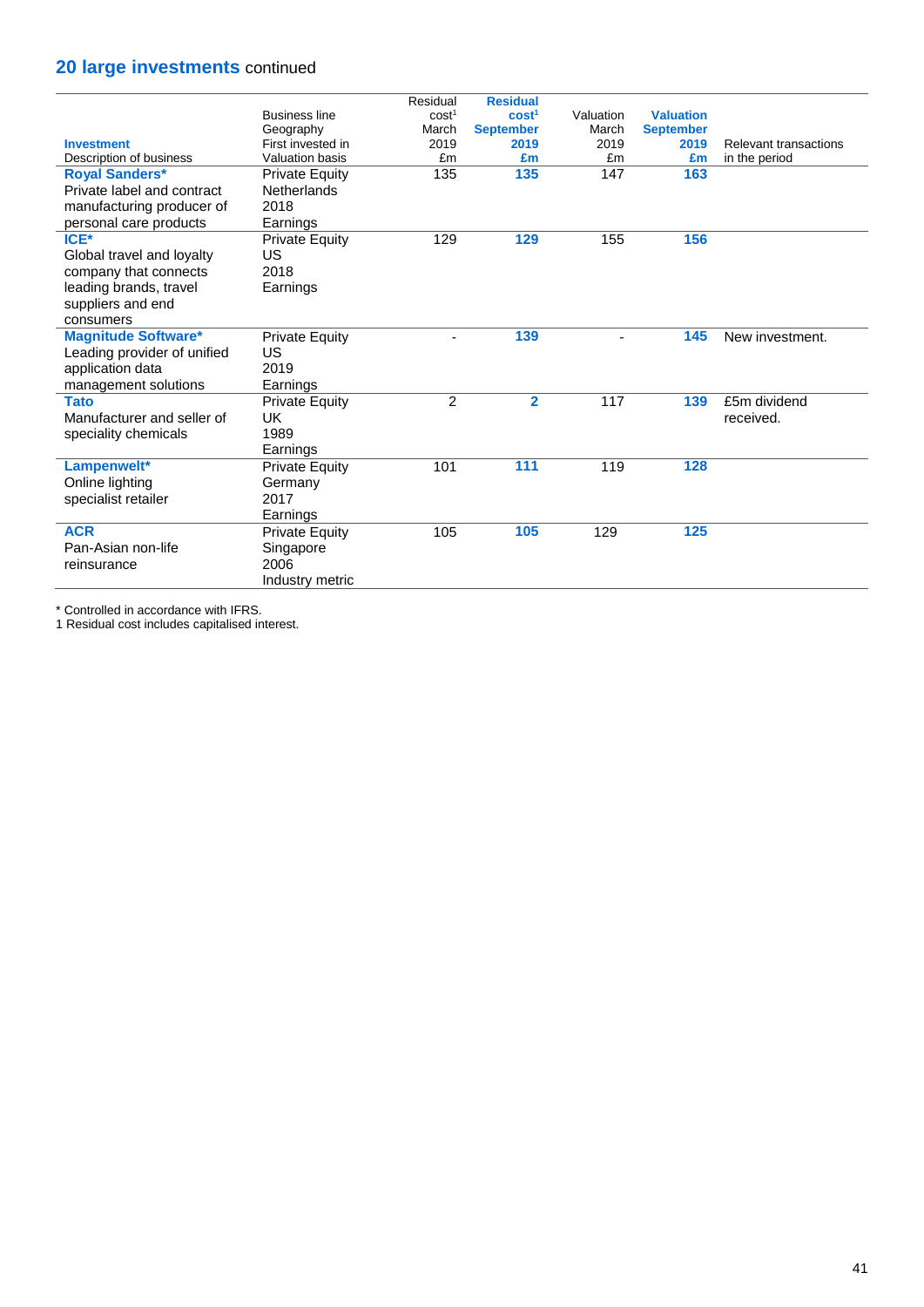## 20 large investments continued

| Investment<br>Description of business | Business line<br>Geography<br>First invested in<br>Valuation basis | Residual cost[1] March 2019 £m | Residual cost[1] September 2019 £m | Valuation March 2019 £m | Valuation September 2019 £m | Relevant transactions in the period |
|---|---|---|---|---|---|---|
| **Royal Sanders***<br>Private label and contract manufacturing producer of personal care products | Private Equity<br>Netherlands<br>2018<br>Earnings | 135 | **135** | 147 | **163** | |
| **ICE***<br>Global travel and loyalty company that connects leading brands, travel suppliers and end consumers | Private Equity<br>US<br>2018<br>Earnings | 129 | **129** | 155 | **156** | |
| **Magnitude Software***<br>Leading provider of unified application data management solutions | Private Equity<br>US<br>2019<br>Earnings | - | **139** | - | **145** | New investment. |
| **Tato**<br>Manufacturer and seller of speciality chemicals | Private Equity<br>UK<br>1989<br>Earnings | 2 | **2** | 117 | **139** | £5m dividend received. |
| **Lampenwelt***<br>Online lighting specialist retailer | Private Equity<br>Germany<br>2017<br>Earnings | 101 | **111** | 119 | **128** | |
| **ACR**<br>Pan-Asian non-life reinsurance | Private Equity<br>Singapore<br>2006<br>Industry metric | 105 | **105** | 129 | **125** | |

* Controlled in accordance with IFRS.

1 Residual cost includes capitalised interest.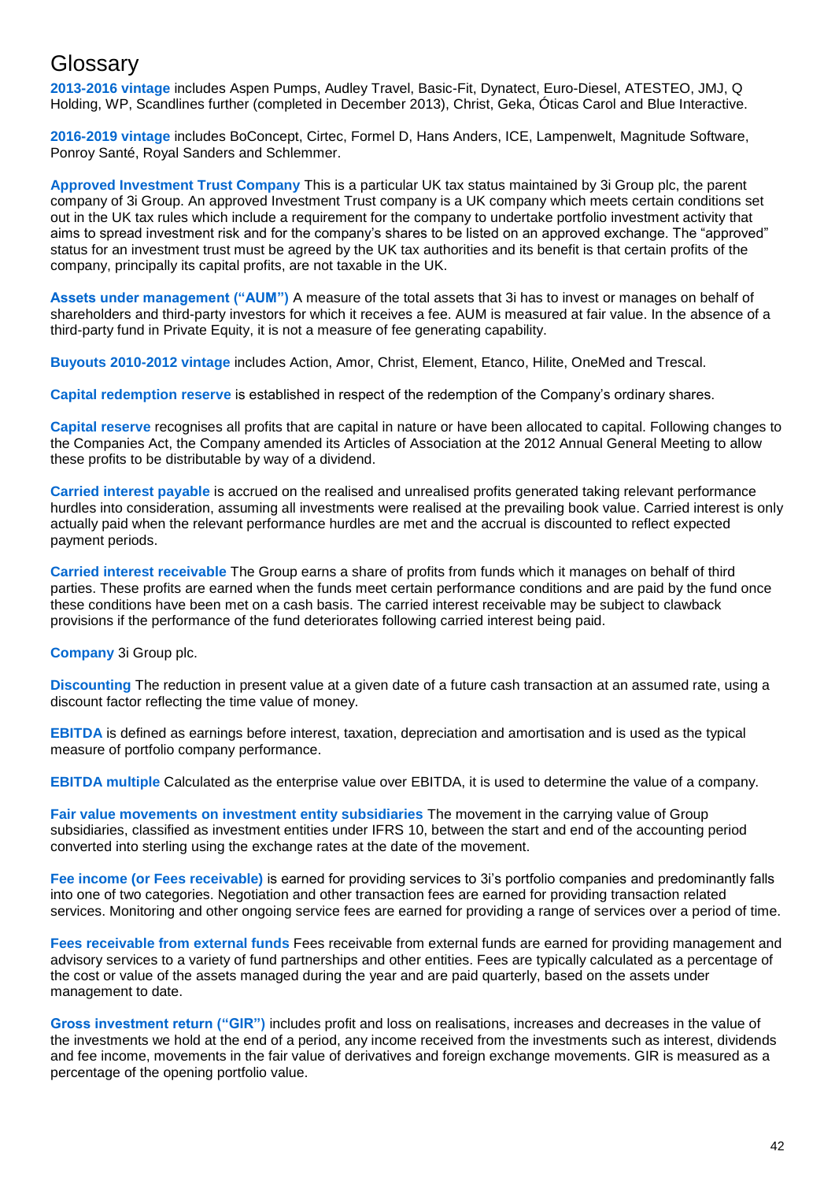# Glossary

**2013-2016 vintage** includes Aspen Pumps, Audley Travel, Basic-Fit, Dynatect, Euro-Diesel, ATESTEO, JMJ, Q Holding, WP, Scandlines further (completed in December 2013), Christ, Geka, Óticas Carol and Blue Interactive.

**2016-2019 vintage** includes BoConcept, Cirtec, Formel D, Hans Anders, ICE, Lampenwelt, Magnitude Software, Ponroy Santé, Royal Sanders and Schlemmer.

**Approved Investment Trust Company** This is a particular UK tax status maintained by 3i Group plc, the parent company of 3i Group. An approved Investment Trust company is a UK company which meets certain conditions set out in the UK tax rules which include a requirement for the company to undertake portfolio investment activity that aims to spread investment risk and for the company's shares to be listed on an approved exchange. The "approved" status for an investment trust must be agreed by the UK tax authorities and its benefit is that certain profits of the company, principally its capital profits, are not taxable in the UK.

**Assets under management ("AUM")** A measure of the total assets that 3i has to invest or manages on behalf of shareholders and third-party investors for which it receives a fee. AUM is measured at fair value. In the absence of a third-party fund in Private Equity, it is not a measure of fee generating capability.

**Buyouts 2010-2012 vintage** includes Action, Amor, Christ, Element, Etanco, Hilite, OneMed and Trescal.

**Capital redemption reserve** is established in respect of the redemption of the Company's ordinary shares.

**Capital reserve** recognises all profits that are capital in nature or have been allocated to capital. Following changes to the Companies Act, the Company amended its Articles of Association at the 2012 Annual General Meeting to allow these profits to be distributable by way of a dividend.

**Carried interest payable** is accrued on the realised and unrealised profits generated taking relevant performance hurdles into consideration, assuming all investments were realised at the prevailing book value. Carried interest is only actually paid when the relevant performance hurdles are met and the accrual is discounted to reflect expected payment periods.

**Carried interest receivable** The Group earns a share of profits from funds which it manages on behalf of third parties. These profits are earned when the funds meet certain performance conditions and are paid by the fund once these conditions have been met on a cash basis. The carried interest receivable may be subject to clawback provisions if the performance of the fund deteriorates following carried interest being paid.

**Company** 3i Group plc.

**Discounting** The reduction in present value at a given date of a future cash transaction at an assumed rate, using a discount factor reflecting the time value of money.

**EBITDA** is defined as earnings before interest, taxation, depreciation and amortisation and is used as the typical measure of portfolio company performance.

**EBITDA multiple** Calculated as the enterprise value over EBITDA, it is used to determine the value of a company.

**Fair value movements on investment entity subsidiaries** The movement in the carrying value of Group subsidiaries, classified as investment entities under IFRS 10, between the start and end of the accounting period converted into sterling using the exchange rates at the date of the movement.

**Fee income (or Fees receivable)** is earned for providing services to 3i's portfolio companies and predominantly falls into one of two categories. Negotiation and other transaction fees are earned for providing transaction related services. Monitoring and other ongoing service fees are earned for providing a range of services over a period of time.

**Fees receivable from external funds** Fees receivable from external funds are earned for providing management and advisory services to a variety of fund partnerships and other entities. Fees are typically calculated as a percentage of the cost or value of the assets managed during the year and are paid quarterly, based on the assets under management to date.

**Gross investment return ("GIR")** includes profit and loss on realisations, increases and decreases in the value of the investments we hold at the end of a period, any income received from the investments such as interest, dividends and fee income, movements in the fair value of derivatives and foreign exchange movements. GIR is measured as a percentage of the opening portfolio value.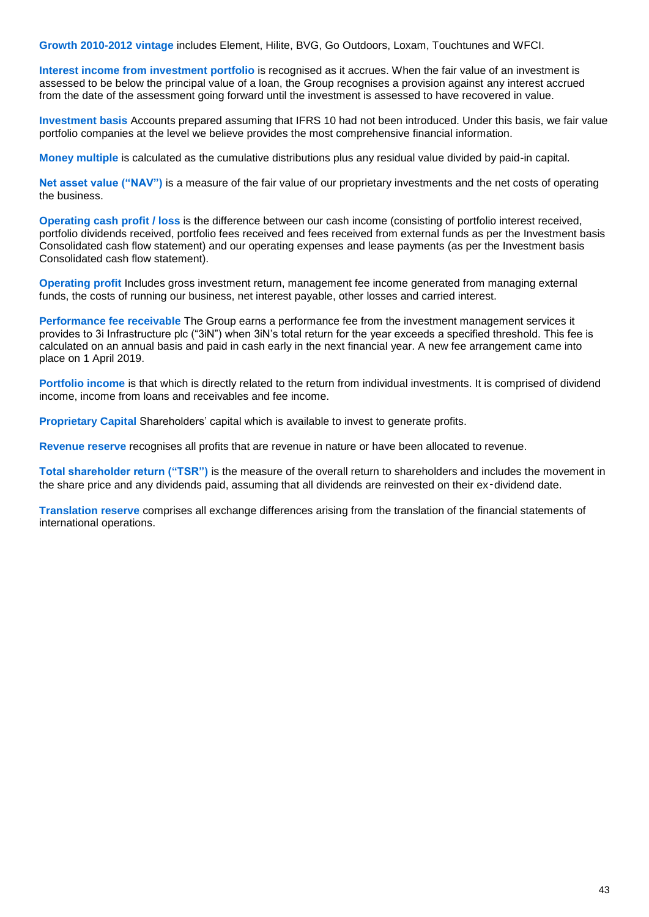**Growth 2010-2012 vintage** includes Element, Hilite, BVG, Go Outdoors, Loxam, Touchtunes and WFCI.

**Interest income from investment portfolio** is recognised as it accrues. When the fair value of an investment is assessed to be below the principal value of a loan, the Group recognises a provision against any interest accrued from the date of the assessment going forward until the investment is assessed to have recovered in value.

**Investment basis** Accounts prepared assuming that IFRS 10 had not been introduced. Under this basis, we fair value portfolio companies at the level we believe provides the most comprehensive financial information.

**Money multiple** is calculated as the cumulative distributions plus any residual value divided by paid-in capital.

**Net asset value ("NAV")** is a measure of the fair value of our proprietary investments and the net costs of operating the business.

**Operating cash profit / loss** is the difference between our cash income (consisting of portfolio interest received, portfolio dividends received, portfolio fees received and fees received from external funds as per the Investment basis Consolidated cash flow statement) and our operating expenses and lease payments (as per the Investment basis Consolidated cash flow statement).

**Operating profit** Includes gross investment return, management fee income generated from managing external funds, the costs of running our business, net interest payable, other losses and carried interest.

**Performance fee receivable** The Group earns a performance fee from the investment management services it provides to 3i Infrastructure plc ("3iN") when 3iN's total return for the year exceeds a specified threshold. This fee is calculated on an annual basis and paid in cash early in the next financial year. A new fee arrangement came into place on 1 April 2019.

**Portfolio income** is that which is directly related to the return from individual investments. It is comprised of dividend income, income from loans and receivables and fee income.

**Proprietary Capital** Shareholders' capital which is available to invest to generate profits.

**Revenue reserve** recognises all profits that are revenue in nature or have been allocated to revenue.

**Total shareholder return ("TSR")** is the measure of the overall return to shareholders and includes the movement in the share price and any dividends paid, assuming that all dividends are reinvested on their ex-dividend date.

**Translation reserve** comprises all exchange differences arising from the translation of the financial statements of international operations.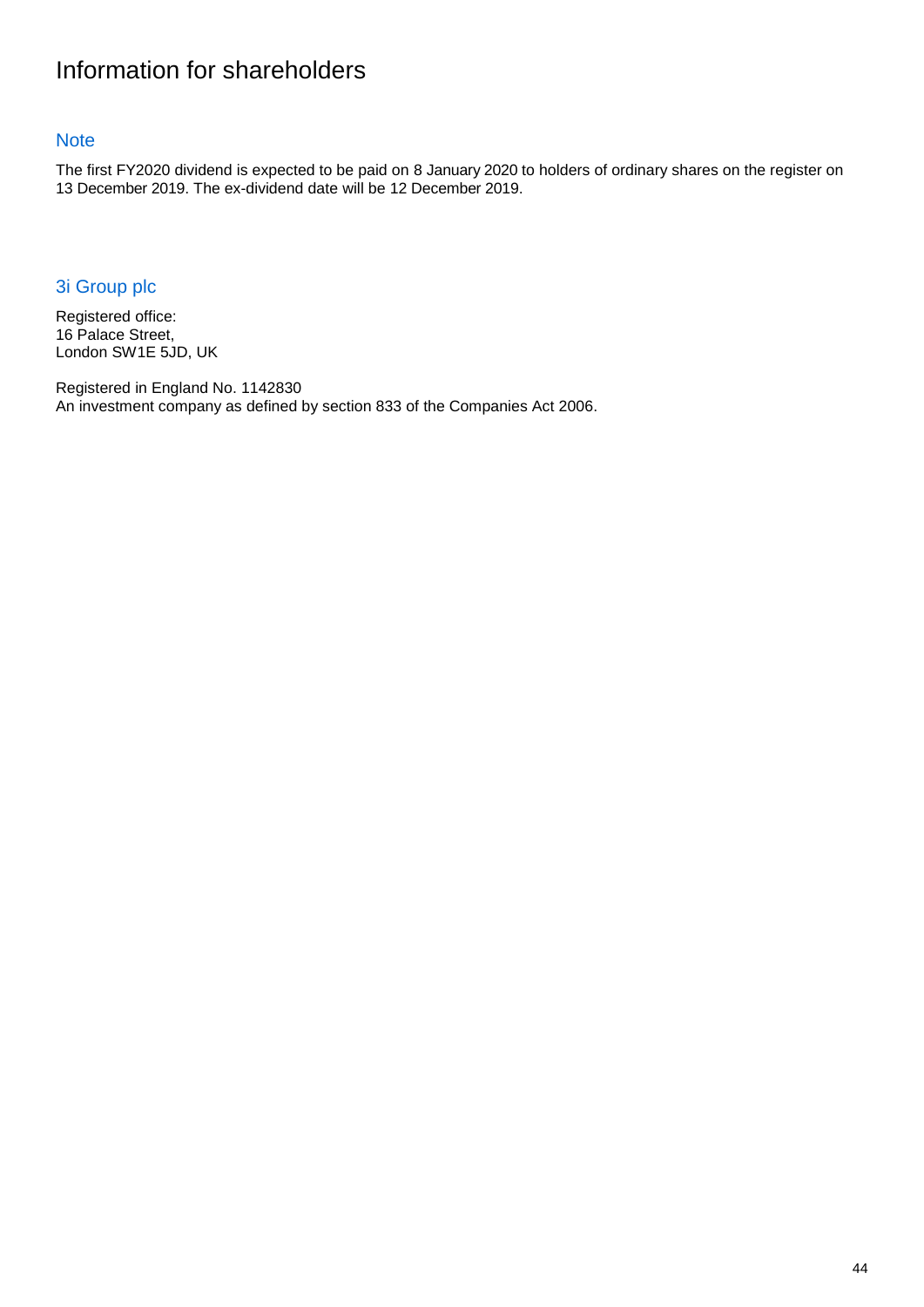# Information for shareholders

## Note

The first FY2020 dividend is expected to be paid on 8 January 2020 to holders of ordinary shares on the register on 13 December 2019. The ex-dividend date will be 12 December 2019.

## 3i Group plc

Registered office:
16 Palace Street,
London SW1E 5JD, UK

Registered in England No. 1142830
An investment company as defined by section 833 of the Companies Act 2006.